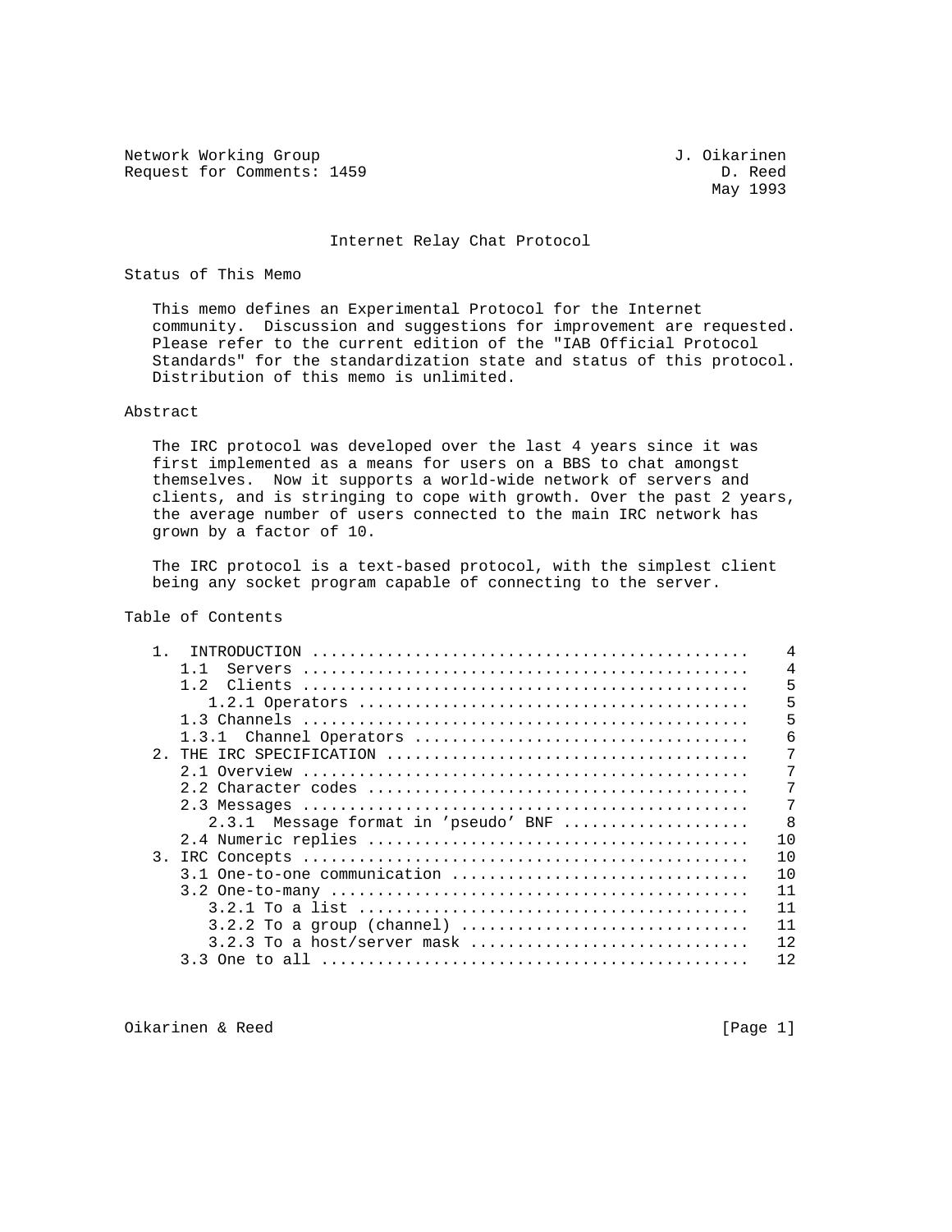Network Working Group J. Oikarinen
Request for Comments: 1459 D. Reed
May 1993

# Internet Relay Chat Protocol

## Status of This Memo

This memo defines an Experimental Protocol for the Internet community. Discussion and suggestions for improvement are requested. Please refer to the current edition of the "IAB Official Protocol Standards" for the standardization state and status of this protocol. Distribution of this memo is unlimited.

## Abstract

The IRC protocol was developed over the last 4 years since it was first implemented as a means for users on a BBS to chat amongst themselves. Now it supports a world-wide network of servers and clients, and is stringing to cope with growth. Over the past 2 years, the average number of users connected to the main IRC network has grown by a factor of 10.

The IRC protocol is a text-based protocol, with the simplest client being any socket program capable of connecting to the server.

## Table of Contents

```
   1.  INTRODUCTION ...............................................    4
      1.1  Servers ................................................    4
      1.2  Clients ................................................    5
         1.2.1 Operators ..........................................    5
      1.3 Channels ................................................    5
      1.3.1  Channel Operators ....................................    6
   2. THE IRC SPECIFICATION .......................................    7
      2.1 Overview ................................................    7
      2.2 Character codes .........................................    7
      2.3 Messages ................................................    7
         2.3.1  Message format in 'pseudo' BNF ....................    8
      2.4 Numeric replies .........................................   10
   3. IRC Concepts ................................................   10
      3.1 One-to-one communication ................................   10
      3.2 One-to-many .............................................   11
         3.2.1 To a list ..........................................   11
         3.2.2 To a group (channel) ...............................   11
         3.2.3 To a host/server mask ..............................   12
      3.3 One to all ..............................................   12
```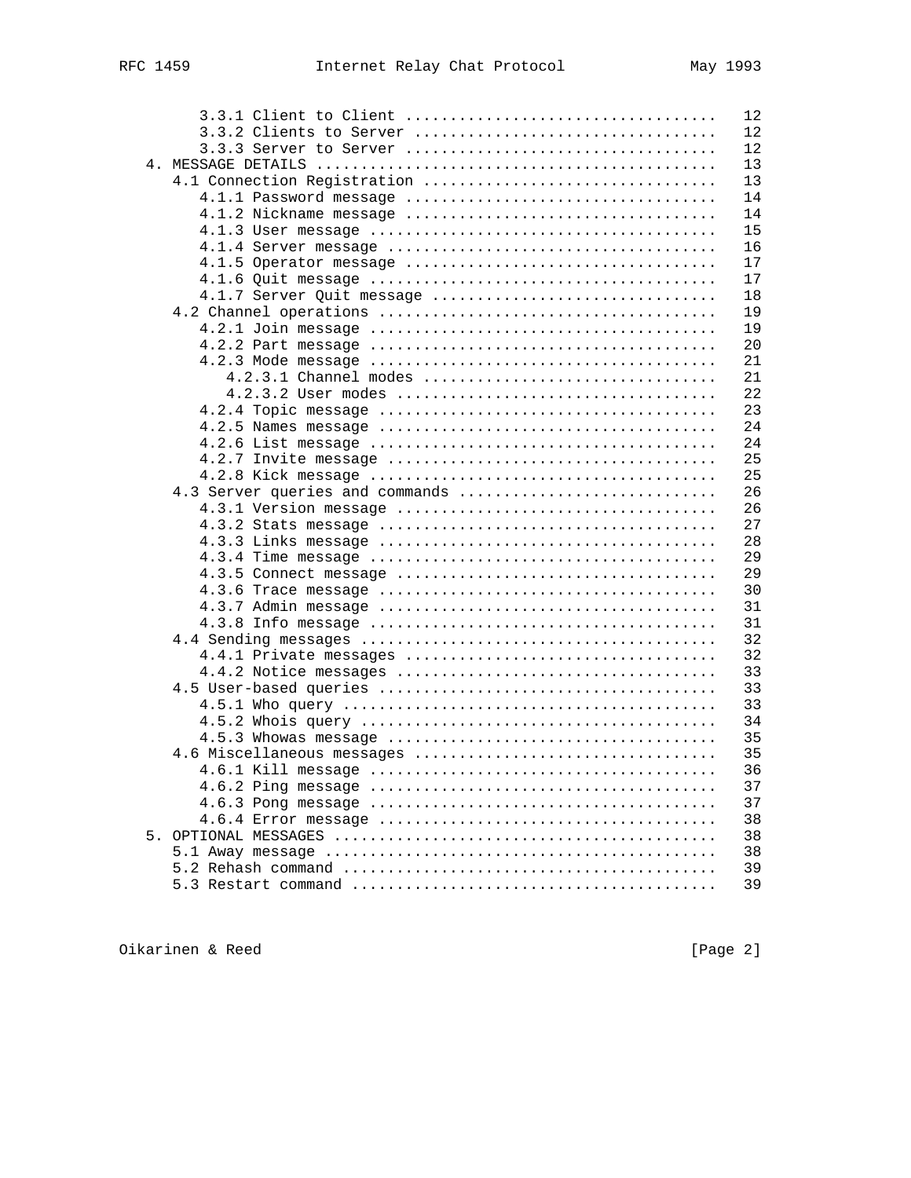```
      3.3.1 Client to Client ..................................   12
      3.3.2 Clients to Server .................................   12
      3.3.3 Server to Server ..................................   12
   4. MESSAGE DETAILS .............................................   13
   4.1 Connection Registration ................................   13
      4.1.1 Password message ..................................   14
      4.1.2 Nickname message ..................................   14
      4.1.3 User message ......................................   15
      4.1.4 Server message ....................................   16
      4.1.5 Operator message ..................................   17
      4.1.6 Quit message ......................................   17
      4.1.7 Server Quit message ...............................   18
   4.2 Channel operations .....................................   19
      4.2.1 Join message ......................................   19
      4.2.2 Part message ......................................   20
      4.2.3 Mode message ......................................   21
         4.2.3.1 Channel modes ................................   21
         4.2.3.2 User modes ...................................   22
      4.2.4 Topic message .....................................   23
      4.2.5 Names message .....................................   24
      4.2.6 List message ......................................   24
      4.2.7 Invite message ....................................   25
      4.2.8 Kick message ......................................   25
   4.3 Server queries and commands ............................   26
      4.3.1 Version message ...................................   26
      4.3.2 Stats message .....................................   27
      4.3.3 Links message .....................................   28
      4.3.4 Time message ......................................   29
      4.3.5 Connect message ...................................   29
      4.3.6 Trace message .....................................   30
      4.3.7 Admin message .....................................   31
      4.3.8 Info message ......................................   31
   4.4 Sending messages .......................................   32
      4.4.1 Private messages ..................................   32
      4.4.2 Notice messages ...................................   33
   4.5 User-based queries .....................................   33
      4.5.1 Who query .........................................   33
      4.5.2 Whois query .......................................   34
      4.5.3 Whowas message .....................................  35
   4.6 Miscellaneous messages .................................   35
      4.6.1 Kill message ......................................   36
      4.6.2 Ping message ......................................   37
      4.6.3 Pong message ......................................   37
      4.6.4 Error message .....................................   38
   5. OPTIONAL MESSAGES ...........................................   38
   5.1 Away message ...........................................   38
   5.2 Rehash command .........................................   39
   5.3 Restart command ........................................   39
```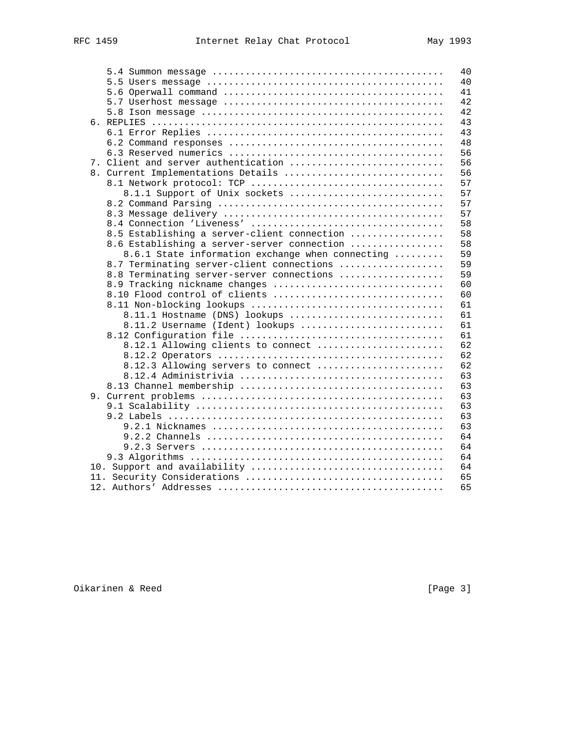```
      5.4 Summon message .........................................  40
      5.5 Users message ..........................................  40
      5.6 Operwall command .......................................  41
      5.7 Userhost message .......................................  42
      5.8 Ison message ...........................................  42
   6. REPLIES ....................................................  43
      6.1 Error Replies ..........................................  43
      6.2 Command responses ......................................  48
      6.3 Reserved numerics ......................................  56
   7. Client and server authentication ...........................  56
   8. Current Implementations Details ............................  56
      8.1 Network protocol: TCP ..................................  57
         8.1.1 Support of Unix sockets ...........................  57
      8.2 Command Parsing ........................................  57
      8.3 Message delivery .......................................  57
      8.4 Connection 'Liveness' ..................................  58
      8.5 Establishing a server-client connection ................  58
      8.6 Establishing a server-server connection ................  58
         8.6.1 State information exchange when connecting ........  59
      8.7 Terminating server-client connections ..................  59
      8.8 Terminating server-server connections ..................  59
      8.9 Tracking nickname changes ..............................  60
      8.10 Flood control of clients ..............................  60
      8.11 Non-blocking lookups ..................................  61
         8.11.1 Hostname (DNS) lookups ...........................  61
         8.11.2 Username (Ident) lookups .........................  61
      8.12 Configuration file ....................................  61
         8.12.1 Allowing clients to connect ......................  62
         8.12.2 Operators ........................................  62
         8.12.3 Allowing servers to connect ......................  62
         8.12.4 Administrivia ....................................  63
      8.13 Channel membership ....................................  63
   9. Current problems ...........................................  63
      9.1 Scalability ............................................  63
      9.2 Labels .................................................  63
         9.2.1 Nicknames .........................................  63
         9.2.2 Channels ..........................................  64
         9.2.3 Servers ...........................................  64
      9.3 Algorithms .............................................  64
   10. Support and availability ..................................  64
   11. Security Considerations ...................................  65
   12. Authors' Addresses ........................................  65
```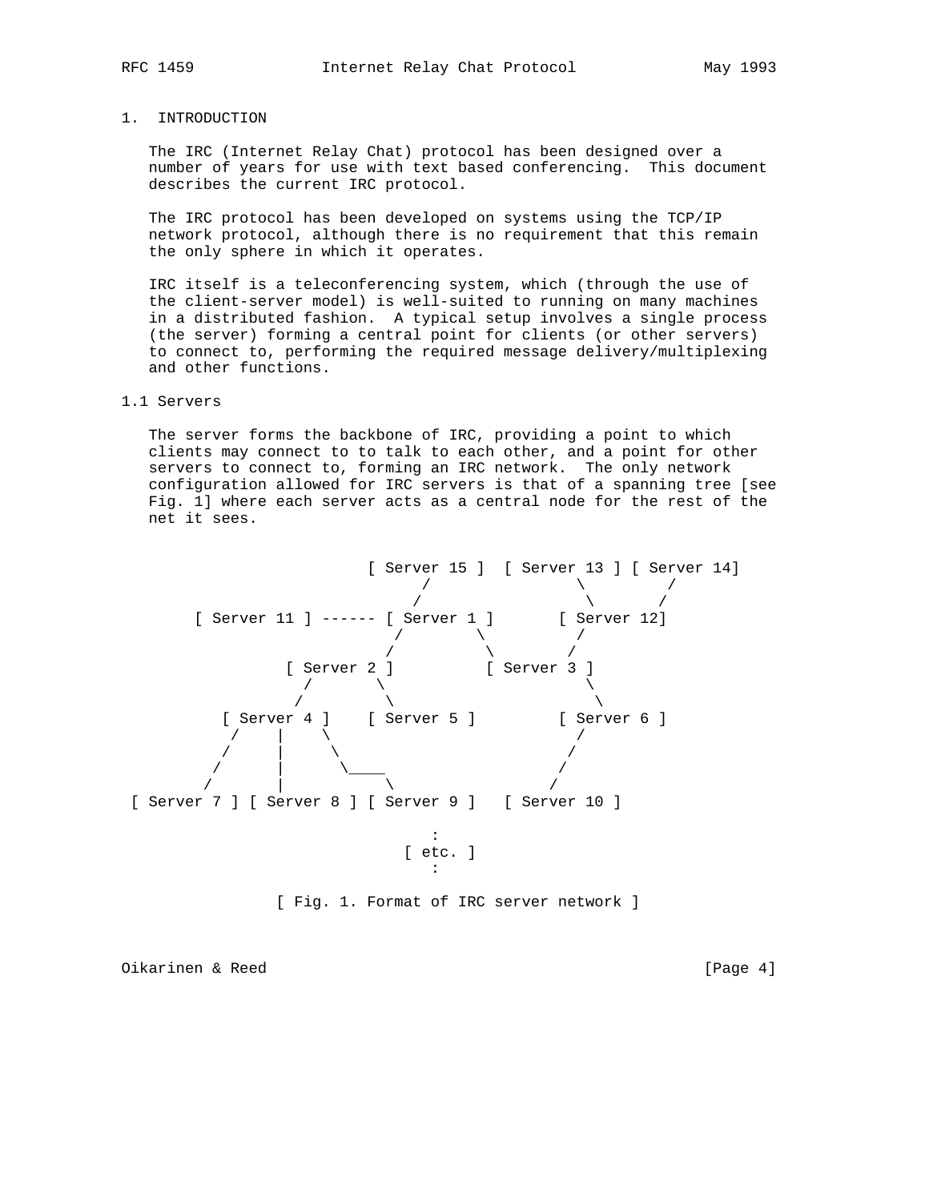# 1. INTRODUCTION

The IRC (Internet Relay Chat) protocol has been designed over a number of years for use with text based conferencing. This document describes the current IRC protocol.

The IRC protocol has been developed on systems using the TCP/IP network protocol, although there is no requirement that this remain the only sphere in which it operates.

IRC itself is a teleconferencing system, which (through the use of the client-server model) is well-suited to running on many machines in a distributed fashion. A typical setup involves a single process (the server) forming a central point for clients (or other servers) to connect to, performing the required message delivery/multiplexing and other functions.

## 1.1 Servers

The server forms the backbone of IRC, providing a point to which clients may connect to to talk to each other, and a point for other servers to connect to, forming an IRC network. The only network configuration allowed for IRC servers is that of a spanning tree [see Fig. 1] where each server acts as a central node for the rest of the net it sees.

```
                       [ Server 15 ]  [ Server 13 ] [ Server 14]
                             /                \         /
                            /                  \       /
    [ Server 11 ] ------ [ Server 1 ]       [ Server 12]
                          /        \          /
                         /          \        /
              [ Server 2 ]          [ Server 3 ]
                /       \                      \
               /         \                      \
       [ Server 4 ]    [ Server 5 ]         [ Server 6 ]
        /    |    \                           /
       /     |     \                         /
      /      |      \____                   /
     /       |           \                 /
 [ Server 7 ] [ Server 8 ] [ Server 9 ]   [ Server 10 ]

                                  :
                               [ etc. ]
                                  :
```

[ Fig. 1. Format of IRC server network ]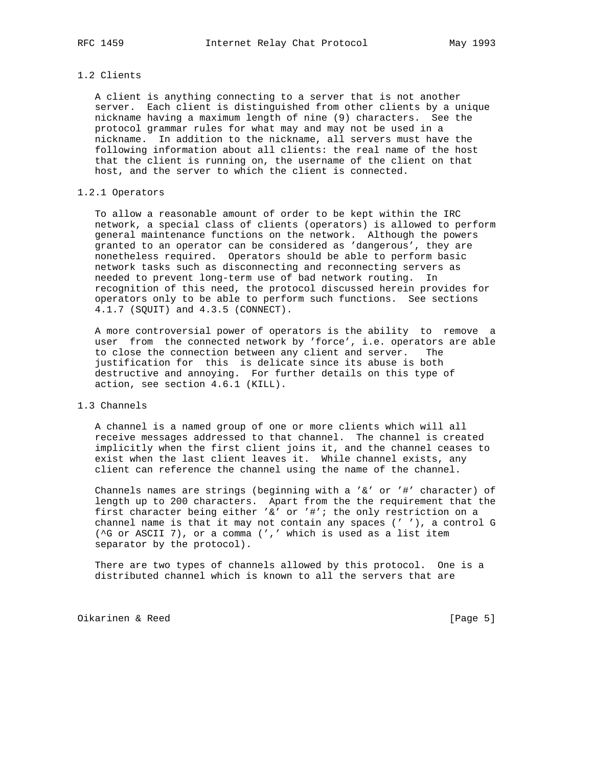### 1.2 Clients

A client is anything connecting to a server that is not another server. Each client is distinguished from other clients by a unique nickname having a maximum length of nine (9) characters. See the protocol grammar rules for what may and may not be used in a nickname. In addition to the nickname, all servers must have the following information about all clients: the real name of the host that the client is running on, the username of the client on that host, and the server to which the client is connected.

#### 1.2.1 Operators

To allow a reasonable amount of order to be kept within the IRC network, a special class of clients (operators) is allowed to perform general maintenance functions on the network. Although the powers granted to an operator can be considered as 'dangerous', they are nonetheless required. Operators should be able to perform basic network tasks such as disconnecting and reconnecting servers as needed to prevent long-term use of bad network routing. In recognition of this need, the protocol discussed herein provides for operators only to be able to perform such functions. See sections 4.1.7 (SQUIT) and 4.3.5 (CONNECT).

A more controversial power of operators is the ability to remove a user from the connected network by 'force', i.e. operators are able to close the connection between any client and server. The justification for this is delicate since its abuse is both destructive and annoying. For further details on this type of action, see section 4.6.1 (KILL).

### 1.3 Channels

A channel is a named group of one or more clients which will all receive messages addressed to that channel. The channel is created implicitly when the first client joins it, and the channel ceases to exist when the last client leaves it. While channel exists, any client can reference the channel using the name of the channel.

Channels names are strings (beginning with a '&' or '#' character) of length up to 200 characters. Apart from the the requirement that the first character being either '&' or '#'; the only restriction on a channel name is that it may not contain any spaces (' '), a control G (^G or ASCII 7), or a comma (',' which is used as a list item separator by the protocol).

There are two types of channels allowed by this protocol. One is a distributed channel which is known to all the servers that are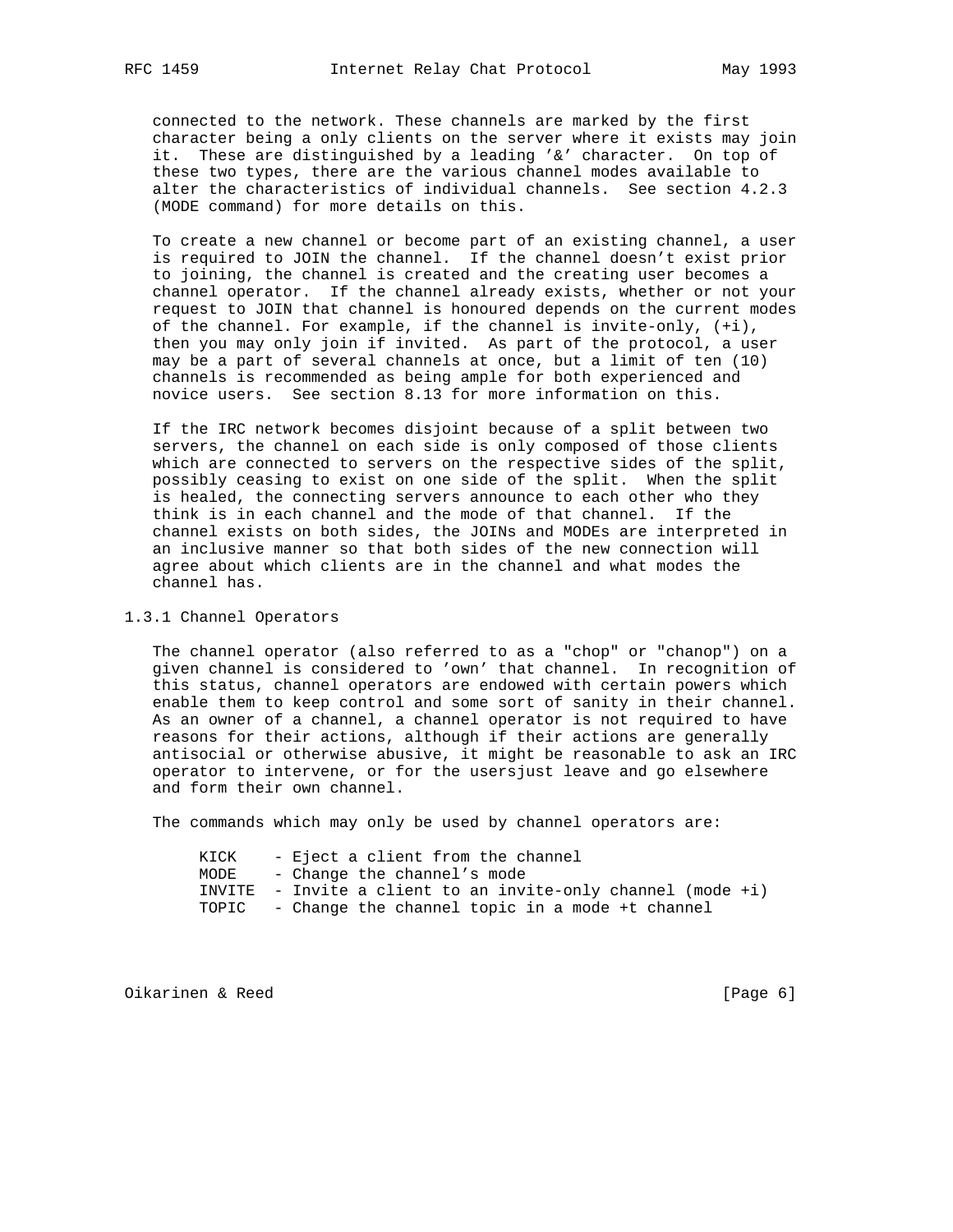connected to the network. These channels are marked by the first character being a only clients on the server where it exists may join it. These are distinguished by a leading '&' character. On top of these two types, there are the various channel modes available to alter the characteristics of individual channels. See section 4.2.3 (MODE command) for more details on this.

To create a new channel or become part of an existing channel, a user is required to JOIN the channel. If the channel doesn't exist prior to joining, the channel is created and the creating user becomes a channel operator. If the channel already exists, whether or not your request to JOIN that channel is honoured depends on the current modes of the channel. For example, if the channel is invite-only, (+i), then you may only join if invited. As part of the protocol, a user may be a part of several channels at once, but a limit of ten (10) channels is recommended as being ample for both experienced and novice users. See section 8.13 for more information on this.

If the IRC network becomes disjoint because of a split between two servers, the channel on each side is only composed of those clients which are connected to servers on the respective sides of the split, possibly ceasing to exist on one side of the split. When the split is healed, the connecting servers announce to each other who they think is in each channel and the mode of that channel. If the channel exists on both sides, the JOINs and MODEs are interpreted in an inclusive manner so that both sides of the new connection will agree about which clients are in the channel and what modes the channel has.

### 1.3.1 Channel Operators

The channel operator (also referred to as a "chop" or "chanop") on a given channel is considered to 'own' that channel. In recognition of this status, channel operators are endowed with certain powers which enable them to keep control and some sort of sanity in their channel. As an owner of a channel, a channel operator is not required to have reasons for their actions, although if their actions are generally antisocial or otherwise abusive, it might be reasonable to ask an IRC operator to intervene, or for the usersjust leave and go elsewhere and form their own channel.

The commands which may only be used by channel operators are:

```
KICK    - Eject a client from the channel
MODE    - Change the channel's mode
INVITE  - Invite a client to an invite-only channel (mode +i)
TOPIC   - Change the channel topic in a mode +t channel
```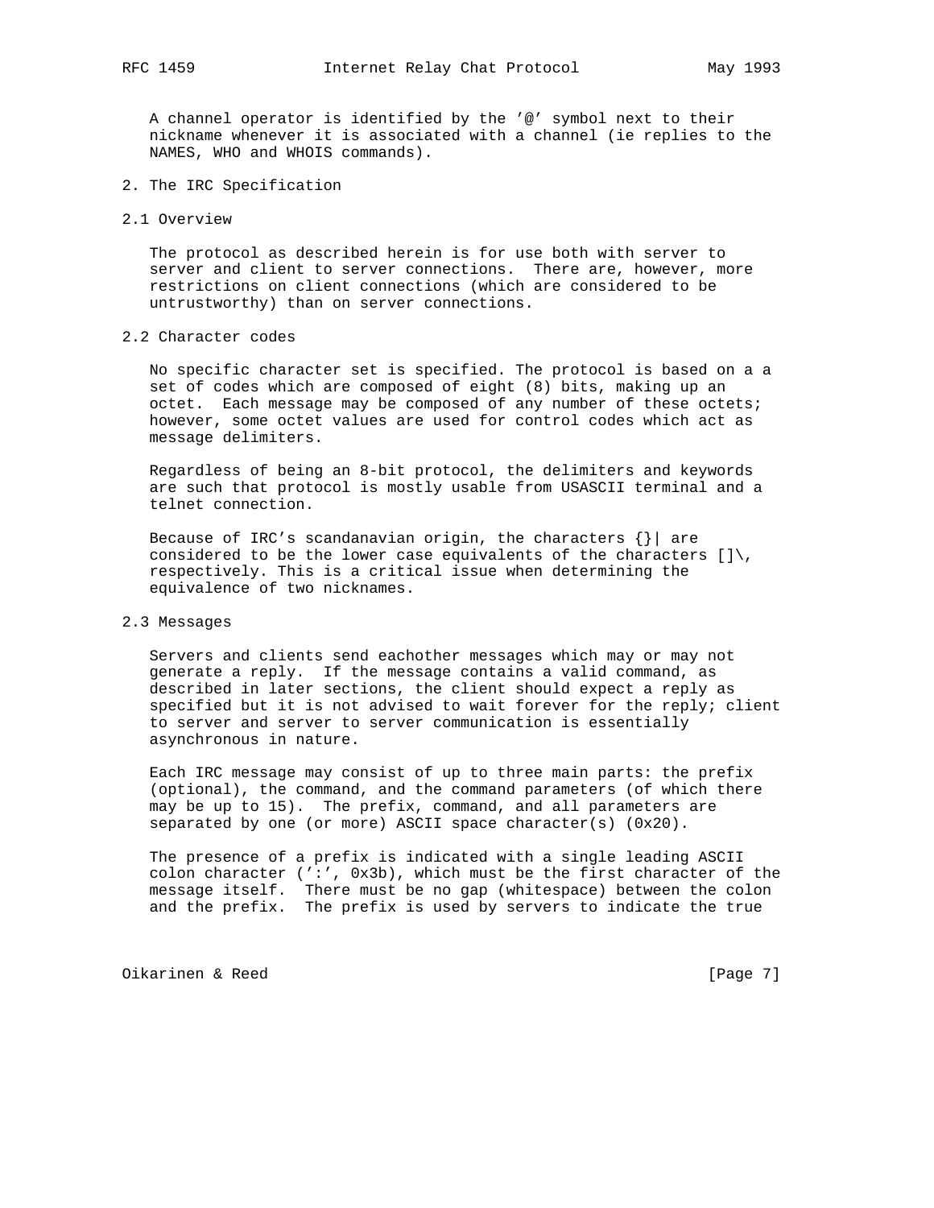A channel operator is identified by the '@' symbol next to their nickname whenever it is associated with a channel (ie replies to the NAMES, WHO and WHOIS commands).

## 2. The IRC Specification

### 2.1 Overview

The protocol as described herein is for use both with server to server and client to server connections. There are, however, more restrictions on client connections (which are considered to be untrustworthy) than on server connections.

### 2.2 Character codes

No specific character set is specified. The protocol is based on a a set of codes which are composed of eight (8) bits, making up an octet. Each message may be composed of any number of these octets; however, some octet values are used for control codes which act as message delimiters.

Regardless of being an 8-bit protocol, the delimiters and keywords are such that protocol is mostly usable from USASCII terminal and a telnet connection.

Because of IRC's scandanavian origin, the characters {}| are considered to be the lower case equivalents of the characters []\, respectively. This is a critical issue when determining the equivalence of two nicknames.

### 2.3 Messages

Servers and clients send eachother messages which may or may not generate a reply. If the message contains a valid command, as described in later sections, the client should expect a reply as specified but it is not advised to wait forever for the reply; client to server and server to server communication is essentially asynchronous in nature.

Each IRC message may consist of up to three main parts: the prefix (optional), the command, and the command parameters (of which there may be up to 15). The prefix, command, and all parameters are separated by one (or more) ASCII space character(s) (0x20).

The presence of a prefix is indicated with a single leading ASCII colon character (':', 0x3b), which must be the first character of the message itself. There must be no gap (whitespace) between the colon and the prefix. The prefix is used by servers to indicate the true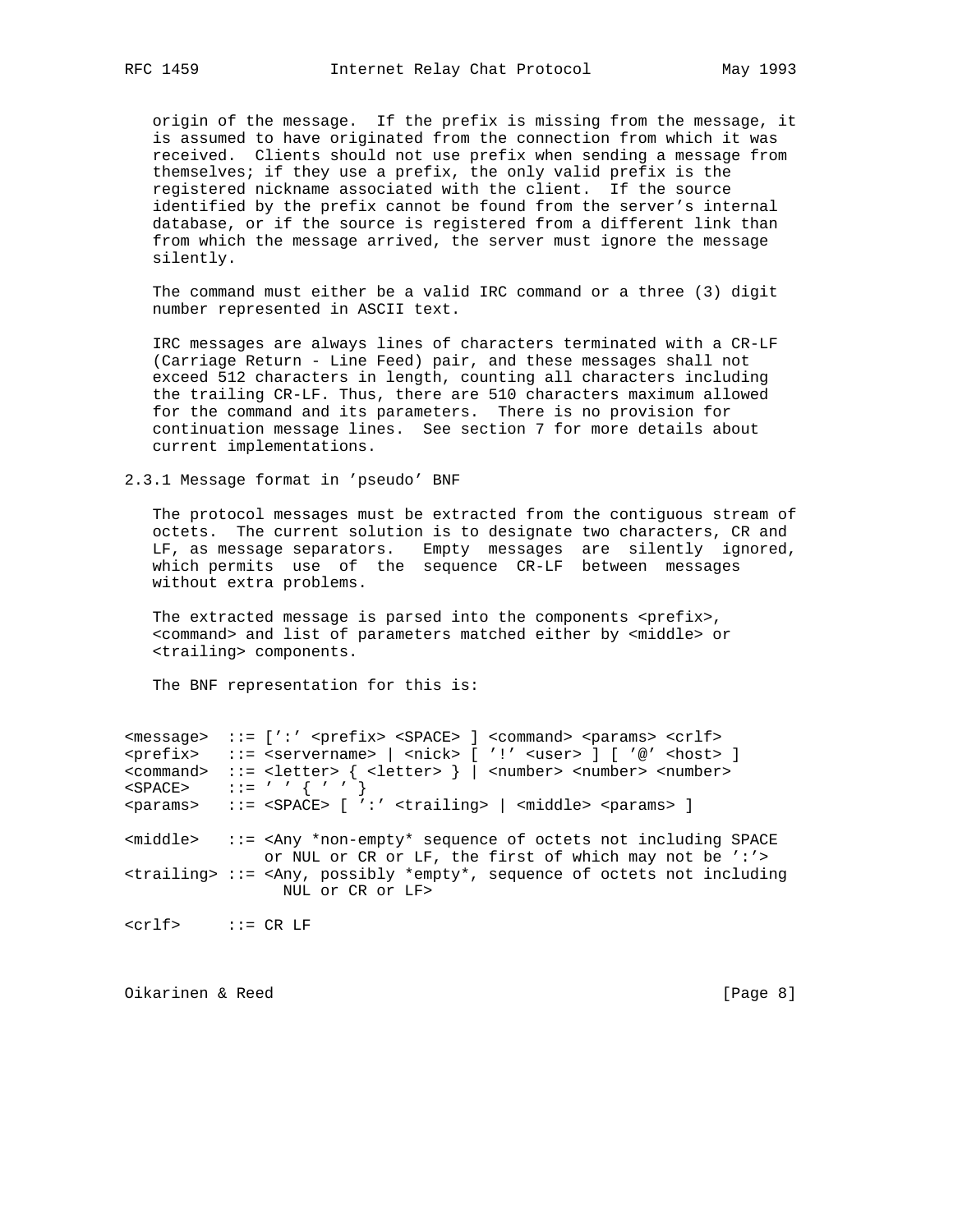origin of the message. If the prefix is missing from the message, it is assumed to have originated from the connection from which it was received. Clients should not use prefix when sending a message from themselves; if they use a prefix, the only valid prefix is the registered nickname associated with the client. If the source identified by the prefix cannot be found from the server's internal database, or if the source is registered from a different link than from which the message arrived, the server must ignore the message silently.

The command must either be a valid IRC command or a three (3) digit number represented in ASCII text.

IRC messages are always lines of characters terminated with a CR-LF (Carriage Return - Line Feed) pair, and these messages shall not exceed 512 characters in length, counting all characters including the trailing CR-LF. Thus, there are 510 characters maximum allowed for the command and its parameters. There is no provision for continuation message lines. See section 7 for more details about current implementations.

### 2.3.1 Message format in 'pseudo' BNF

The protocol messages must be extracted from the contiguous stream of octets. The current solution is to designate two characters, CR and LF, as message separators. Empty messages are silently ignored, which permits use of the sequence CR-LF between messages without extra problems.

The extracted message is parsed into the components <prefix>, <command> and list of parameters matched either by <middle> or <trailing> components.

The BNF representation for this is:

```
<message>  ::= [':' <prefix> <SPACE> ] <command> <params> <crlf>
<prefix>   ::= <servername> | <nick> [ '!' <user> ] [ '@' <host> ]
<command>  ::= <letter> { <letter> } | <number> <number> <number>
<SPACE>    ::= ' ' { ' ' }
<params>   ::= <SPACE> [ ':' <trailing> | <middle> <params> ]

<middle>   ::= <Any *non-empty* sequence of octets not including SPACE
               or NUL or CR or LF, the first of which may not be ':'>
<trailing> ::= <Any, possibly *empty*, sequence of octets not including
                 NUL or CR or LF>

<crlf>     ::= CR LF
```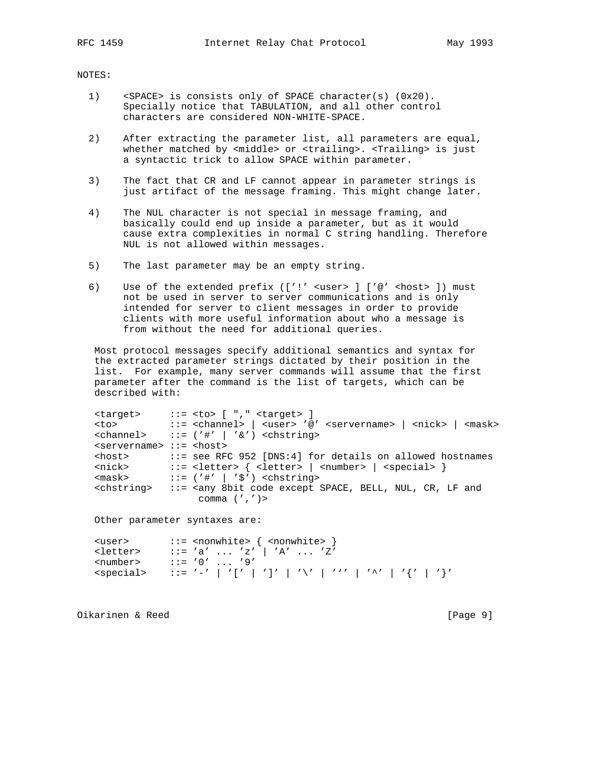NOTES:

1) <SPACE> is consists only of SPACE character(s) (0x20). Specially notice that TABULATION, and all other control characters are considered NON-WHITE-SPACE.

2) After extracting the parameter list, all parameters are equal, whether matched by <middle> or <trailing>. <Trailing> is just a syntactic trick to allow SPACE within parameter.

3) The fact that CR and LF cannot appear in parameter strings is just artifact of the message framing. This might change later.

4) The NUL character is not special in message framing, and basically could end up inside a parameter, but as it would cause extra complexities in normal C string handling. Therefore NUL is not allowed within messages.

5) The last parameter may be an empty string.

6) Use of the extended prefix (['!' <user> ] ['@' <host> ]) must not be used in server to server communications and is only intended for server to client messages in order to provide clients with more useful information about who a message is from without the need for additional queries.

Most protocol messages specify additional semantics and syntax for the extracted parameter strings dictated by their position in the list. For example, many server commands will assume that the first parameter after the command is the list of targets, which can be described with:

```
<target>     ::= <to> [ "," <target> ]
<to>         ::= <channel> | <user> '@' <servername> | <nick> | <mask>
<channel>    ::= ('#' | '&') <chstring>
<servername> ::= <host>
<host>       ::= see RFC 952 [DNS:4] for details on allowed hostnames
<nick>       ::= <letter> { <letter> | <number> | <special> }
<mask>       ::= ('#' | '$') <chstring>
<chstring>   ::= <any 8bit code except SPACE, BELL, NUL, CR, LF and
                  comma (',')>
```

Other parameter syntaxes are:

```
<user>       ::= <nonwhite> { <nonwhite> }
<letter>     ::= 'a' ... 'z' | 'A' ... 'Z'
<number>     ::= '0' ... '9'
<special>    ::= '-' | '[' | ']' | '\' | '`' | '^' | '{' | '}'
```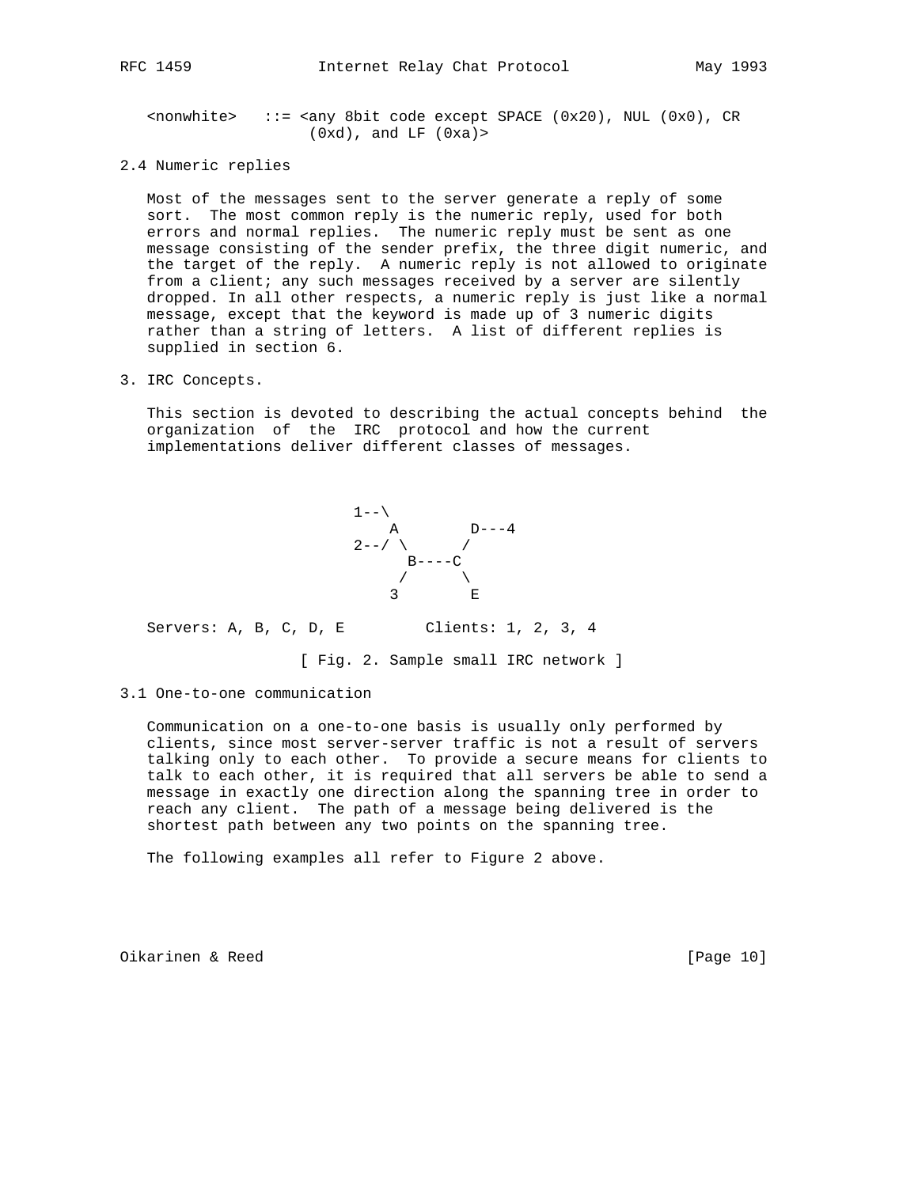```
<nonwhite>   ::= <any 8bit code except SPACE (0x20), NUL (0x0), CR
                 (0xd), and LF (0xa)>
```

## 2.4 Numeric replies

Most of the messages sent to the server generate a reply of some sort. The most common reply is the numeric reply, used for both errors and normal replies. The numeric reply must be sent as one message consisting of the sender prefix, the three digit numeric, and the target of the reply. A numeric reply is not allowed to originate from a client; any such messages received by a server are silently dropped. In all other respects, a numeric reply is just like a normal message, except that the keyword is made up of 3 numeric digits rather than a string of letters. A list of different replies is supplied in section 6.

# 3. IRC Concepts.

This section is devoted to describing the actual concepts behind the organization of the IRC protocol and how the current implementations deliver different classes of messages.

```
                          1--\
                              A        D---4
                          2--/ \      /
                                B----C
                               /      \
                              3        E

   Servers: A, B, C, D, E         Clients: 1, 2, 3, 4
```

[ Fig. 2. Sample small IRC network ]

## 3.1 One-to-one communication

Communication on a one-to-one basis is usually only performed by clients, since most server-server traffic is not a result of servers talking only to each other. To provide a secure means for clients to talk to each other, it is required that all servers be able to send a message in exactly one direction along the spanning tree in order to reach any client. The path of a message being delivered is the shortest path between any two points on the spanning tree.

The following examples all refer to Figure 2 above.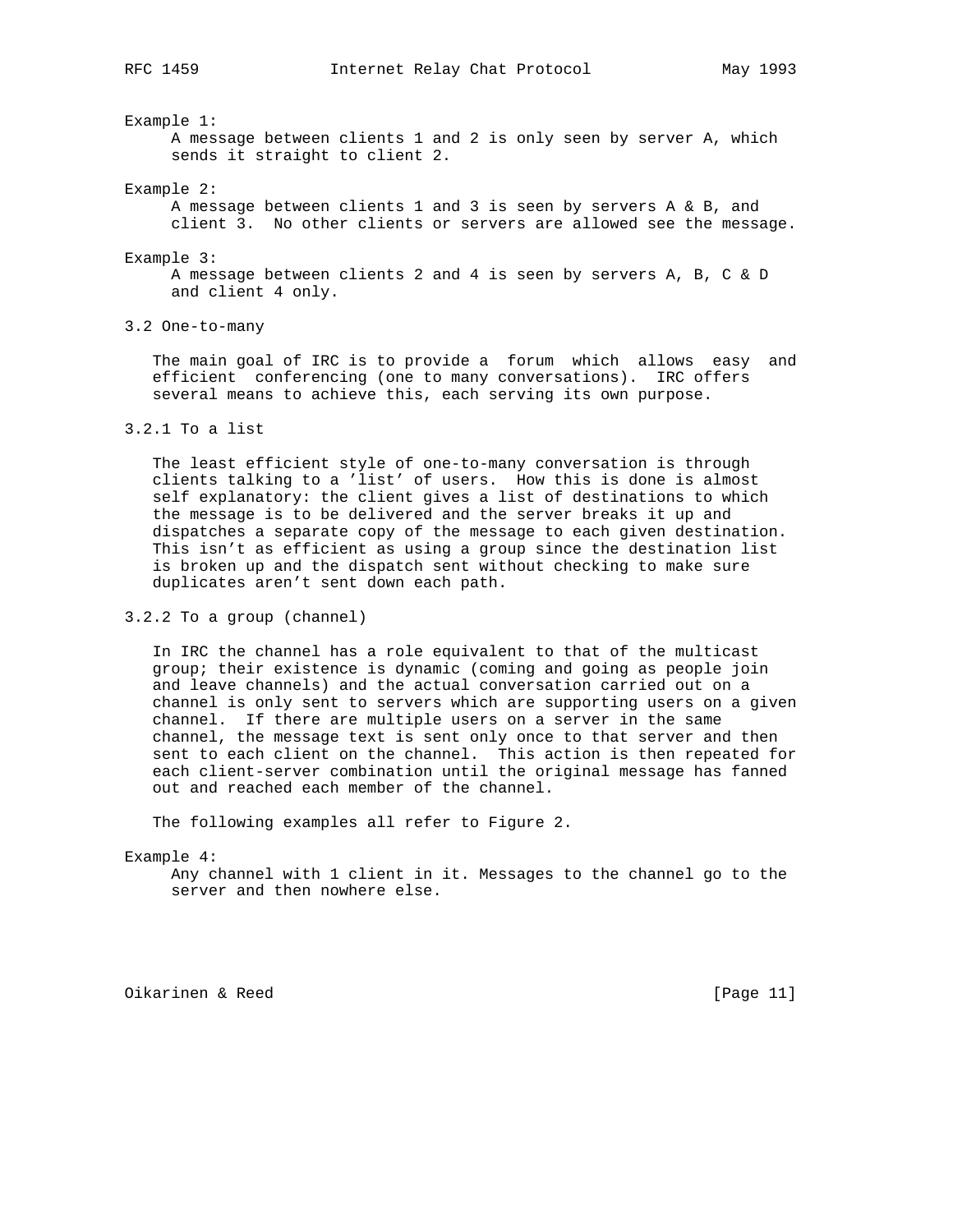Example 1:
A message between clients 1 and 2 is only seen by server A, which sends it straight to client 2.

Example 2:
A message between clients 1 and 3 is seen by servers A & B, and client 3. No other clients or servers are allowed see the message.

Example 3:
A message between clients 2 and 4 is seen by servers A, B, C & D and client 4 only.

### 3.2 One-to-many

The main goal of IRC is to provide a forum which allows easy and efficient conferencing (one to many conversations). IRC offers several means to achieve this, each serving its own purpose.

#### 3.2.1 To a list

The least efficient style of one-to-many conversation is through clients talking to a 'list' of users. How this is done is almost self explanatory: the client gives a list of destinations to which the message is to be delivered and the server breaks it up and dispatches a separate copy of the message to each given destination. This isn't as efficient as using a group since the destination list is broken up and the dispatch sent without checking to make sure duplicates aren't sent down each path.

#### 3.2.2 To a group (channel)

In IRC the channel has a role equivalent to that of the multicast group; their existence is dynamic (coming and going as people join and leave channels) and the actual conversation carried out on a channel is only sent to servers which are supporting users on a given channel. If there are multiple users on a server in the same channel, the message text is sent only once to that server and then sent to each client on the channel. This action is then repeated for each client-server combination until the original message has fanned out and reached each member of the channel.

The following examples all refer to Figure 2.

Example 4:
Any channel with 1 client in it. Messages to the channel go to the server and then nowhere else.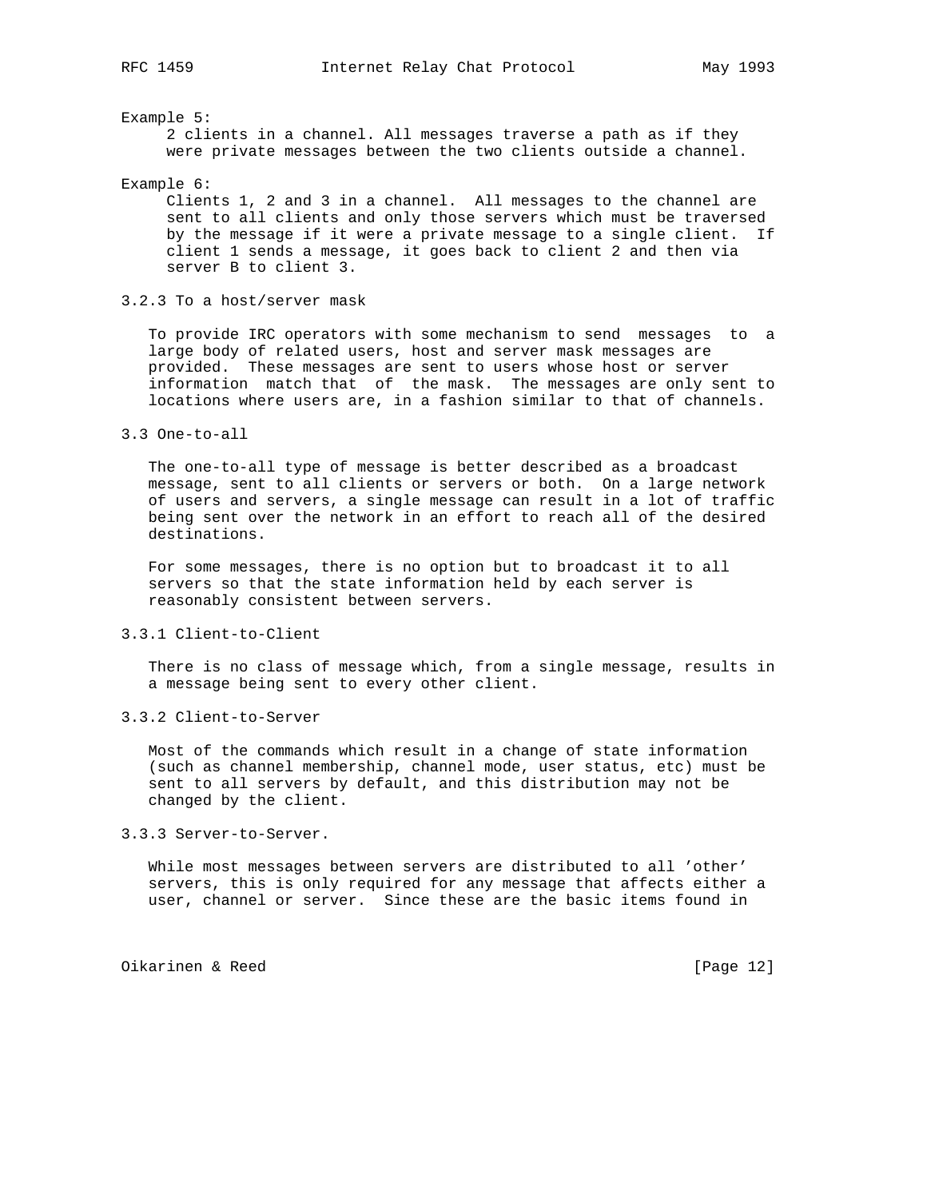Example 5:

2 clients in a channel. All messages traverse a path as if they were private messages between the two clients outside a channel.

Example 6:

Clients 1, 2 and 3 in a channel. All messages to the channel are sent to all clients and only those servers which must be traversed by the message if it were a private message to a single client. If client 1 sends a message, it goes back to client 2 and then via server B to client 3.

### 3.2.3 To a host/server mask

To provide IRC operators with some mechanism to send messages to a large body of related users, host and server mask messages are provided. These messages are sent to users whose host or server information match that of the mask. The messages are only sent to locations where users are, in a fashion similar to that of channels.

## 3.3 One-to-all

The one-to-all type of message is better described as a broadcast message, sent to all clients or servers or both. On a large network of users and servers, a single message can result in a lot of traffic being sent over the network in an effort to reach all of the desired destinations.

For some messages, there is no option but to broadcast it to all servers so that the state information held by each server is reasonably consistent between servers.

### 3.3.1 Client-to-Client

There is no class of message which, from a single message, results in a message being sent to every other client.

### 3.3.2 Client-to-Server

Most of the commands which result in a change of state information (such as channel membership, channel mode, user status, etc) must be sent to all servers by default, and this distribution may not be changed by the client.

### 3.3.3 Server-to-Server.

While most messages between servers are distributed to all 'other' servers, this is only required for any message that affects either a user, channel or server. Since these are the basic items found in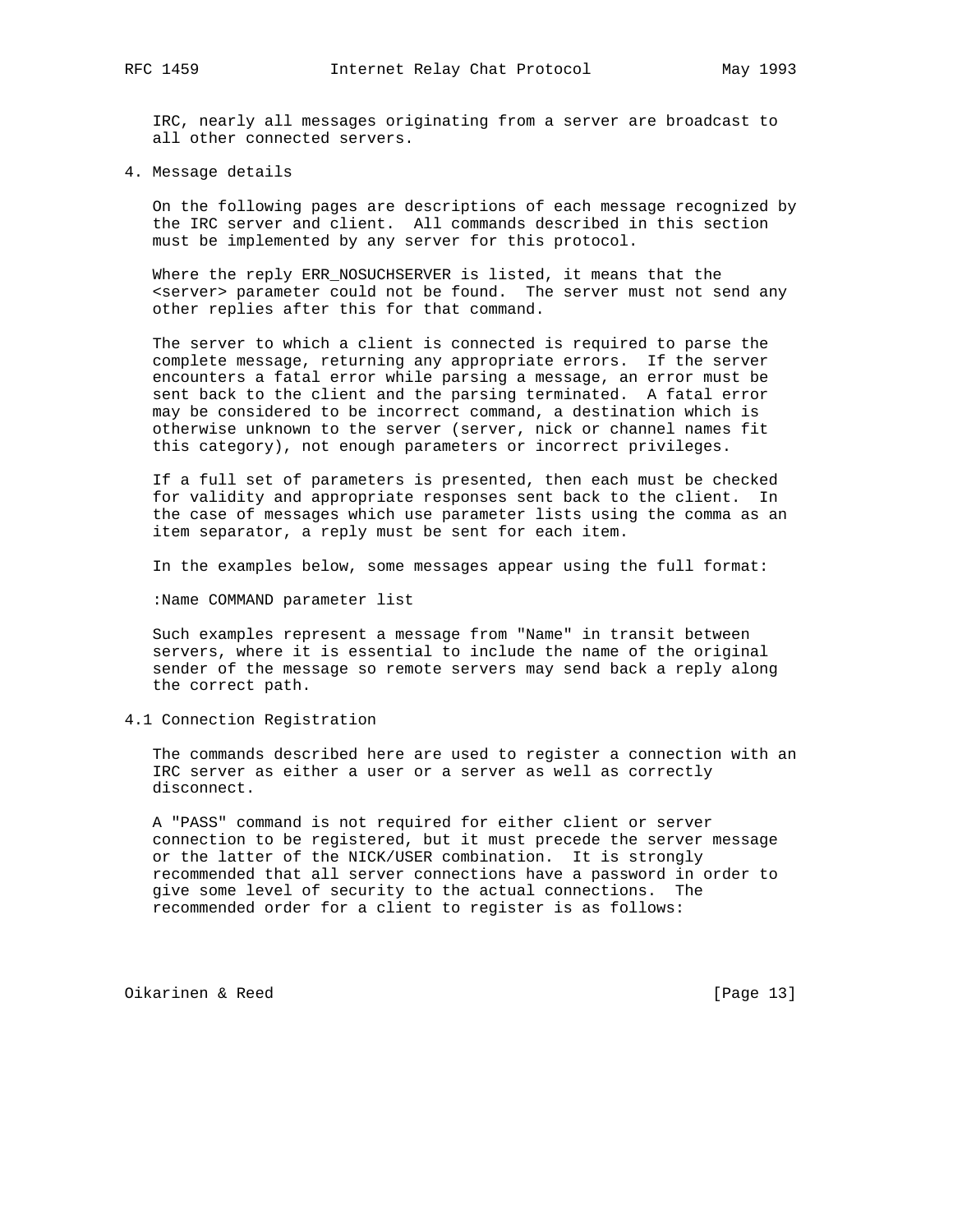IRC, nearly all messages originating from a server are broadcast to all other connected servers.

# 4. Message details

On the following pages are descriptions of each message recognized by the IRC server and client. All commands described in this section must be implemented by any server for this protocol.

Where the reply ERR_NOSUCHSERVER is listed, it means that the <server> parameter could not be found. The server must not send any other replies after this for that command.

The server to which a client is connected is required to parse the complete message, returning any appropriate errors. If the server encounters a fatal error while parsing a message, an error must be sent back to the client and the parsing terminated. A fatal error may be considered to be incorrect command, a destination which is otherwise unknown to the server (server, nick or channel names fit this category), not enough parameters or incorrect privileges.

If a full set of parameters is presented, then each must be checked for validity and appropriate responses sent back to the client. In the case of messages which use parameter lists using the comma as an item separator, a reply must be sent for each item.

In the examples below, some messages appear using the full format:

```
:Name COMMAND parameter list
```

Such examples represent a message from "Name" in transit between servers, where it is essential to include the name of the original sender of the message so remote servers may send back a reply along the correct path.

## 4.1 Connection Registration

The commands described here are used to register a connection with an IRC server as either a user or a server as well as correctly disconnect.

A "PASS" command is not required for either client or server connection to be registered, but it must precede the server message or the latter of the NICK/USER combination. It is strongly recommended that all server connections have a password in order to give some level of security to the actual connections. The recommended order for a client to register is as follows: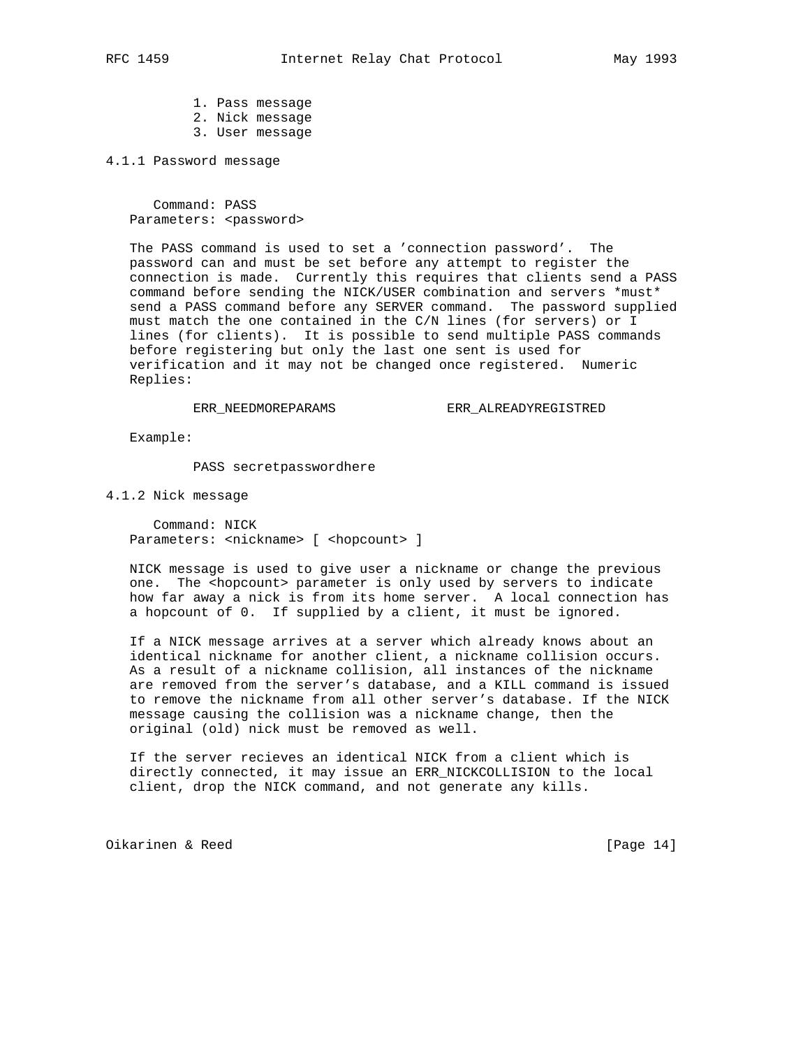1. Pass message
2. Nick message
3. User message

#### 4.1.1 Password message

```
   Command: PASS
Parameters: <password>
```

The PASS command is used to set a 'connection password'. The password can and must be set before any attempt to register the connection is made. Currently this requires that clients send a PASS command before sending the NICK/USER combination and servers *must* send a PASS command before any SERVER command. The password supplied must match the one contained in the C/N lines (for servers) or I lines (for clients). It is possible to send multiple PASS commands before registering but only the last one sent is used for verification and it may not be changed once registered. Numeric Replies:

```
        ERR_NEEDMOREPARAMS              ERR_ALREADYREGISTRED
```

Example:

```
        PASS secretpasswordhere
```

#### 4.1.2 Nick message

```
   Command: NICK
Parameters: <nickname> [ <hopcount> ]
```

NICK message is used to give user a nickname or change the previous one. The <hopcount> parameter is only used by servers to indicate how far away a nick is from its home server. A local connection has a hopcount of 0. If supplied by a client, it must be ignored.

If a NICK message arrives at a server which already knows about an identical nickname for another client, a nickname collision occurs. As a result of a nickname collision, all instances of the nickname are removed from the server's database, and a KILL command is issued to remove the nickname from all other server's database. If the NICK message causing the collision was a nickname change, then the original (old) nick must be removed as well.

If the server recieves an identical NICK from a client which is directly connected, it may issue an ERR_NICKCOLLISION to the local client, drop the NICK command, and not generate any kills.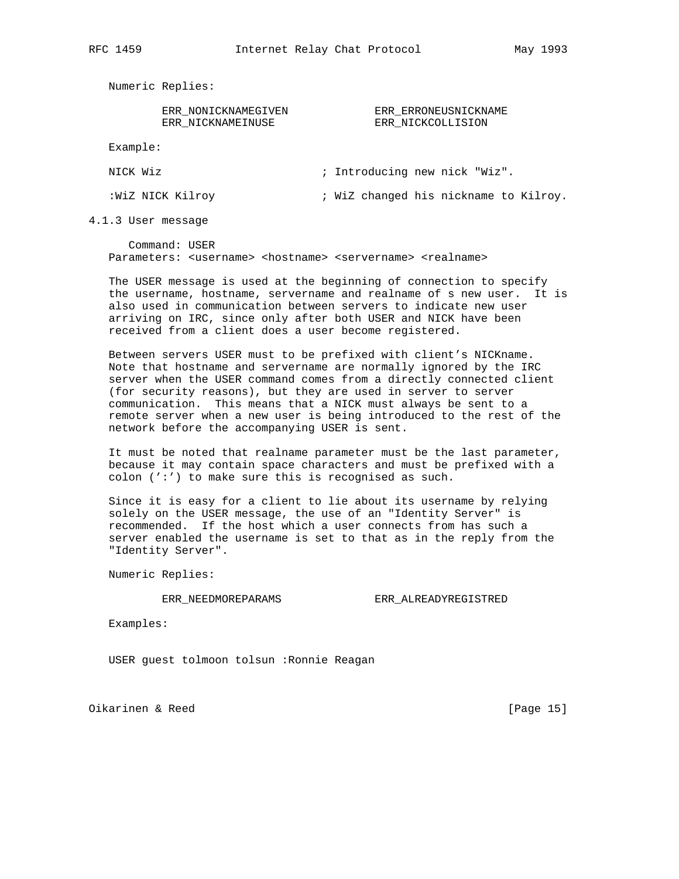Numeric Replies:

```
ERR_NONICKNAMEGIVEN             ERR_ERRONEUSNICKNAME
ERR_NICKNAMEINUSE               ERR_NICKCOLLISION
```

Example:

```
NICK Wiz                        ; Introducing new nick "Wiz".

:WiZ NICK Kilroy                ; WiZ changed his nickname to Kilroy.
```

### 4.1.3 User message

Command: USER
Parameters: <username> <hostname> <servername> <realname>

The USER message is used at the beginning of connection to specify the username, hostname, servername and realname of s new user. It is also used in communication between servers to indicate new user arriving on IRC, since only after both USER and NICK have been received from a client does a user become registered.

Between servers USER must to be prefixed with client's NICKname. Note that hostname and servername are normally ignored by the IRC server when the USER command comes from a directly connected client (for security reasons), but they are used in server to server communication. This means that a NICK must always be sent to a remote server when a new user is being introduced to the rest of the network before the accompanying USER is sent.

It must be noted that realname parameter must be the last parameter, because it may contain space characters and must be prefixed with a colon (':') to make sure this is recognised as such.

Since it is easy for a client to lie about its username by relying solely on the USER message, the use of an "Identity Server" is recommended. If the host which a user connects from has such a server enabled the username is set to that as in the reply from the "Identity Server".

Numeric Replies:

```
ERR_NEEDMOREPARAMS              ERR_ALREADYREGISTRED
```

Examples:

```
USER guest tolmoon tolsun :Ronnie Reagan
```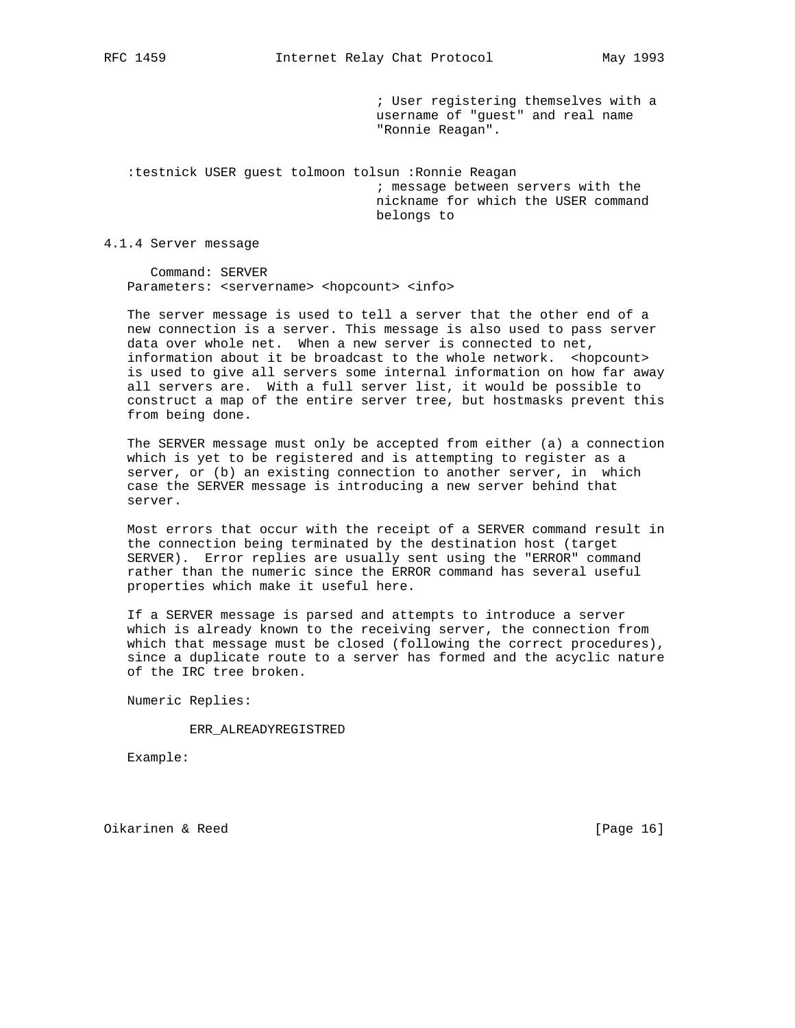; User registering themselves with a username of "guest" and real name "Ronnie Reagan".

```
:testnick USER guest tolmoon tolsun :Ronnie Reagan
```

; message between servers with the nickname for which the USER command belongs to

### 4.1.4 Server message

Command: SERVER
Parameters: <servername> <hopcount> <info>

The server message is used to tell a server that the other end of a new connection is a server. This message is also used to pass server data over whole net. When a new server is connected to net, information about it be broadcast to the whole network. <hopcount> is used to give all servers some internal information on how far away all servers are. With a full server list, it would be possible to construct a map of the entire server tree, but hostmasks prevent this from being done.

The SERVER message must only be accepted from either (a) a connection which is yet to be registered and is attempting to register as a server, or (b) an existing connection to another server, in which case the SERVER message is introducing a new server behind that server.

Most errors that occur with the receipt of a SERVER command result in the connection being terminated by the destination host (target SERVER). Error replies are usually sent using the "ERROR" command rather than the numeric since the ERROR command has several useful properties which make it useful here.

If a SERVER message is parsed and attempts to introduce a server which is already known to the receiving server, the connection from which that message must be closed (following the correct procedures), since a duplicate route to a server has formed and the acyclic nature of the IRC tree broken.

Numeric Replies:

ERR_ALREADYREGISTRED

Example: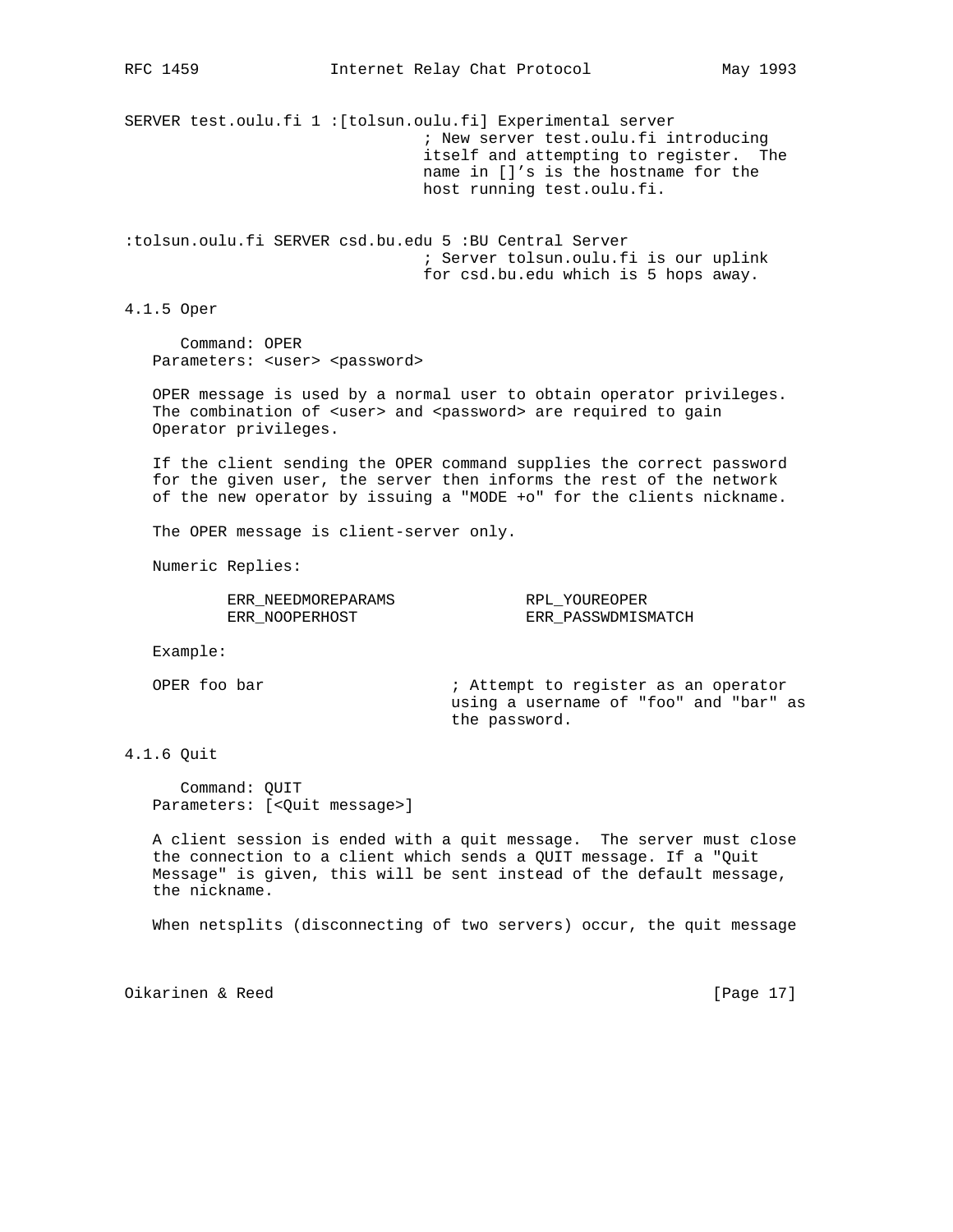```
SERVER test.oulu.fi 1 :[tolsun.oulu.fi] Experimental server
                                ; New server test.oulu.fi introducing
                                itself and attempting to register.  The
                                name in []'s is the hostname for the
                                host running test.oulu.fi.

:tolsun.oulu.fi SERVER csd.bu.edu 5 :BU Central Server
                                ; Server tolsun.oulu.fi is our uplink
                                for csd.bu.edu which is 5 hops away.
```

### 4.1.5 Oper

Command: OPER
Parameters: <user> <password>

OPER message is used by a normal user to obtain operator privileges. The combination of <user> and <password> are required to gain Operator privileges.

If the client sending the OPER command supplies the correct password for the given user, the server then informs the rest of the network of the new operator by issuing a "MODE +o" for the clients nickname.

The OPER message is client-server only.

Numeric Replies:

```
        ERR_NEEDMOREPARAMS              RPL_YOUREOPER
        ERR_NOOPERHOST                  ERR_PASSWDMISMATCH
```

Example:

```
OPER foo bar                    ; Attempt to register as an operator
                                using a username of "foo" and "bar" as
                                the password.
```

### 4.1.6 Quit

Command: QUIT
Parameters: [<Quit message>]

A client session is ended with a quit message. The server must close the connection to a client which sends a QUIT message. If a "Quit Message" is given, this will be sent instead of the default message, the nickname.

When netsplits (disconnecting of two servers) occur, the quit message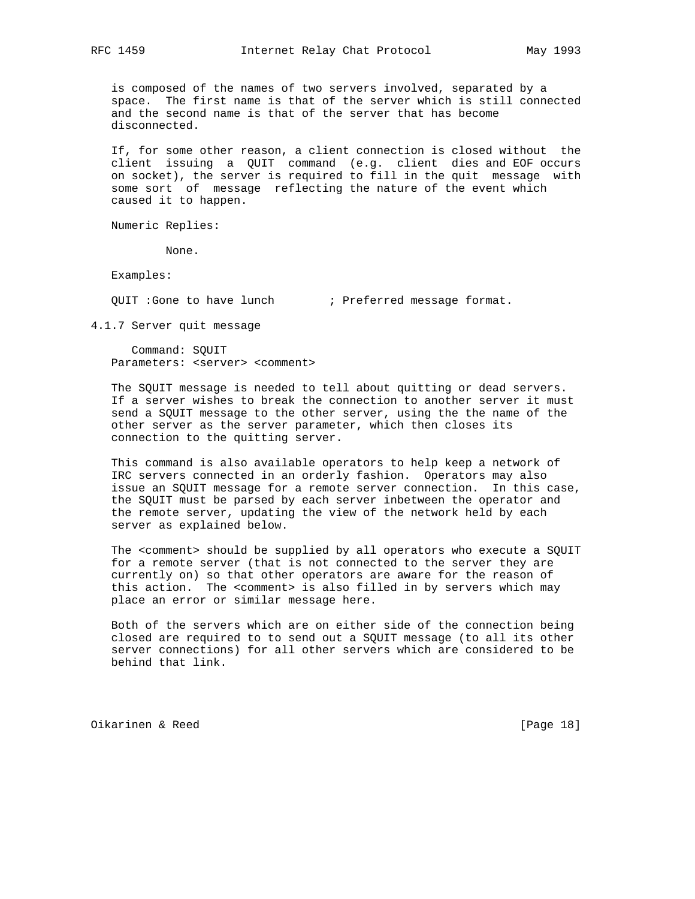is composed of the names of two servers involved, separated by a space. The first name is that of the server which is still connected and the second name is that of the server that has become disconnected.

If, for some other reason, a client connection is closed without the client issuing a QUIT command (e.g. client dies and EOF occurs on socket), the server is required to fill in the quit message with some sort of message reflecting the nature of the event which caused it to happen.

Numeric Replies:

None.

Examples:

```
QUIT :Gone to have lunch        ; Preferred message format.
```

### 4.1.7 Server quit message

Command: SQUIT
Parameters: <server> <comment>

The SQUIT message is needed to tell about quitting or dead servers. If a server wishes to break the connection to another server it must send a SQUIT message to the other server, using the the name of the other server as the server parameter, which then closes its connection to the quitting server.

This command is also available operators to help keep a network of IRC servers connected in an orderly fashion. Operators may also issue an SQUIT message for a remote server connection. In this case, the SQUIT must be parsed by each server inbetween the operator and the remote server, updating the view of the network held by each server as explained below.

The <comment> should be supplied by all operators who execute a SQUIT for a remote server (that is not connected to the server they are currently on) so that other operators are aware for the reason of this action. The <comment> is also filled in by servers which may place an error or similar message here.

Both of the servers which are on either side of the connection being closed are required to to send out a SQUIT message (to all its other server connections) for all other servers which are considered to be behind that link.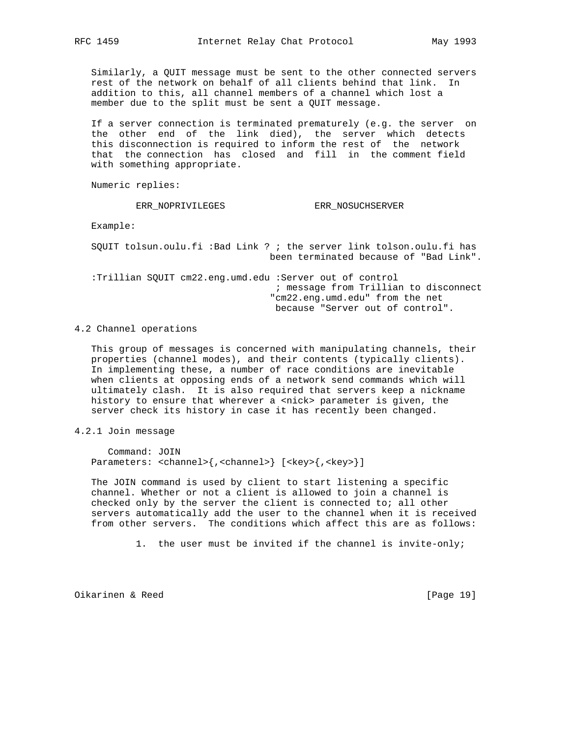Similarly, a QUIT message must be sent to the other connected servers rest of the network on behalf of all clients behind that link. In addition to this, all channel members of a channel which lost a member due to the split must be sent a QUIT message.

If a server connection is terminated prematurely (e.g. the server on the other end of the link died), the server which detects this disconnection is required to inform the rest of the network that the connection has closed and fill in the comment field with something appropriate.

Numeric replies:

```
        ERR_NOPRIVILEGES                ERR_NOSUCHSERVER
```

Example:

```
SQUIT tolsun.oulu.fi :Bad Link ? ; the server link tolson.oulu.fi has
                                 been terminated because of "Bad Link".

:Trillian SQUIT cm22.eng.umd.edu :Server out of control
                                  ; message from Trillian to disconnect
                                 "cm22.eng.umd.edu" from the net
                                  because "Server out of control".
```

## 4.2 Channel operations

This group of messages is concerned with manipulating channels, their properties (channel modes), and their contents (typically clients). In implementing these, a number of race conditions are inevitable when clients at opposing ends of a network send commands which will ultimately clash. It is also required that servers keep a nickname history to ensure that wherever a <nick> parameter is given, the server check its history in case it has recently been changed.

### 4.2.1 Join message

```
   Command: JOIN
Parameters: <channel>{,<channel>} [<key>{,<key>}]
```

The JOIN command is used by client to start listening a specific channel. Whether or not a client is allowed to join a channel is checked only by the server the client is connected to; all other servers automatically add the user to the channel when it is received from other servers. The conditions which affect this are as follows:

1. the user must be invited if the channel is invite-only;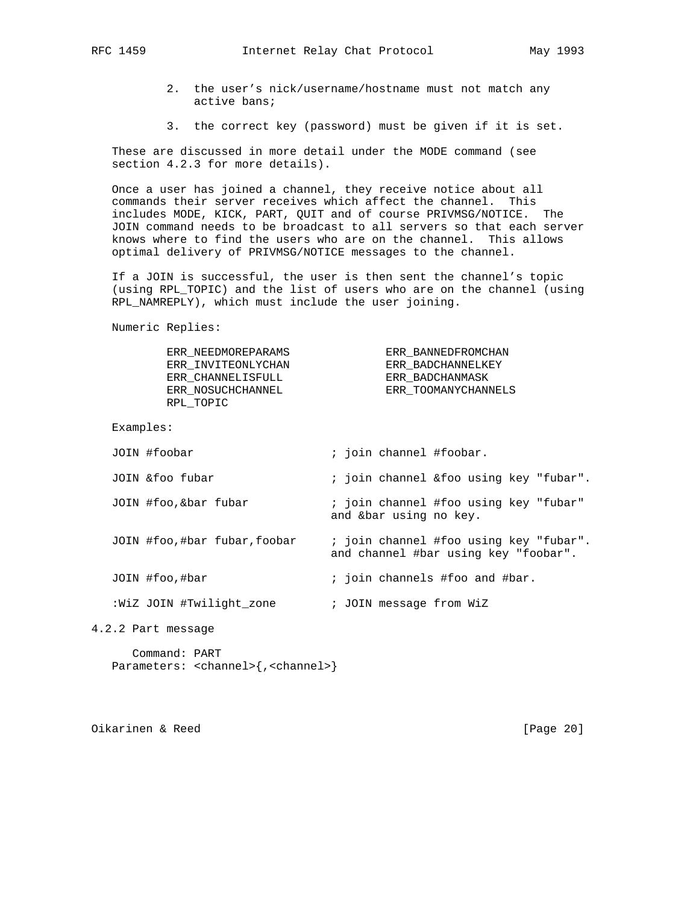2. the user's nick/username/hostname must not match any active bans;

3. the correct key (password) must be given if it is set.

These are discussed in more detail under the MODE command (see section 4.2.3 for more details).

Once a user has joined a channel, they receive notice about all commands their server receives which affect the channel. This includes MODE, KICK, PART, QUIT and of course PRIVMSG/NOTICE. The JOIN command needs to be broadcast to all servers so that each server knows where to find the users who are on the channel. This allows optimal delivery of PRIVMSG/NOTICE messages to the channel.

If a JOIN is successful, the user is then sent the channel's topic (using RPL_TOPIC) and the list of users who are on the channel (using RPL_NAMREPLY), which must include the user joining.

Numeric Replies:

```
        ERR_NEEDMOREPARAMS              ERR_BANNEDFROMCHAN
        ERR_INVITEONLYCHAN              ERR_BADCHANNELKEY
        ERR_CHANNELISFULL               ERR_BADCHANMASK
        ERR_NOSUCHCHANNEL               ERR_TOOMANYCHANNELS
        RPL_TOPIC
```

Examples:

```
JOIN #foobar                    ; join channel #foobar.

JOIN &foo fubar                 ; join channel &foo using key "fubar".

JOIN #foo,&bar fubar            ; join channel #foo using key "fubar"
                                and &bar using no key.

JOIN #foo,#bar fubar,foobar     ; join channel #foo using key "fubar".
                                and channel #bar using key "foobar".

JOIN #foo,#bar                  ; join channels #foo and #bar.

:WiZ JOIN #Twilight_zone        ; JOIN message from WiZ
```

### 4.2.2 Part message

```
   Command: PART
Parameters: <channel>{,<channel>}
```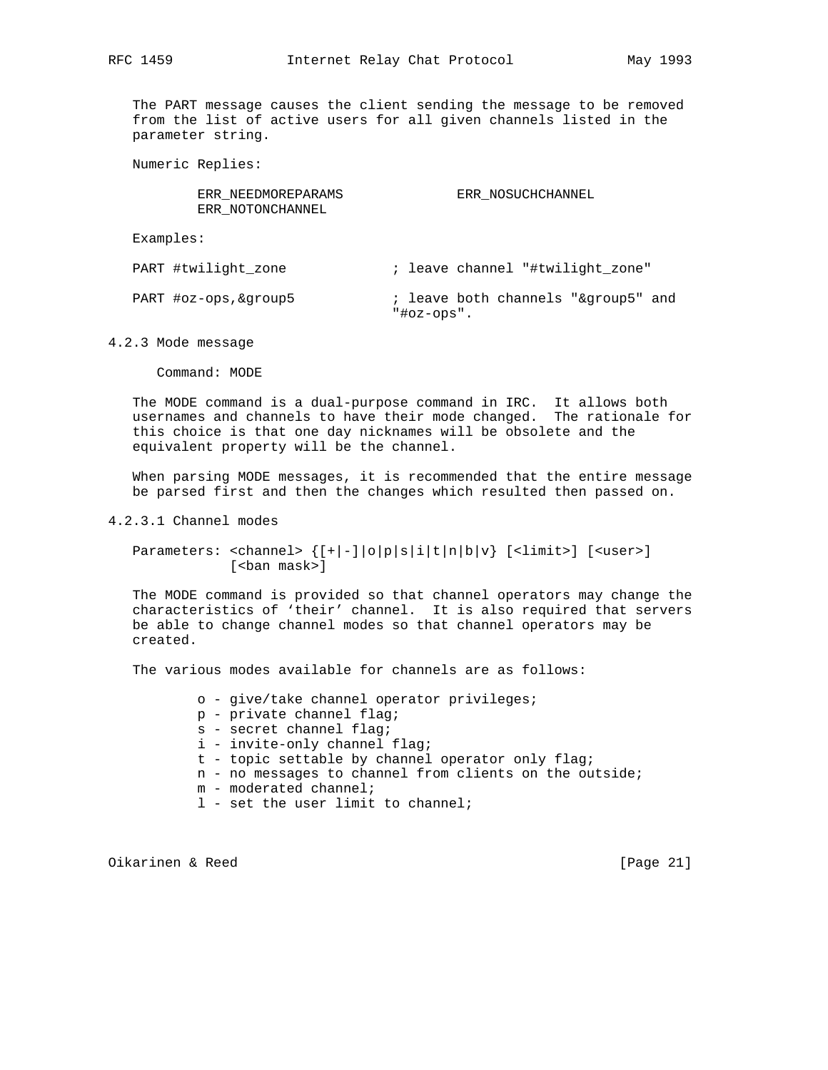The PART message causes the client sending the message to be removed from the list of active users for all given channels listed in the parameter string.

Numeric Replies:

```
        ERR_NEEDMOREPARAMS              ERR_NOSUCHCHANNEL
        ERR_NOTONCHANNEL
```

Examples:

```
PART #twilight_zone             ; leave channel "#twilight_zone"

PART #oz-ops,&group5            ; leave both channels "&group5" and
                                "#oz-ops".
```

### 4.2.3 Mode message

Command: MODE

The MODE command is a dual-purpose command in IRC. It allows both usernames and channels to have their mode changed. The rationale for this choice is that one day nicknames will be obsolete and the equivalent property will be the channel.

When parsing MODE messages, it is recommended that the entire message be parsed first and then the changes which resulted then passed on.

#### 4.2.3.1 Channel modes

```
Parameters: <channel> {[+|-]|o|p|s|i|t|n|b|v} [<limit>] [<user>]
            [<ban mask>]
```

The MODE command is provided so that channel operators may change the characteristics of ‘their’ channel. It is also required that servers be able to change channel modes so that channel operators may be created.

The various modes available for channels are as follows:

```
        o - give/take channel operator privileges;
        p - private channel flag;
        s - secret channel flag;
        i - invite-only channel flag;
        t - topic settable by channel operator only flag;
        n - no messages to channel from clients on the outside;
        m - moderated channel;
        l - set the user limit to channel;
```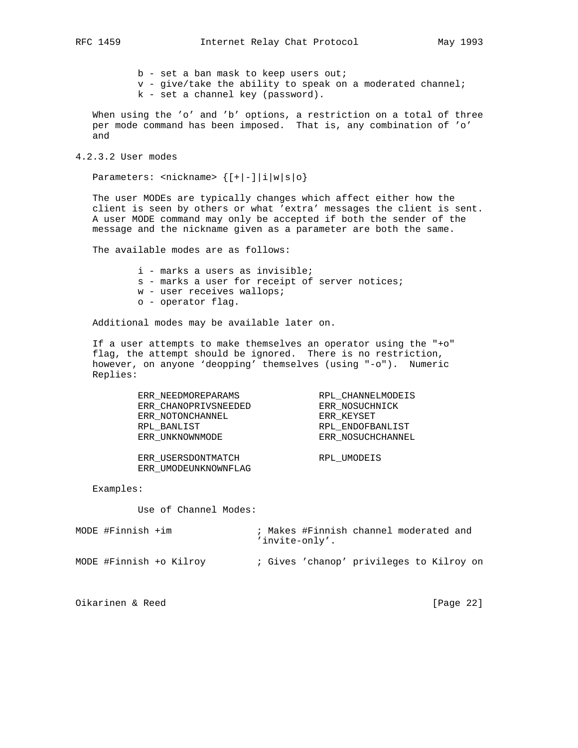- b - set a ban mask to keep users out;
- v - give/take the ability to speak on a moderated channel;
- k - set a channel key (password).

When using the 'o' and 'b' options, a restriction on a total of three per mode command has been imposed. That is, any combination of 'o' and

#### 4.2.3.2 User modes

Parameters: <nickname> {[+|-]|i|w|s|o}

The user MODEs are typically changes which affect either how the client is seen by others or what 'extra' messages the client is sent. A user MODE command may only be accepted if both the sender of the message and the nickname given as a parameter are both the same.

The available modes are as follows:

- i - marks a users as invisible;
- s - marks a user for receipt of server notices;
- w - user receives wallops;
- o - operator flag.

Additional modes may be available later on.

If a user attempts to make themselves an operator using the "+o" flag, the attempt should be ignored. There is no restriction, however, on anyone 'deopping' themselves (using "-o"). Numeric Replies:

```
        ERR_NEEDMOREPARAMS              RPL_CHANNELMODEIS
        ERR_CHANOPRIVSNEEDED            ERR_NOSUCHNICK
        ERR_NOTONCHANNEL                ERR_KEYSET
        RPL_BANLIST                     RPL_ENDOFBANLIST
        ERR_UNKNOWNMODE                 ERR_NOSUCHCHANNEL

        ERR_USERSDONTMATCH              RPL_UMODEIS
        ERR_UMODEUNKNOWNFLAG
```

Examples:

Use of Channel Modes:

```
MODE #Finnish +im               ; Makes #Finnish channel moderated and
                                'invite-only'.

MODE #Finnish +o Kilroy         ; Gives 'chanop' privileges to Kilroy on
```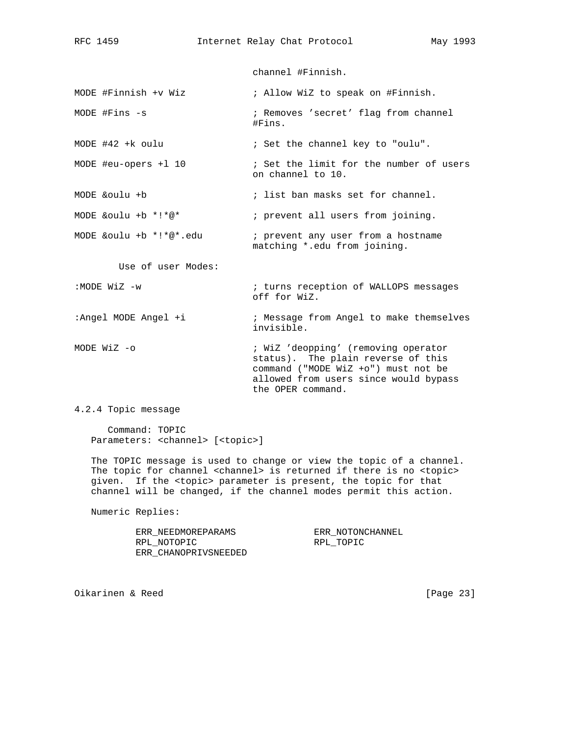channel #Finnish.

```
MODE #Finnish +v Wiz            ; Allow WiZ to speak on #Finnish.

MODE #Fins -s                   ; Removes 'secret' flag from channel
                                #Fins.

MODE #42 +k oulu                ; Set the channel key to "oulu".

MODE #eu-opers +l 10            ; Set the limit for the number of users
                                on channel to 10.

MODE &oulu +b                   ; list ban masks set for channel.

MODE &oulu +b *!*@*             ; prevent all users from joining.

MODE &oulu +b *!*@*.edu         ; prevent any user from a hostname
                                matching *.edu from joining.
```

Use of user Modes:

```
:MODE WiZ -w                    ; turns reception of WALLOPS messages
                                off for WiZ.

:Angel MODE Angel +i            ; Message from Angel to make themselves
                                invisible.

MODE WiZ -o                     ; WiZ 'deopping' (removing operator
                                status).  The plain reverse of this
                                command ("MODE WiZ +o") must not be
                                allowed from users since would bypass
                                the OPER command.
```

### 4.2.4 Topic message

Command: TOPIC
Parameters: <channel> [<topic>]

The TOPIC message is used to change or view the topic of a channel. The topic for channel <channel> is returned if there is no <topic> given. If the <topic> parameter is present, the topic for that channel will be changed, if the channel modes permit this action.

Numeric Replies:

```
ERR_NEEDMOREPARAMS              ERR_NOTONCHANNEL
RPL_NOTOPIC                     RPL_TOPIC
ERR_CHANOPRIVSNEEDED
```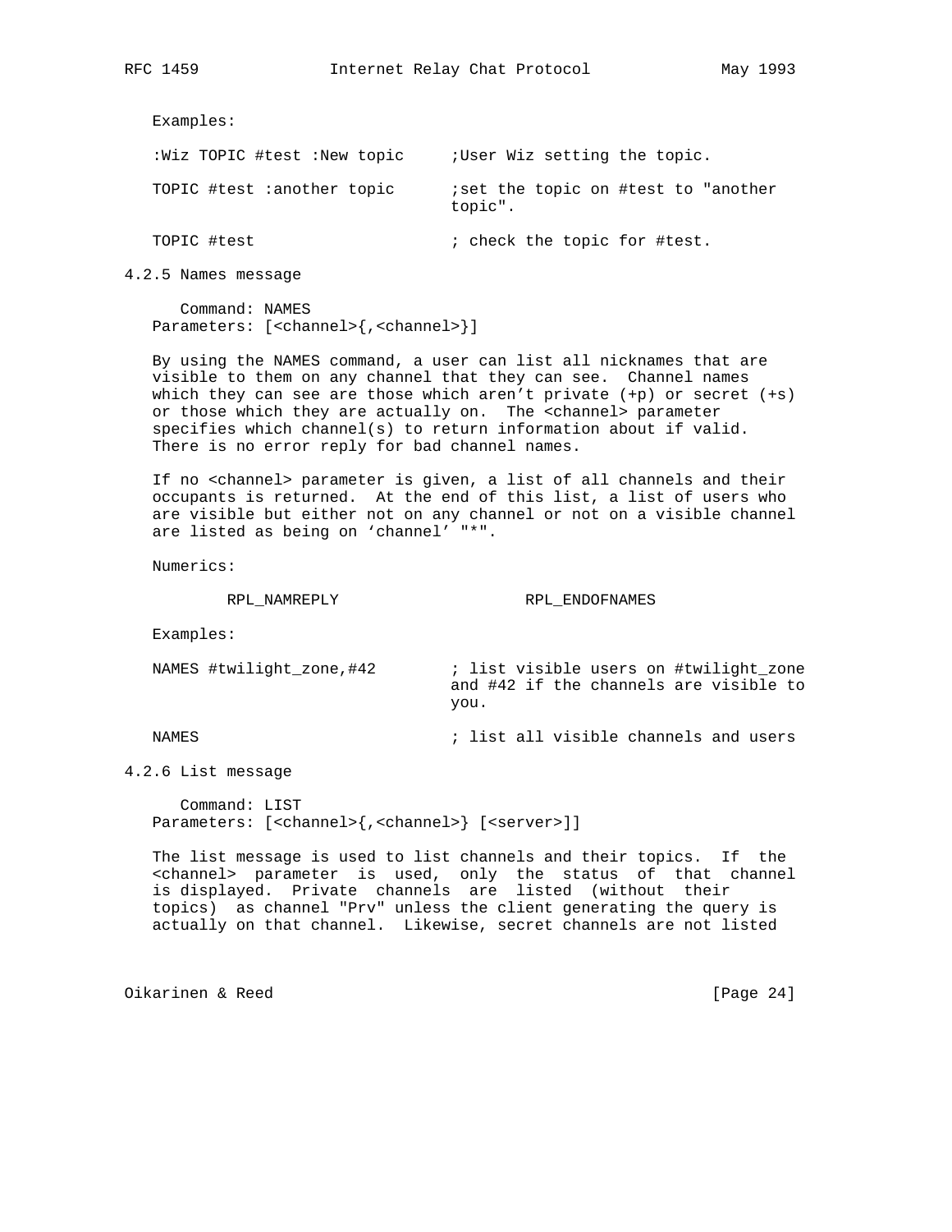Examples:

```
:Wiz TOPIC #test :New topic     ;User Wiz setting the topic.

TOPIC #test :another topic      ;set the topic on #test to "another
                                topic".

TOPIC #test                     ; check the topic for #test.
```

### 4.2.5 Names message

Command: NAMES
Parameters: [<channel>{,<channel>}]

By using the NAMES command, a user can list all nicknames that are visible to them on any channel that they can see. Channel names which they can see are those which aren't private (+p) or secret (+s) or those which they are actually on. The <channel> parameter specifies which channel(s) to return information about if valid. There is no error reply for bad channel names.

If no <channel> parameter is given, a list of all channels and their occupants is returned. At the end of this list, a list of users who are visible but either not on any channel or not on a visible channel are listed as being on 'channel' "*".

Numerics:

RPL_NAMREPLY　　　　RPL_ENDOFNAMES

Examples:

```
NAMES #twilight_zone,#42        ; list visible users on #twilight_zone
                                and #42 if the channels are visible to
                                you.

NAMES                           ; list all visible channels and users
```

### 4.2.6 List message

Command: LIST
Parameters: [<channel>{,<channel>} [<server>]]

The list message is used to list channels and their topics. If the <channel> parameter is used, only the status of that channel is displayed. Private channels are listed (without their topics) as channel "Prv" unless the client generating the query is actually on that channel. Likewise, secret channels are not listed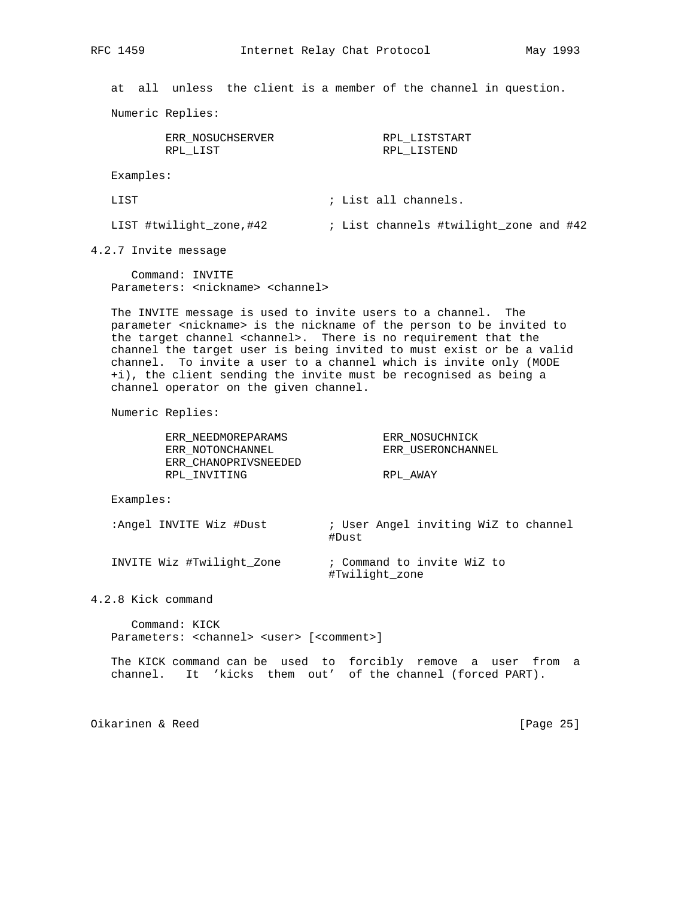at all unless the client is a member of the channel in question.

Numeric Replies:

```
        ERR_NOSUCHSERVER                RPL_LISTSTART
        RPL_LIST                        RPL_LISTEND
```

Examples:

```
LIST                            ; List all channels.

LIST #twilight_zone,#42         ; List channels #twilight_zone and #42
```

### 4.2.7 Invite message

```
   Command: INVITE
Parameters: <nickname> <channel>
```

The INVITE message is used to invite users to a channel. The parameter <nickname> is the nickname of the person to be invited to the target channel <channel>. There is no requirement that the channel the target user is being invited to must exist or be a valid channel. To invite a user to a channel which is invite only (MODE +i), the client sending the invite must be recognised as being a channel operator on the given channel.

Numeric Replies:

```
        ERR_NEEDMOREPARAMS              ERR_NOSUCHNICK
        ERR_NOTONCHANNEL                ERR_USERONCHANNEL
        ERR_CHANOPRIVSNEEDED
        RPL_INVITING                    RPL_AWAY
```

Examples:

```
:Angel INVITE Wiz #Dust         ; User Angel inviting WiZ to channel
                                #Dust

INVITE Wiz #Twilight_Zone       ; Command to invite WiZ to
                                #Twilight_zone
```

### 4.2.8 Kick command

```
   Command: KICK
Parameters: <channel> <user> [<comment>]
```

The KICK command can be used to forcibly remove a user from a channel. It 'kicks them out' of the channel (forced PART).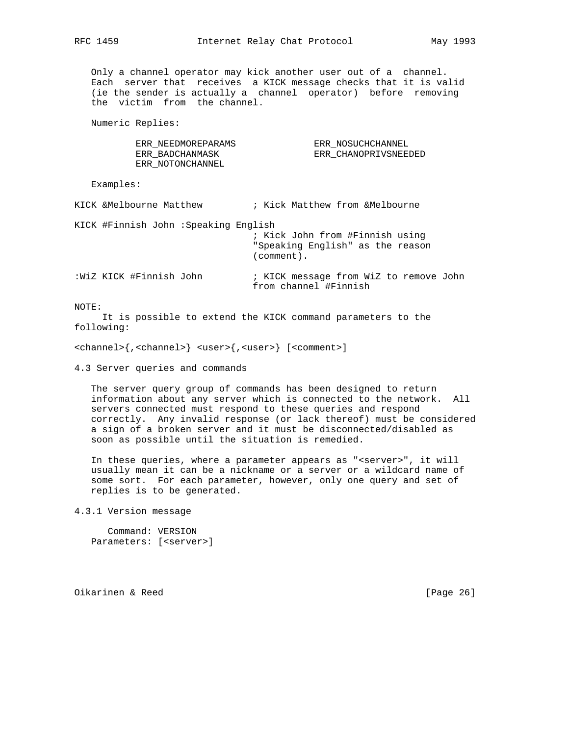Only a channel operator may kick another user out of a channel. Each server that receives a KICK message checks that it is valid (ie the sender is actually a channel operator) before removing the victim from the channel.

Numeric Replies:

```
ERR_NEEDMOREPARAMS              ERR_NOSUCHCHANNEL
ERR_BADCHANMASK                 ERR_CHANOPRIVSNEEDED
ERR_NOTONCHANNEL
```

Examples:

```
KICK &Melbourne Matthew         ; Kick Matthew from &Melbourne

KICK #Finnish John :Speaking English
                                ; Kick John from #Finnish using
                                "Speaking English" as the reason
                                (comment).

:WiZ KICK #Finnish John         ; KICK message from WiZ to remove John
                                from channel #Finnish
```

NOTE:
It is possible to extend the KICK command parameters to the following:

```
<channel>{,<channel>} <user>{,<user>} [<comment>]
```

### 4.3 Server queries and commands

The server query group of commands has been designed to return information about any server which is connected to the network. All servers connected must respond to these queries and respond correctly. Any invalid response (or lack thereof) must be considered a sign of a broken server and it must be disconnected/disabled as soon as possible until the situation is remedied.

In these queries, where a parameter appears as "<server>", it will usually mean it can be a nickname or a server or a wildcard name of some sort. For each parameter, however, only one query and set of replies is to be generated.

#### 4.3.1 Version message

```
   Command: VERSION
Parameters: [<server>]
```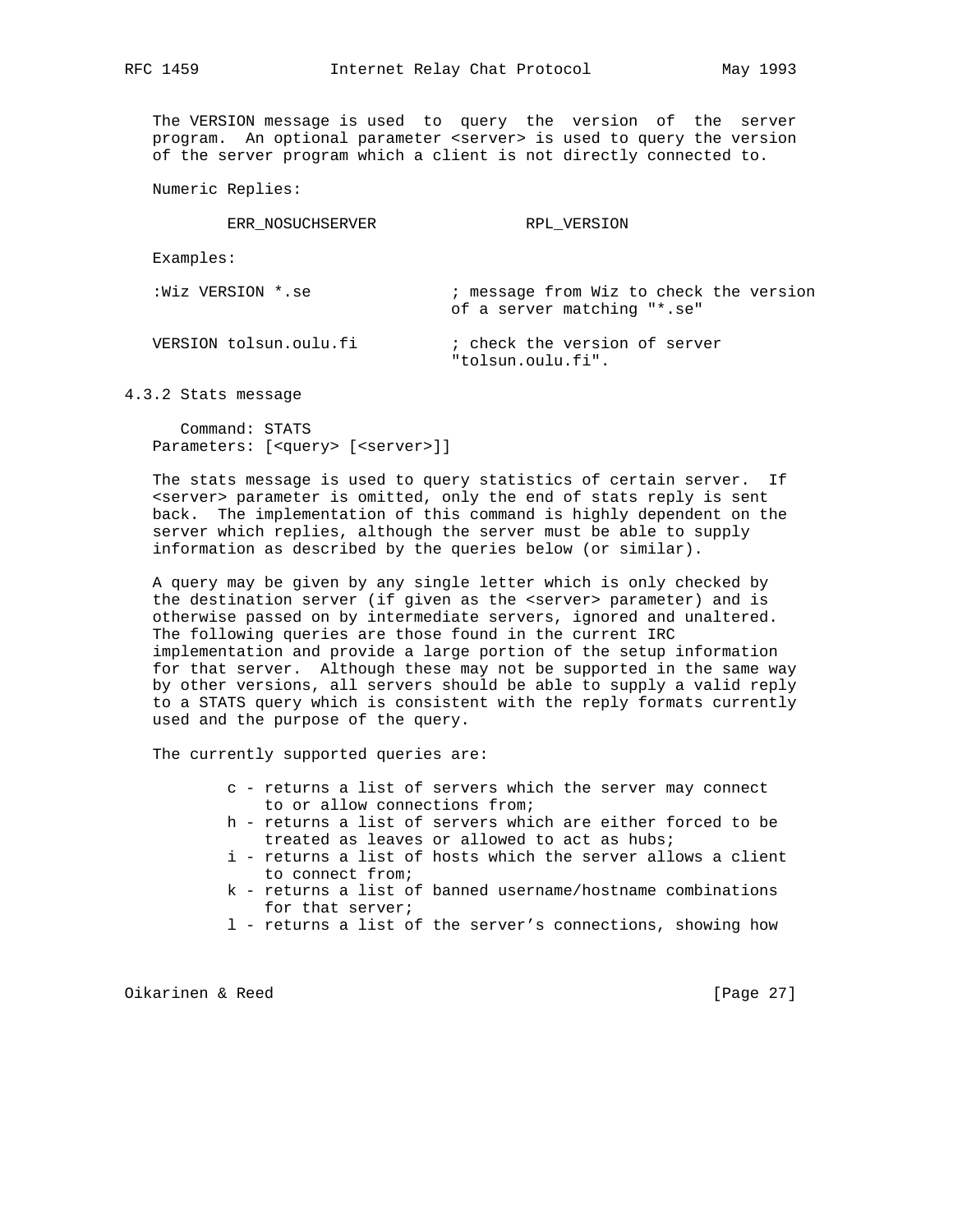The VERSION message is used to query the version of the server program. An optional parameter <server> is used to query the version of the server program which a client is not directly connected to.

Numeric Replies:

ERR_NOSUCHSERVER RPL_VERSION

Examples:

```
:Wiz VERSION *.se              ; message from Wiz to check the version
                               of a server matching "*.se"

VERSION tolsun.oulu.fi         ; check the version of server
                               "tolsun.oulu.fi".
```

### 4.3.2 Stats message

Command: STATS
Parameters: [<query> [<server>]]

The stats message is used to query statistics of certain server. If <server> parameter is omitted, only the end of stats reply is sent back. The implementation of this command is highly dependent on the server which replies, although the server must be able to supply information as described by the queries below (or similar).

A query may be given by any single letter which is only checked by the destination server (if given as the <server> parameter) and is otherwise passed on by intermediate servers, ignored and unaltered. The following queries are those found in the current IRC implementation and provide a large portion of the setup information for that server. Although these may not be supported in the same way by other versions, all servers should be able to supply a valid reply to a STATS query which is consistent with the reply formats currently used and the purpose of the query.

The currently supported queries are:

- c - returns a list of servers which the server may connect to or allow connections from;
- h - returns a list of servers which are either forced to be treated as leaves or allowed to act as hubs;
- i - returns a list of hosts which the server allows a client to connect from;
- k - returns a list of banned username/hostname combinations for that server;
- l - returns a list of the server's connections, showing how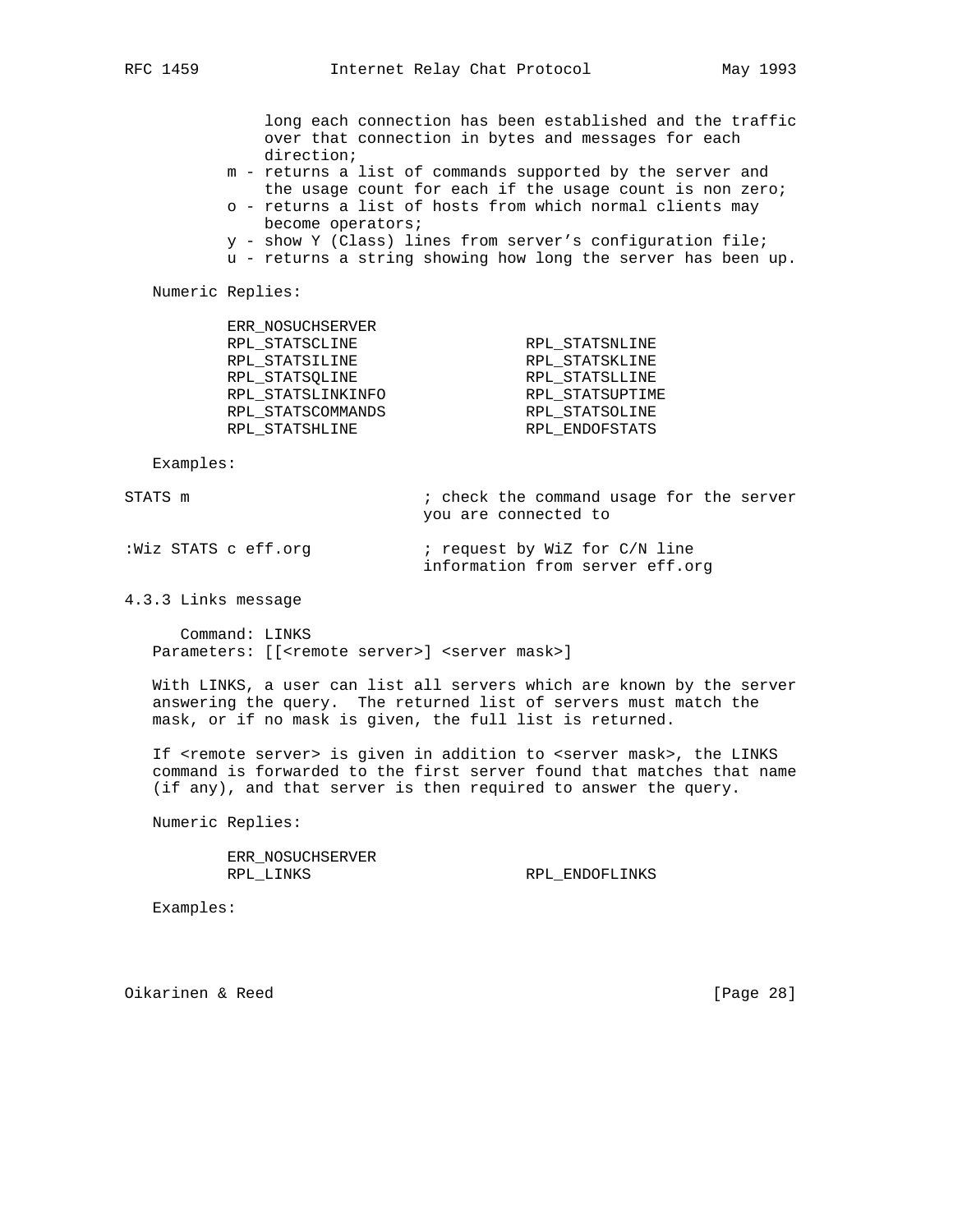long each connection has been established and the traffic over that connection in bytes and messages for each direction;

- m - returns a list of commands supported by the server and the usage count for each if the usage count is non zero;
- o - returns a list of hosts from which normal clients may become operators;
- y - show Y (Class) lines from server's configuration file;
- u - returns a string showing how long the server has been up.

Numeric Replies:

```
ERR_NOSUCHSERVER
RPL_STATSCLINE                  RPL_STATSNLINE
RPL_STATSILINE                  RPL_STATSKLINE
RPL_STATSQLINE                  RPL_STATSLLINE
RPL_STATSLINKINFO               RPL_STATSUPTIME
RPL_STATSCOMMANDS               RPL_STATSOLINE
RPL_STATSHLINE                  RPL_ENDOFSTATS
```

Examples:

```
STATS m                         ; check the command usage for the server
                                you are connected to

:Wiz STATS c eff.org            ; request by WiZ for C/N line
                                information from server eff.org
```

### 4.3.3 Links message

Command: LINKS
Parameters: [[<remote server>] <server mask>]

With LINKS, a user can list all servers which are known by the server answering the query. The returned list of servers must match the mask, or if no mask is given, the full list is returned.

If <remote server> is given in addition to <server mask>, the LINKS command is forwarded to the first server found that matches that name (if any), and that server is then required to answer the query.

Numeric Replies:

```
ERR_NOSUCHSERVER
RPL_LINKS                       RPL_ENDOFLINKS
```

Examples: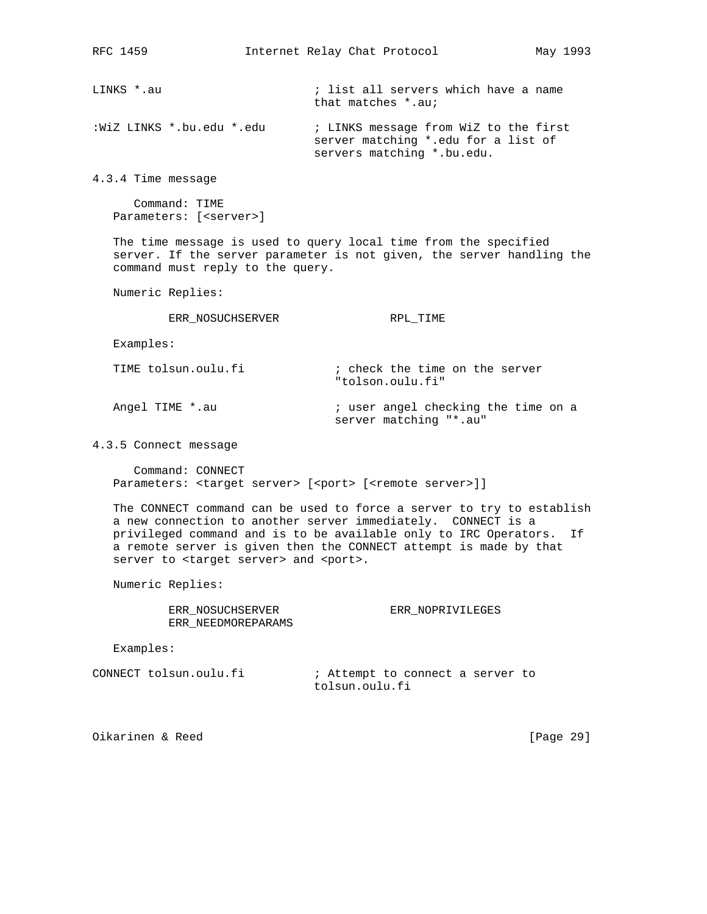```
LINKS *.au                      ; list all servers which have a name
                                that matches *.au;

:WiZ LINKS *.bu.edu *.edu       ; LINKS message from WiZ to the first
                                server matching *.edu for a list of
                                servers matching *.bu.edu.
```

### 4.3.4 Time message

```
      Command: TIME
   Parameters: [<server>]
```

The time message is used to query local time from the specified server. If the server parameter is not given, the server handling the command must reply to the query.

Numeric Replies:

```
        ERR_NOSUCHSERVER                RPL_TIME
```

Examples:

```
   TIME tolsun.oulu.fi             ; check the time on the server
                                   "tolson.oulu.fi"

   Angel TIME *.au                 ; user angel checking the time on a
                                   server matching "*.au"
```

### 4.3.5 Connect message

```
      Command: CONNECT
   Parameters: <target server> [<port> [<remote server>]]
```

The CONNECT command can be used to force a server to try to establish a new connection to another server immediately. CONNECT is a privileged command and is to be available only to IRC Operators. If a remote server is given then the CONNECT attempt is made by that server to <target server> and <port>.

Numeric Replies:

```
        ERR_NOSUCHSERVER                ERR_NOPRIVILEGES
        ERR_NEEDMOREPARAMS
```

Examples:

```
CONNECT tolsun.oulu.fi          ; Attempt to connect a server to
                                tolsun.oulu.fi
```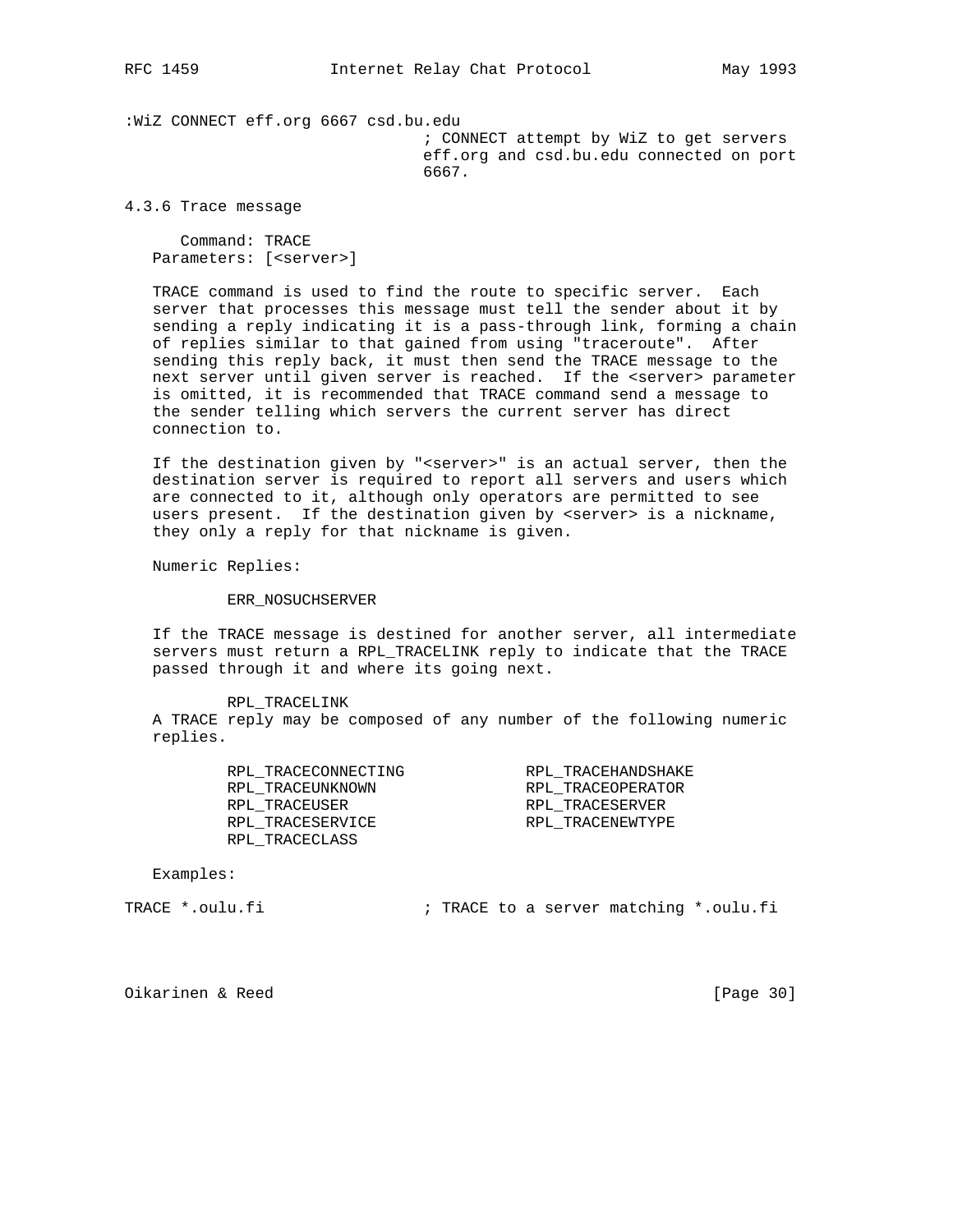```
:WiZ CONNECT eff.org 6667 csd.bu.edu
                                ; CONNECT attempt by WiZ to get servers
                                eff.org and csd.bu.edu connected on port
                                6667.
```

### 4.3.6 Trace message

```
      Command: TRACE
   Parameters: [<server>]
```

TRACE command is used to find the route to specific server. Each server that processes this message must tell the sender about it by sending a reply indicating it is a pass-through link, forming a chain of replies similar to that gained from using "traceroute". After sending this reply back, it must then send the TRACE message to the next server until given server is reached. If the <server> parameter is omitted, it is recommended that TRACE command send a message to the sender telling which servers the current server has direct connection to.

If the destination given by "<server>" is an actual server, then the destination server is required to report all servers and users which are connected to it, although only operators are permitted to see users present. If the destination given by <server> is a nickname, they only a reply for that nickname is given.

Numeric Replies:

```
        ERR_NOSUCHSERVER
```

If the TRACE message is destined for another server, all intermediate servers must return a RPL_TRACELINK reply to indicate that the TRACE passed through it and where its going next.

```
        RPL_TRACELINK
```

A TRACE reply may be composed of any number of the following numeric replies.

```
        RPL_TRACECONNECTING             RPL_TRACEHANDSHAKE
        RPL_TRACEUNKNOWN                RPL_TRACEOPERATOR
        RPL_TRACEUSER                   RPL_TRACESERVER
        RPL_TRACESERVICE                RPL_TRACENEWTYPE
        RPL_TRACECLASS
```

Examples:

```
TRACE *.oulu.fi                 ; TRACE to a server matching *.oulu.fi
```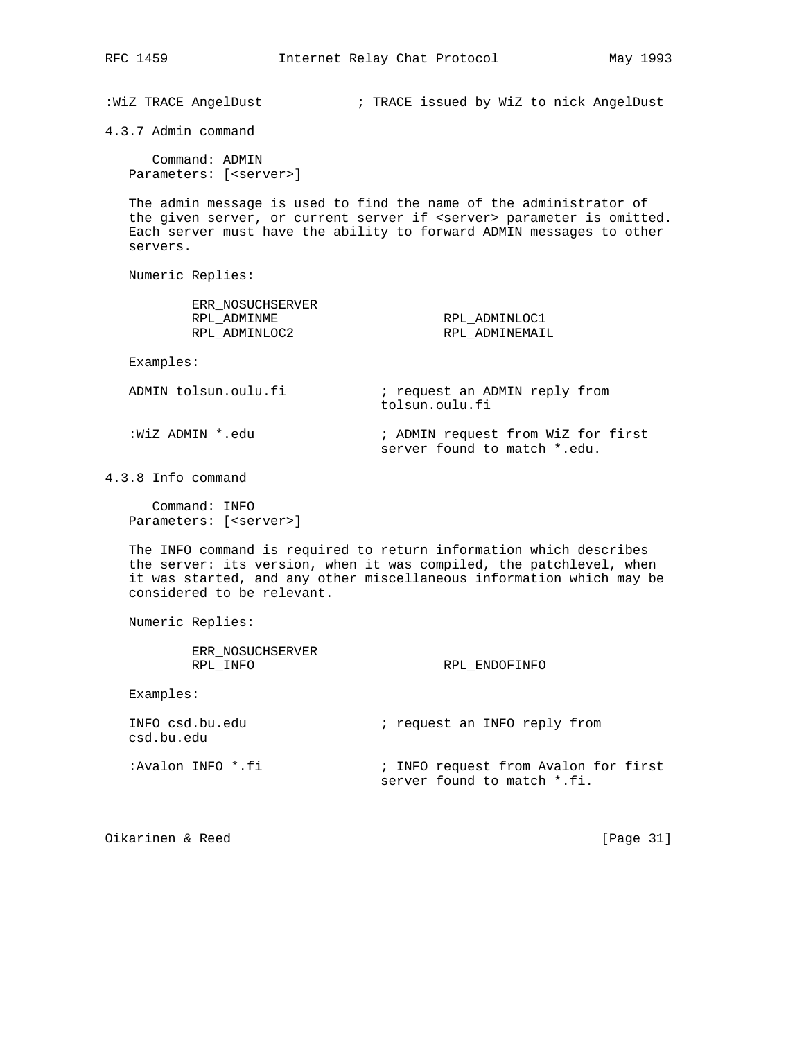```
:WiZ TRACE AngelDust            ; TRACE issued by WiZ to nick AngelDust
```

### 4.3.7 Admin command

Command: ADMIN
Parameters: [<server>]

The admin message is used to find the name of the administrator of the given server, or current server if <server> parameter is omitted. Each server must have the ability to forward ADMIN messages to other servers.

Numeric Replies:

```
        ERR_NOSUCHSERVER
        RPL_ADMINME                     RPL_ADMINLOC1
        RPL_ADMINLOC2                   RPL_ADMINEMAIL
```

Examples:

```
ADMIN tolsun.oulu.fi            ; request an ADMIN reply from
                                tolsun.oulu.fi

:WiZ ADMIN *.edu                ; ADMIN request from WiZ for first
                                server found to match *.edu.
```

### 4.3.8 Info command

Command: INFO
Parameters: [<server>]

The INFO command is required to return information which describes the server: its version, when it was compiled, the patchlevel, when it was started, and any other miscellaneous information which may be considered to be relevant.

Numeric Replies:

```
        ERR_NOSUCHSERVER
        RPL_INFO                        RPL_ENDOFINFO
```

Examples:

```
INFO csd.bu.edu                 ; request an INFO reply from
csd.bu.edu

:Avalon INFO *.fi               ; INFO request from Avalon for first
                                server found to match *.fi.
```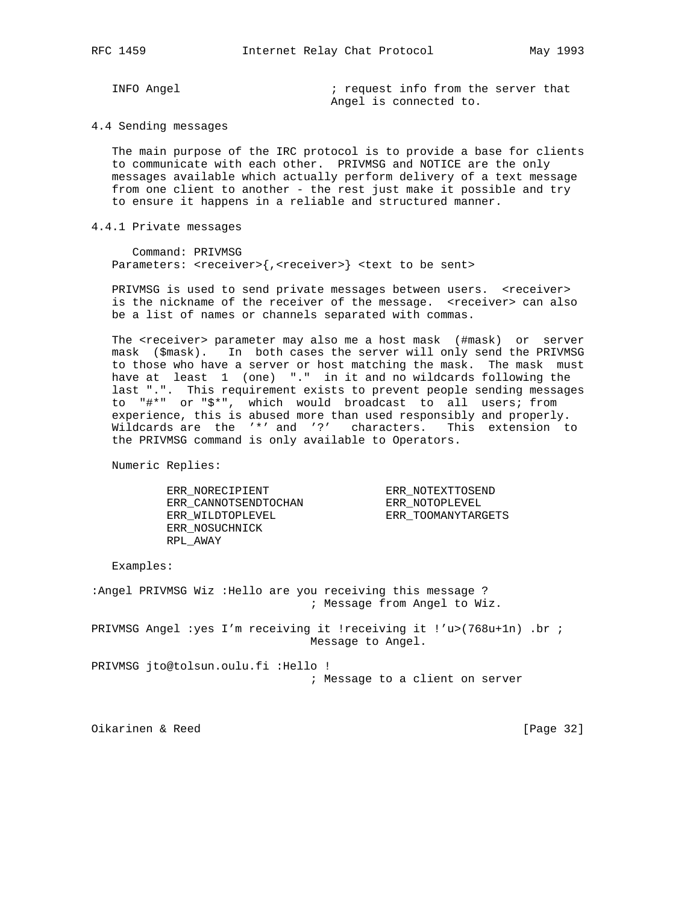```
INFO Angel                      ; request info from the server that
                                Angel is connected to.
```

### 4.4 Sending messages

The main purpose of the IRC protocol is to provide a base for clients to communicate with each other. PRIVMSG and NOTICE are the only messages available which actually perform delivery of a text message from one client to another - the rest just make it possible and try to ensure it happens in a reliable and structured manner.

#### 4.4.1 Private messages

```
   Command: PRIVMSG
Parameters: <receiver>{,<receiver>} <text to be sent>
```

PRIVMSG is used to send private messages between users. <receiver> is the nickname of the receiver of the message. <receiver> can also be a list of names or channels separated with commas.

The <receiver> parameter may also me a host mask (#mask) or server mask ($mask). In both cases the server will only send the PRIVMSG to those who have a server or host matching the mask. The mask must have at least 1 (one) "." in it and no wildcards following the last ".". This requirement exists to prevent people sending messages to "#*" or "$*", which would broadcast to all users; from experience, this is abused more than used responsibly and properly. Wildcards are the '*' and '?' characters. This extension to the PRIVMSG command is only available to Operators.

Numeric Replies:

```
ERR_NORECIPIENT                 ERR_NOTEXTTOSEND
ERR_CANNOTSENDTOCHAN            ERR_NOTOPLEVEL
ERR_WILDTOPLEVEL                ERR_TOOMANYTARGETS
ERR_NOSUCHNICK
RPL_AWAY
```

Examples:

```
:Angel PRIVMSG Wiz :Hello are you receiving this message ?
                                ; Message from Angel to Wiz.

PRIVMSG Angel :yes I'm receiving it !receiving it !'u>(768u+1n) .br ;
                                Message to Angel.

PRIVMSG jto@tolsun.oulu.fi :Hello !
                                ; Message to a client on server
```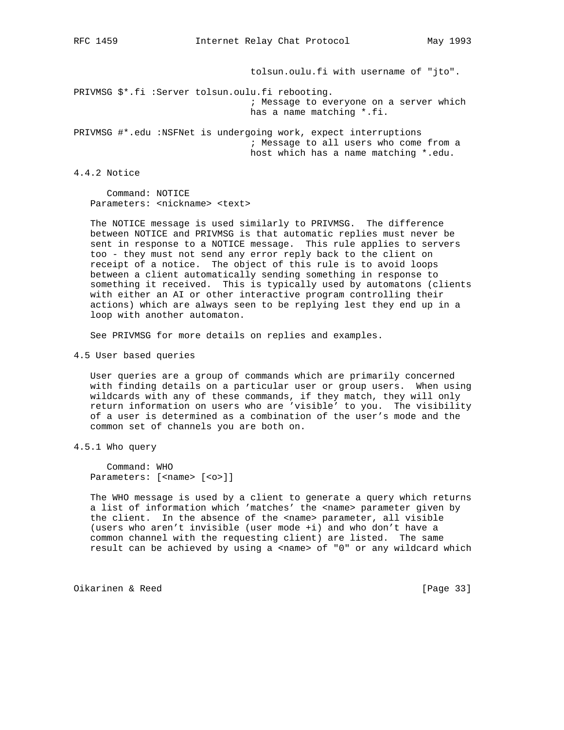tolsun.oulu.fi with username of "jto".

```
PRIVMSG $*.fi :Server tolsun.oulu.fi rebooting.
                                ; Message to everyone on a server which
                                has a name matching *.fi.

PRIVMSG #*.edu :NSFNet is undergoing work, expect interruptions
                                ; Message to all users who come from a
                                host which has a name matching *.edu.
```

### 4.4.2 Notice

Command: NOTICE
Parameters: <nickname> <text>

The NOTICE message is used similarly to PRIVMSG. The difference between NOTICE and PRIVMSG is that automatic replies must never be sent in response to a NOTICE message. This rule applies to servers too - they must not send any error reply back to the client on receipt of a notice. The object of this rule is to avoid loops between a client automatically sending something in response to something it received. This is typically used by automatons (clients with either an AI or other interactive program controlling their actions) which are always seen to be replying lest they end up in a loop with another automaton.

See PRIVMSG for more details on replies and examples.

## 4.5 User based queries

User queries are a group of commands which are primarily concerned with finding details on a particular user or group users. When using wildcards with any of these commands, if they match, they will only return information on users who are 'visible' to you. The visibility of a user is determined as a combination of the user's mode and the common set of channels you are both on.

### 4.5.1 Who query

Command: WHO
Parameters: [<name> [<o>]]

The WHO message is used by a client to generate a query which returns a list of information which 'matches' the <name> parameter given by the client. In the absence of the <name> parameter, all visible (users who aren't invisible (user mode +i) and who don't have a common channel with the requesting client) are listed. The same result can be achieved by using a <name> of "0" or any wildcard which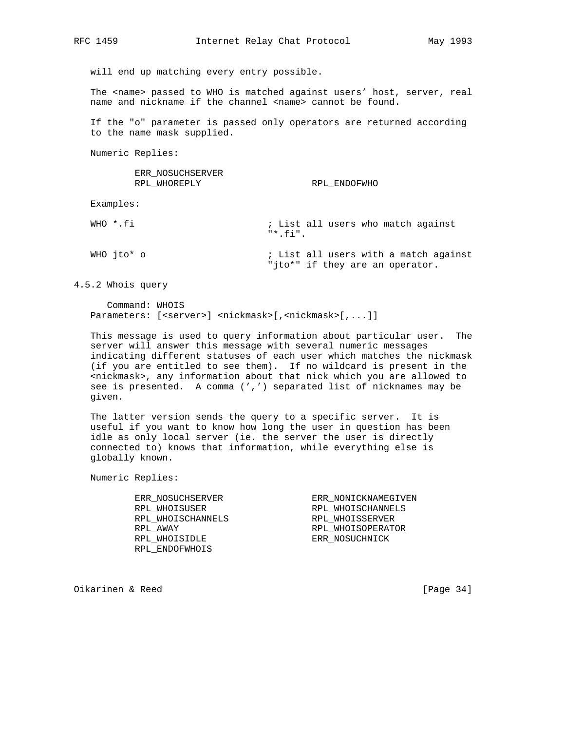will end up matching every entry possible.

The <name> passed to WHO is matched against users' host, server, real name and nickname if the channel <name> cannot be found.

If the "o" parameter is passed only operators are returned according to the name mask supplied.

Numeric Replies:

```
        ERR_NOSUCHSERVER
        RPL_WHOREPLY                    RPL_ENDOFWHO
```

Examples:

```
WHO *.fi                        ; List all users who match against
                                "*.fi".

WHO jto* o                      ; List all users with a match against
                                "jto*" if they are an operator.
```

### 4.5.2 Whois query

Command: WHOIS
Parameters: [<server>] <nickmask>[,<nickmask>[,...]]

This message is used to query information about particular user. The server will answer this message with several numeric messages indicating different statuses of each user which matches the nickmask (if you are entitled to see them). If no wildcard is present in the <nickmask>, any information about that nick which you are allowed to see is presented. A comma (',') separated list of nicknames may be given.

The latter version sends the query to a specific server. It is useful if you want to know how long the user in question has been idle as only local server (ie. the server the user is directly connected to) knows that information, while everything else is globally known.

Numeric Replies:

```
        ERR_NOSUCHSERVER                ERR_NONICKNAMEGIVEN
        RPL_WHOISUSER                   RPL_WHOISCHANNELS
        RPL_WHOISCHANNELS               RPL_WHOISSERVER
        RPL_AWAY                        RPL_WHOISOPERATOR
        RPL_WHOISIDLE                   ERR_NOSUCHNICK
        RPL_ENDOFWHOIS
```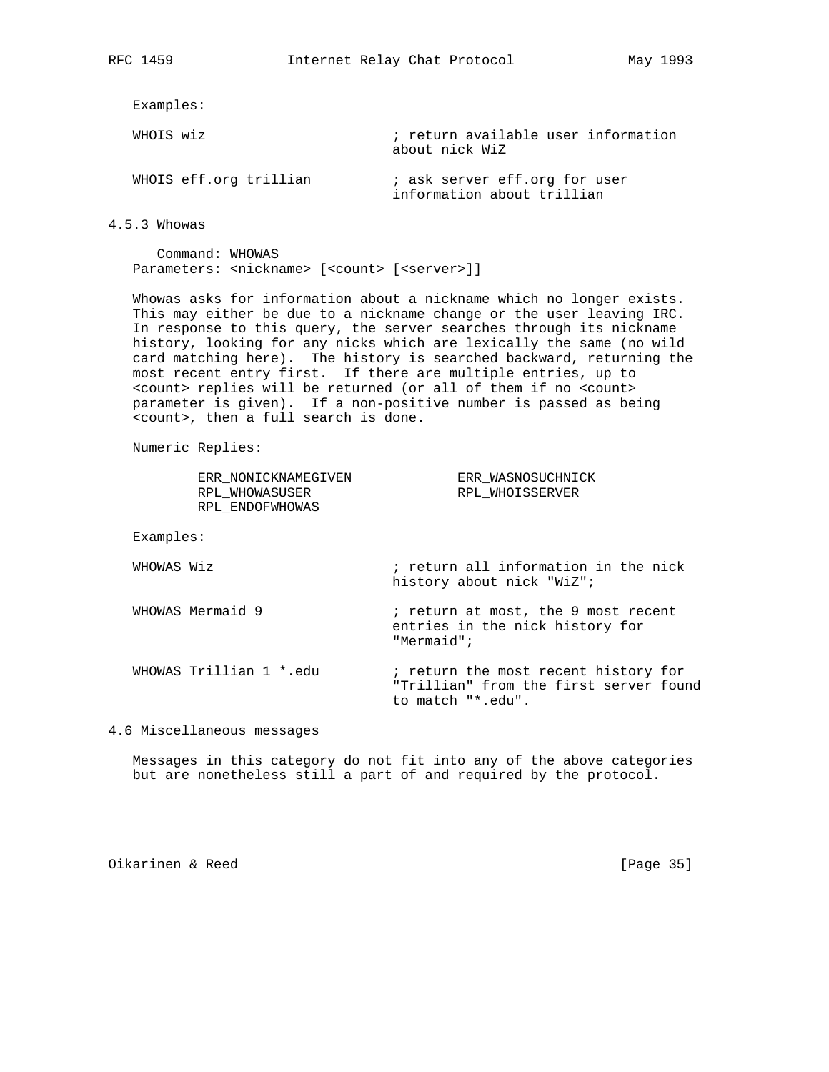Examples:

```
WHOIS wiz                       ; return available user information
                                about nick WiZ

WHOIS eff.org trillian          ; ask server eff.org for user
                                information about trillian
```

### 4.5.3 Whowas

Command: WHOWAS
Parameters: <nickname> [<count> [<server>]]

Whowas asks for information about a nickname which no longer exists. This may either be due to a nickname change or the user leaving IRC. In response to this query, the server searches through its nickname history, looking for any nicks which are lexically the same (no wild card matching here). The history is searched backward, returning the most recent entry first. If there are multiple entries, up to <count> replies will be returned (or all of them if no <count> parameter is given). If a non-positive number is passed as being <count>, then a full search is done.

Numeric Replies:

```
ERR_NONICKNAMEGIVEN             ERR_WASNOSUCHNICK
RPL_WHOWASUSER                  RPL_WHOISSERVER
RPL_ENDOFWHOWAS
```

Examples:

```
WHOWAS Wiz                      ; return all information in the nick
                                history about nick "WiZ";

WHOWAS Mermaid 9                ; return at most, the 9 most recent
                                entries in the nick history for
                                "Mermaid";

WHOWAS Trillian 1 *.edu         ; return the most recent history for
                                "Trillian" from the first server found
                                to match "*.edu".
```

## 4.6 Miscellaneous messages

Messages in this category do not fit into any of the above categories but are nonetheless still a part of and required by the protocol.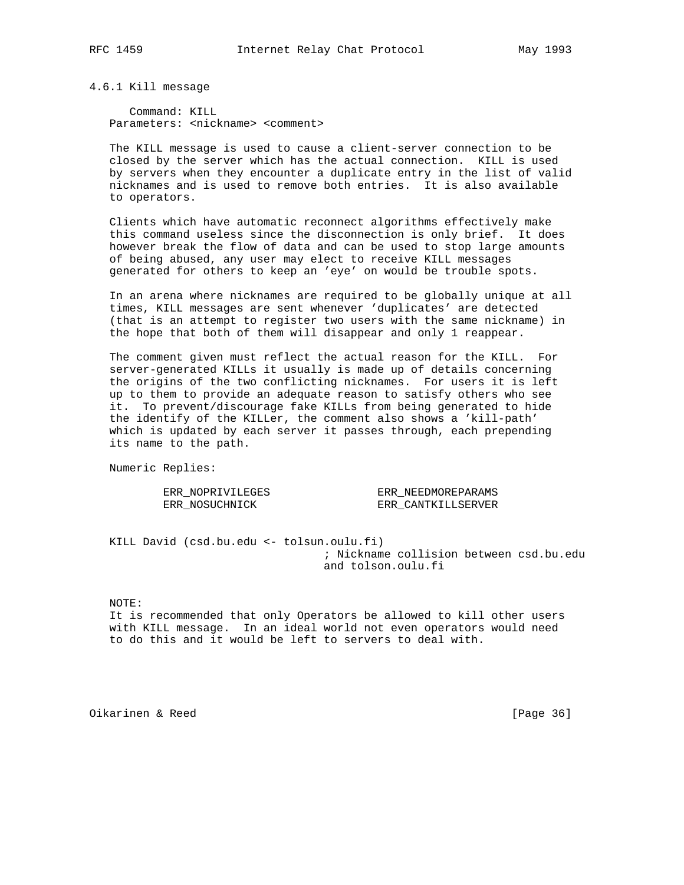### 4.6.1 Kill message

Command: KILL
Parameters: <nickname> <comment>

The KILL message is used to cause a client-server connection to be closed by the server which has the actual connection. KILL is used by servers when they encounter a duplicate entry in the list of valid nicknames and is used to remove both entries. It is also available to operators.

Clients which have automatic reconnect algorithms effectively make this command useless since the disconnection is only brief. It does however break the flow of data and can be used to stop large amounts of being abused, any user may elect to receive KILL messages generated for others to keep an 'eye' on would be trouble spots.

In an arena where nicknames are required to be globally unique at all times, KILL messages are sent whenever 'duplicates' are detected (that is an attempt to register two users with the same nickname) in the hope that both of them will disappear and only 1 reappear.

The comment given must reflect the actual reason for the KILL. For server-generated KILLs it usually is made up of details concerning the origins of the two conflicting nicknames. For users it is left up to them to provide an adequate reason to satisfy others who see it. To prevent/discourage fake KILLs from being generated to hide the identify of the KILLer, the comment also shows a 'kill-path' which is updated by each server it passes through, each prepending its name to the path.

Numeric Replies:

```
        ERR_NOPRIVILEGES                ERR_NEEDMOREPARAMS
        ERR_NOSUCHNICK                  ERR_CANTKILLSERVER
```

```
KILL David (csd.bu.edu <- tolsun.oulu.fi)
                                ; Nickname collision between csd.bu.edu
                                and tolson.oulu.fi
```

NOTE:
It is recommended that only Operators be allowed to kill other users with KILL message. In an ideal world not even operators would need to do this and it would be left to servers to deal with.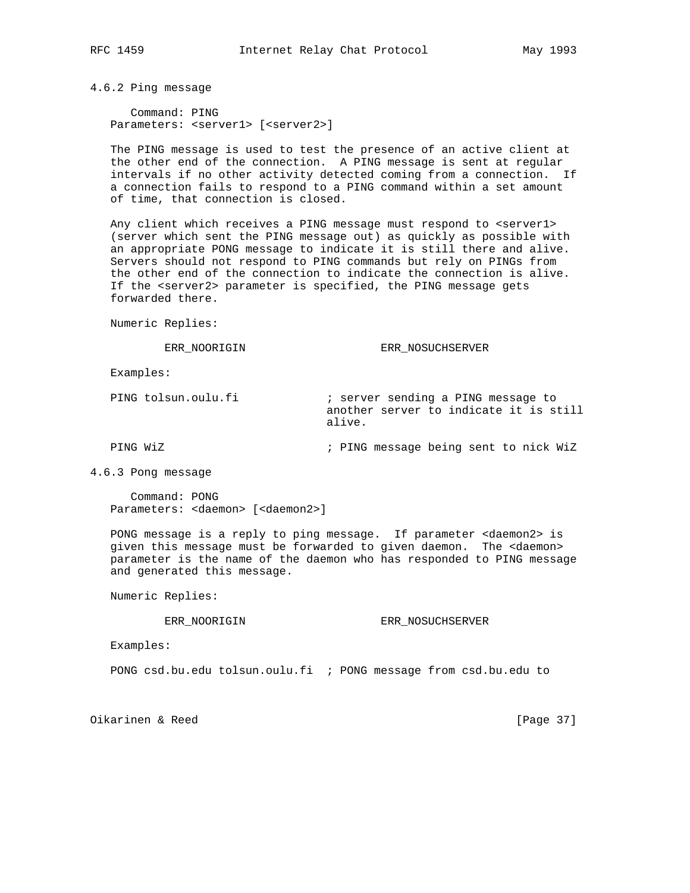### 4.6.2 Ping message

```
   Command: PING
Parameters: <server1> [<server2>]
```

The PING message is used to test the presence of an active client at the other end of the connection. A PING message is sent at regular intervals if no other activity detected coming from a connection. If a connection fails to respond to a PING command within a set amount of time, that connection is closed.

Any client which receives a PING message must respond to <server1> (server which sent the PING message out) as quickly as possible with an appropriate PONG message to indicate it is still there and alive. Servers should not respond to PING commands but rely on PINGs from the other end of the connection to indicate the connection is alive. If the <server2> parameter is specified, the PING message gets forwarded there.

Numeric Replies:

```
        ERR_NOORIGIN                    ERR_NOSUCHSERVER
```

Examples:

```
PING tolsun.oulu.fi             ; server sending a PING message to
                                another server to indicate it is still
                                alive.

PING WiZ                        ; PING message being sent to nick WiZ
```

### 4.6.3 Pong message

```
   Command: PONG
Parameters: <daemon> [<daemon2>]
```

PONG message is a reply to ping message. If parameter <daemon2> is given this message must be forwarded to given daemon. The <daemon> parameter is the name of the daemon who has responded to PING message and generated this message.

Numeric Replies:

```
        ERR_NOORIGIN                    ERR_NOSUCHSERVER
```

Examples:

```
PONG csd.bu.edu tolsun.oulu.fi  ; PONG message from csd.bu.edu to
```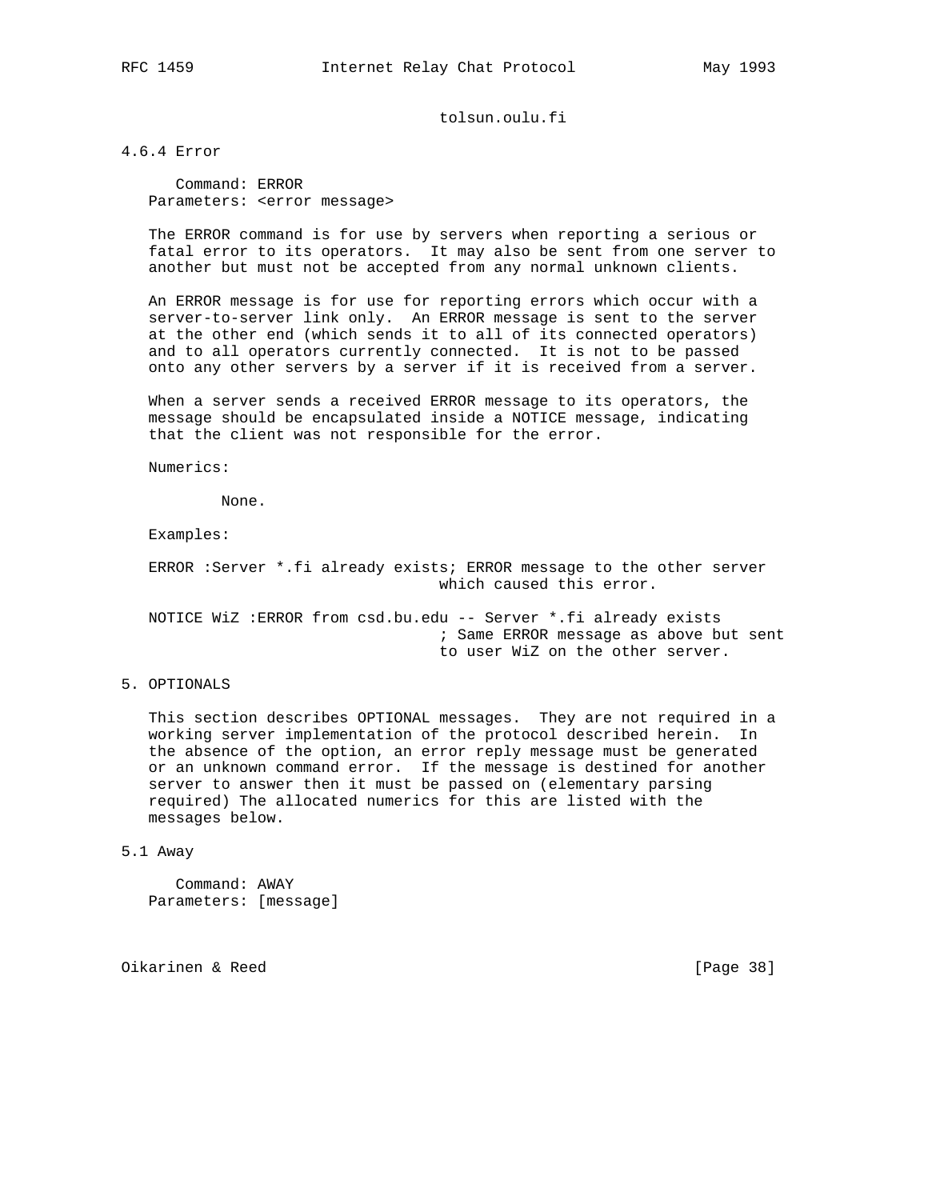tolsun.oulu.fi

### 4.6.4 Error

```
   Command: ERROR
Parameters: <error message>
```

The ERROR command is for use by servers when reporting a serious or fatal error to its operators. It may also be sent from one server to another but must not be accepted from any normal unknown clients.

An ERROR message is for use for reporting errors which occur with a server-to-server link only. An ERROR message is sent to the server at the other end (which sends it to all of its connected operators) and to all operators currently connected. It is not to be passed onto any other servers by a server if it is received from a server.

When a server sends a received ERROR message to its operators, the message should be encapsulated inside a NOTICE message, indicating that the client was not responsible for the error.

Numerics:

None.

Examples:

```
ERROR :Server *.fi already exists; ERROR message to the other server
                                which caused this error.

NOTICE WiZ :ERROR from csd.bu.edu -- Server *.fi already exists
                                ; Same ERROR message as above but sent
                                to user WiZ on the other server.
```

## 5. OPTIONALS

This section describes OPTIONAL messages. They are not required in a working server implementation of the protocol described herein. In the absence of the option, an error reply message must be generated or an unknown command error. If the message is destined for another server to answer then it must be passed on (elementary parsing required) The allocated numerics for this are listed with the messages below.

### 5.1 Away

```
   Command: AWAY
Parameters: [message]
```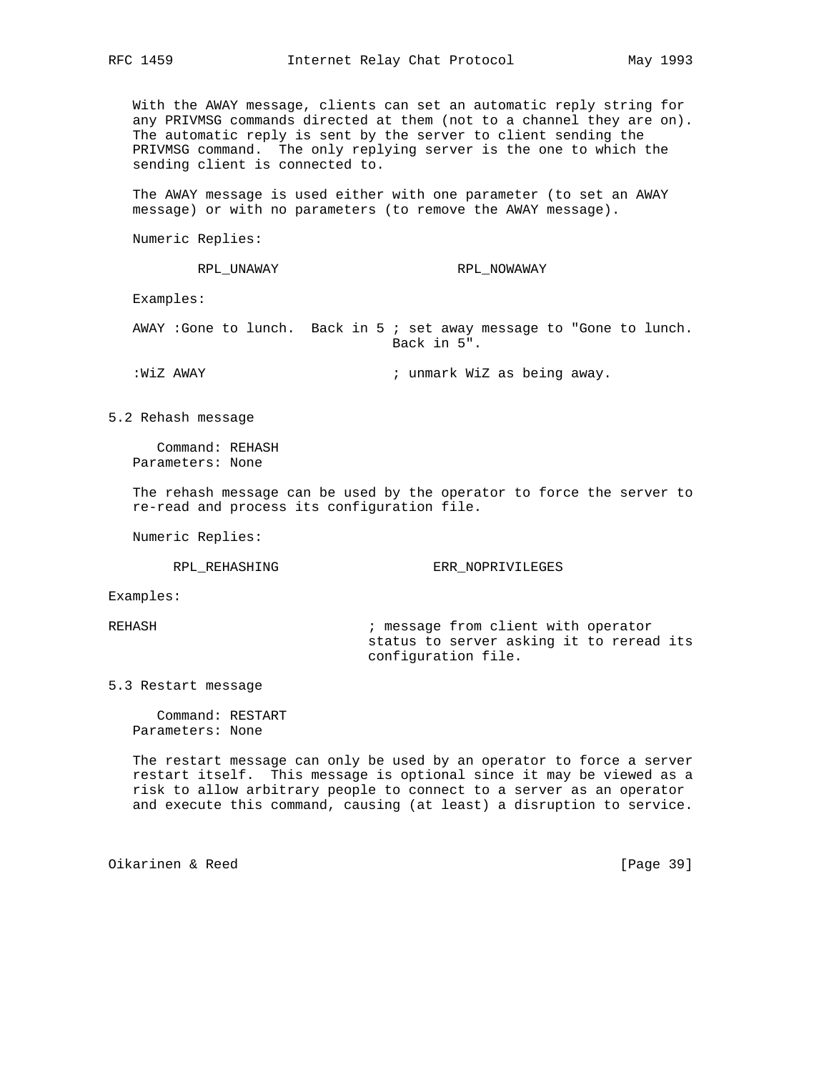With the AWAY message, clients can set an automatic reply string for any PRIVMSG commands directed at them (not to a channel they are on). The automatic reply is sent by the server to client sending the PRIVMSG command. The only replying server is the one to which the sending client is connected to.

The AWAY message is used either with one parameter (to set an AWAY message) or with no parameters (to remove the AWAY message).

Numeric Replies:

```
        RPL_UNAWAY                      RPL_NOWAWAY
```

Examples:

```
AWAY :Gone to lunch.  Back in 5 ; set away message to "Gone to lunch.
                                Back in 5".

:WiZ AWAY                       ; unmark WiZ as being away.
```

## 5.2 Rehash message

```
   Command: REHASH
Parameters: None
```

The rehash message can be used by the operator to force the server to re-read and process its configuration file.

Numeric Replies:

```
     RPL_REHASHING                  ERR_NOPRIVILEGES
```

Examples:

```
REHASH                          ; message from client with operator
                                status to server asking it to reread its
                                configuration file.
```

## 5.3 Restart message

```
   Command: RESTART
Parameters: None
```

The restart message can only be used by an operator to force a server restart itself. This message is optional since it may be viewed as a risk to allow arbitrary people to connect to a server as an operator and execute this command, causing (at least) a disruption to service.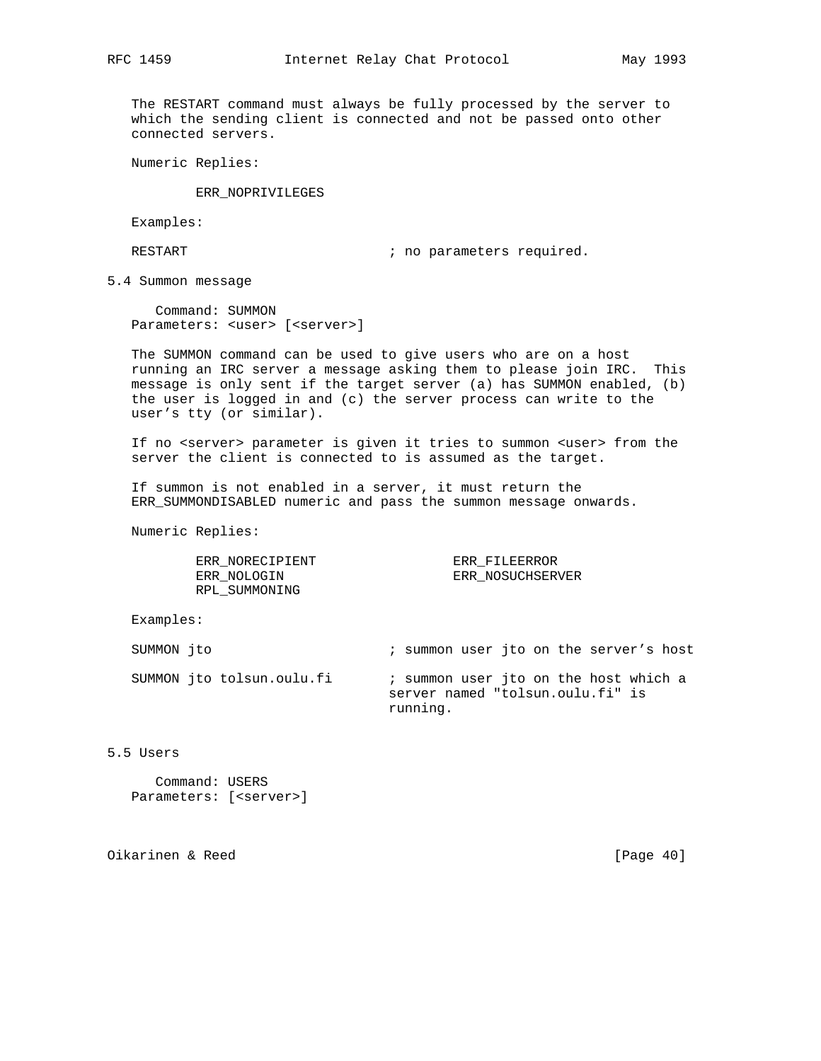The RESTART command must always be fully processed by the server to which the sending client is connected and not be passed onto other connected servers.

Numeric Replies:

ERR_NOPRIVILEGES

Examples:

```
RESTART                         ; no parameters required.
```

### 5.4 Summon message

Command: SUMMON
Parameters: <user> [<server>]

The SUMMON command can be used to give users who are on a host running an IRC server a message asking them to please join IRC.  This message is only sent if the target server (a) has SUMMON enabled, (b) the user is logged in and (c) the server process can write to the user's tty (or similar).

If no <server> parameter is given it tries to summon <user> from the server the client is connected to is assumed as the target.

If summon is not enabled in a server, it must return the ERR_SUMMONDISABLED numeric and pass the summon message onwards.

Numeric Replies:

```
ERR_NORECIPIENT                 ERR_FILEERROR
ERR_NOLOGIN                     ERR_NOSUCHSERVER
RPL_SUMMONING
```

Examples:

```
SUMMON jto                      ; summon user jto on the server's host

SUMMON jto tolsun.oulu.fi       ; summon user jto on the host which a
                                server named "tolsun.oulu.fi" is
                                running.
```

### 5.5 Users

Command: USERS
Parameters: [<server>]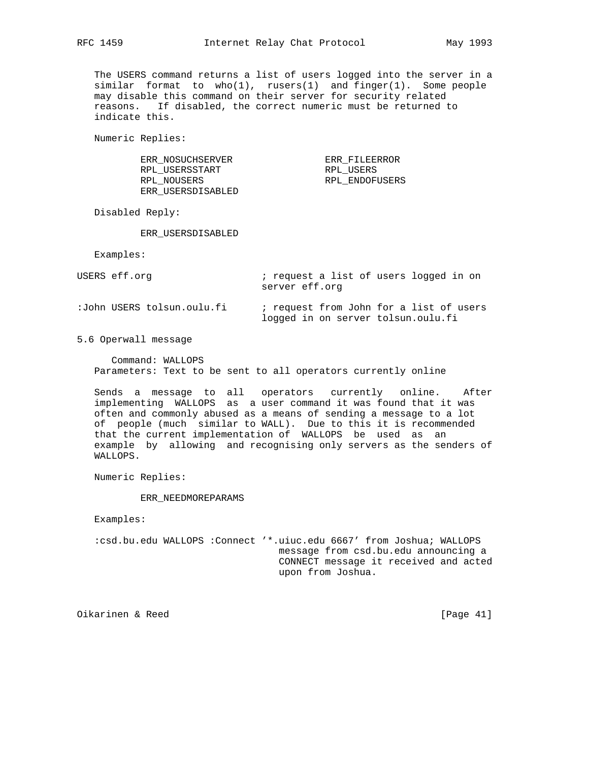The USERS command returns a list of users logged into the server in a similar format to who(1), rusers(1) and finger(1). Some people may disable this command on their server for security related reasons. If disabled, the correct numeric must be returned to indicate this.

Numeric Replies:

```
        ERR_NOSUCHSERVER                ERR_FILEERROR
        RPL_USERSSTART                  RPL_USERS
        RPL_NOUSERS                     RPL_ENDOFUSERS
        ERR_USERSDISABLED
```

Disabled Reply:

```
        ERR_USERSDISABLED
```

Examples:

```
USERS eff.org                   ; request a list of users logged in on
                                server eff.org

:John USERS tolsun.oulu.fi      ; request from John for a list of users
                                logged in on server tolsun.oulu.fi
```

## 5.6 Operwall message

Command: WALLOPS
Parameters: Text to be sent to all operators currently online

Sends a message to all operators currently online. After implementing WALLOPS as a user command it was found that it was often and commonly abused as a means of sending a message to a lot of people (much similar to WALL). Due to this it is recommended that the current implementation of WALLOPS be used as an example by allowing and recognising only servers as the senders of WALLOPS.

Numeric Replies:

```
        ERR_NEEDMOREPARAMS
```

Examples:

```
:csd.bu.edu WALLOPS :Connect '*.uiuc.edu 6667' from Joshua; WALLOPS
                                message from csd.bu.edu announcing a
                                CONNECT message it received and acted
                                upon from Joshua.
```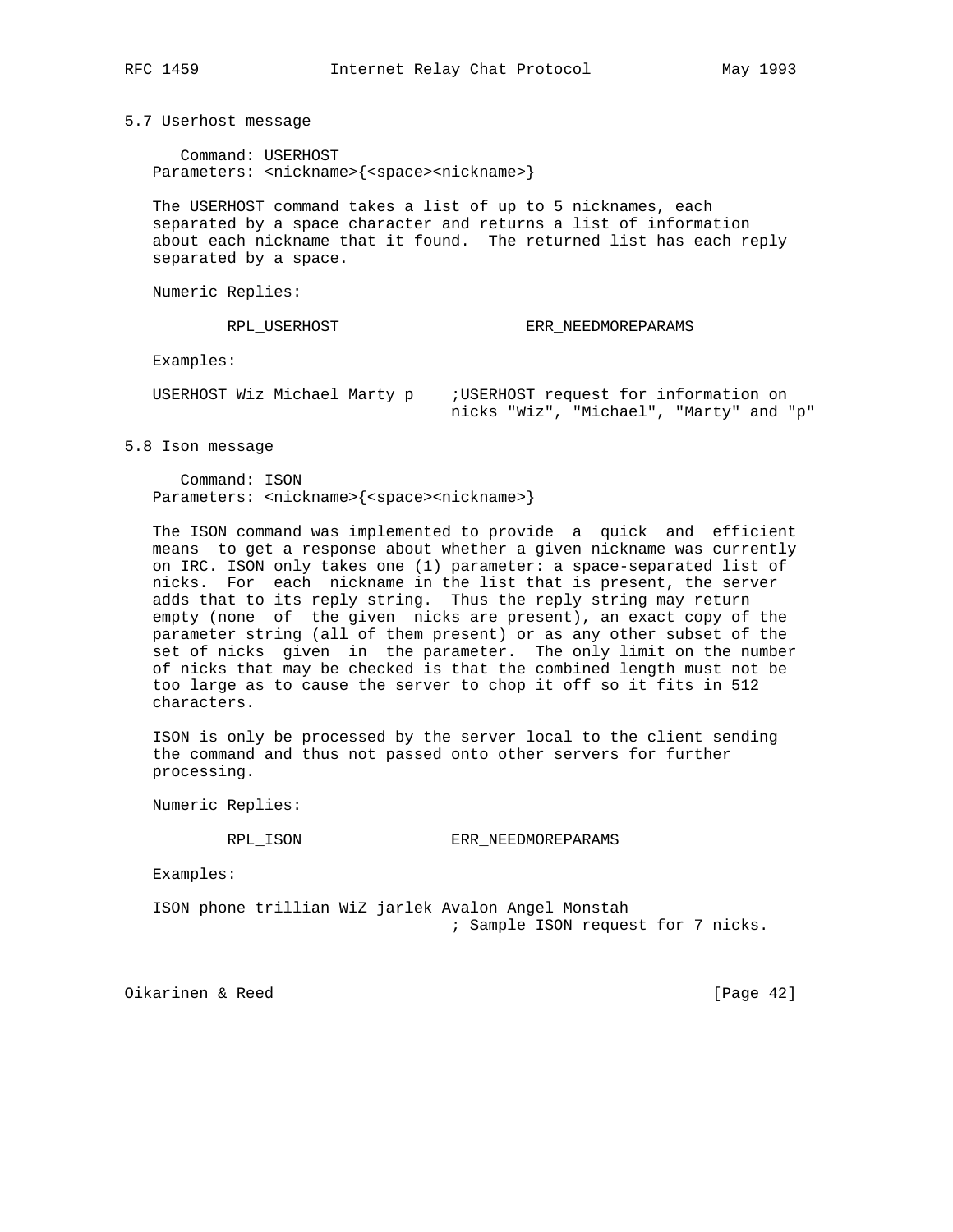### 5.7 Userhost message

Command: USERHOST
Parameters: <nickname>{<space><nickname>}

The USERHOST command takes a list of up to 5 nicknames, each separated by a space character and returns a list of information about each nickname that it found. The returned list has each reply separated by a space.

Numeric Replies:

RPL_USERHOST                    ERR_NEEDMOREPARAMS

Examples:

```
USERHOST Wiz Michael Marty p    ;USERHOST request for information on
                                nicks "Wiz", "Michael", "Marty" and "p"
```

### 5.8 Ison message

Command: ISON
Parameters: <nickname>{<space><nickname>}

The ISON command was implemented to provide a quick and efficient means to get a response about whether a given nickname was currently on IRC. ISON only takes one (1) parameter: a space-separated list of nicks. For each nickname in the list that is present, the server adds that to its reply string. Thus the reply string may return empty (none of the given nicks are present), an exact copy of the parameter string (all of them present) or as any other subset of the set of nicks given in the parameter. The only limit on the number of nicks that may be checked is that the combined length must not be too large as to cause the server to chop it off so it fits in 512 characters.

ISON is only be processed by the server local to the client sending the command and thus not passed onto other servers for further processing.

Numeric Replies:

RPL_ISON                ERR_NEEDMOREPARAMS

Examples:

```
ISON phone trillian WiZ jarlek Avalon Angel Monstah
                                ; Sample ISON request for 7 nicks.
```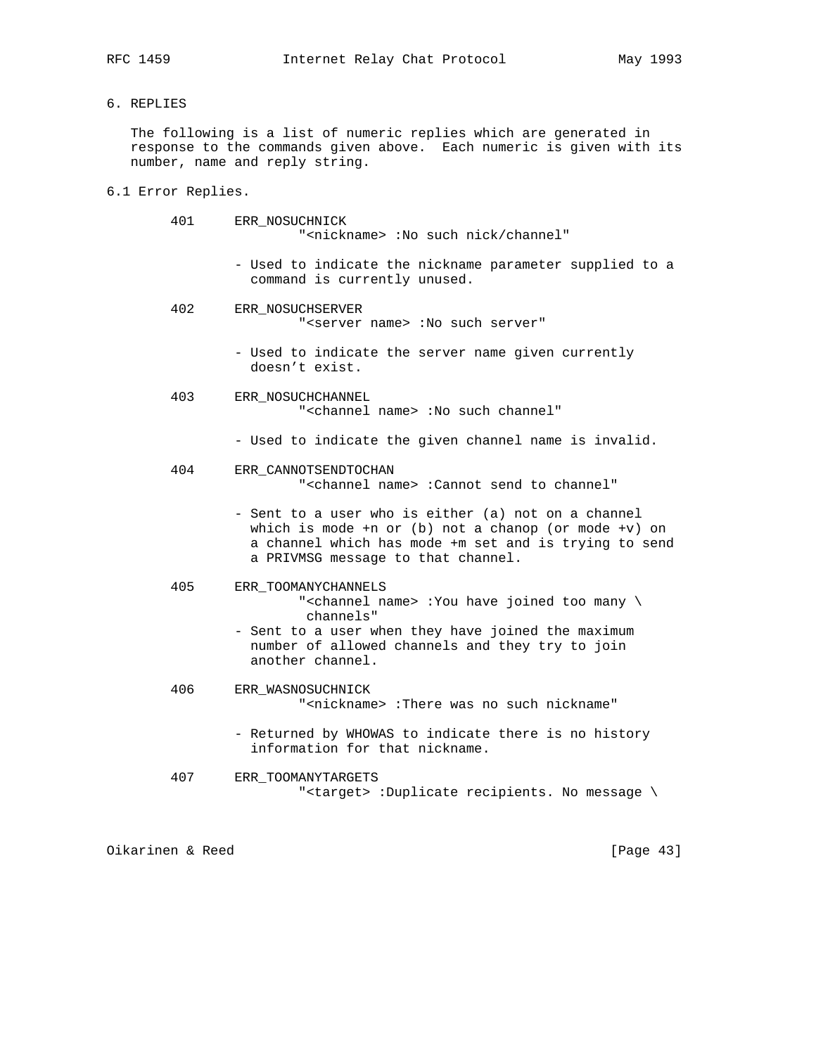# 6. REPLIES

The following is a list of numeric replies which are generated in response to the commands given above. Each numeric is given with its number, name and reply string.

## 6.1 Error Replies.

```
        401     ERR_NOSUCHNICK
                        "<nickname> :No such nick/channel"

                - Used to indicate the nickname parameter supplied to a
                  command is currently unused.

        402     ERR_NOSUCHSERVER
                        "<server name> :No such server"

                - Used to indicate the server name given currently
                  doesn't exist.

        403     ERR_NOSUCHCHANNEL
                        "<channel name> :No such channel"

                - Used to indicate the given channel name is invalid.

        404     ERR_CANNOTSENDTOCHAN
                        "<channel name> :Cannot send to channel"

                - Sent to a user who is either (a) not on a channel
                  which is mode +n or (b) not a chanop (or mode +v) on
                  a channel which has mode +m set and is trying to send
                  a PRIVMSG message to that channel.

        405     ERR_TOOMANYCHANNELS
                        "<channel name> :You have joined too many \
                         channels"
                - Sent to a user when they have joined the maximum
                  number of allowed channels and they try to join
                  another channel.

        406     ERR_WASNOSUCHNICK
                        "<nickname> :There was no such nickname"

                - Returned by WHOWAS to indicate there is no history
                  information for that nickname.

        407     ERR_TOOMANYTARGETS
                        "<target> :Duplicate recipients. No message \
```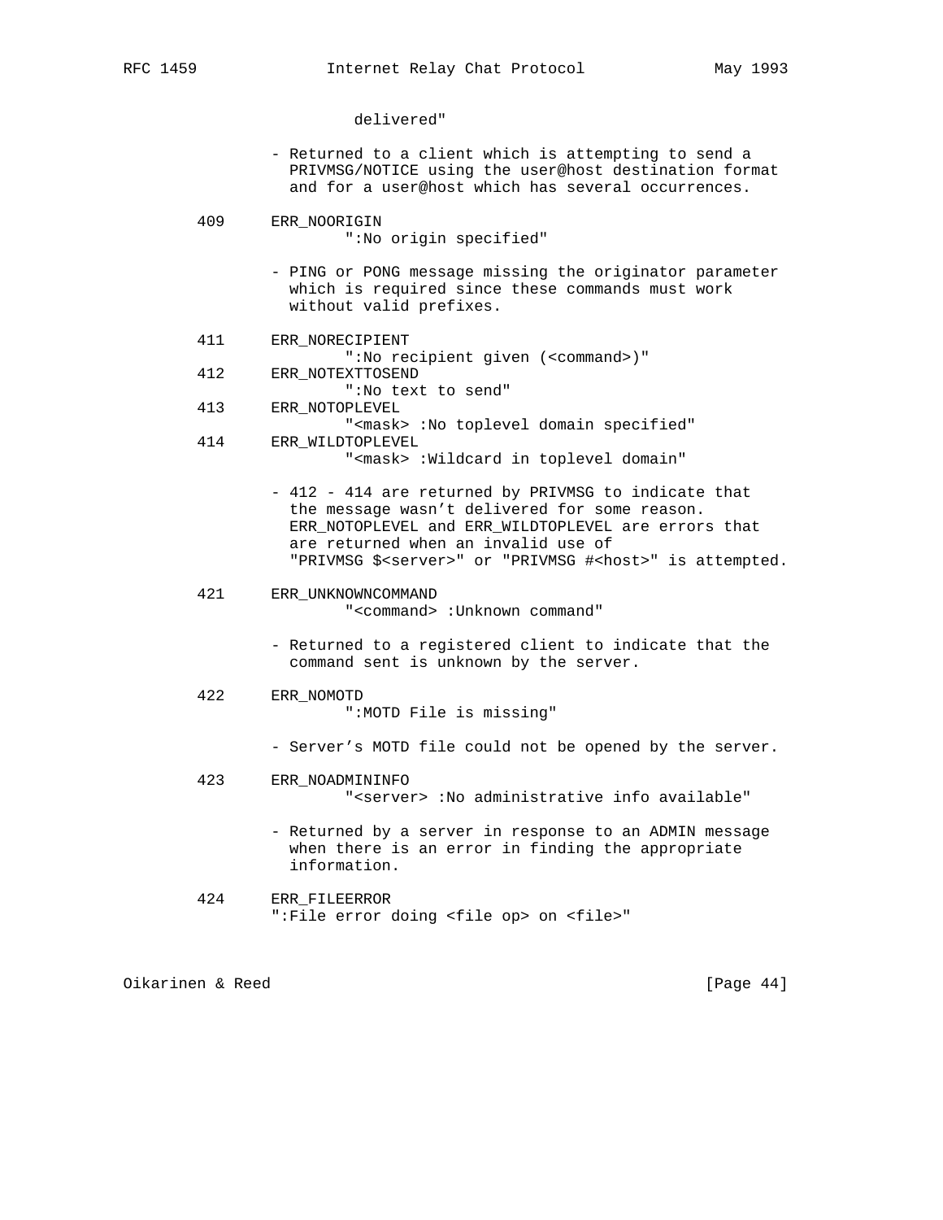delivered"

- Returned to a client which is attempting to send a PRIVMSG/NOTICE using the user@host destination format and for a user@host which has several occurrences.

409 ERR_NOORIGIN
":No origin specified"

- PING or PONG message missing the originator parameter which is required since these commands must work without valid prefixes.

411 ERR_NORECIPIENT
":No recipient given (<command>)"

412 ERR_NOTEXTTOSEND
":No text to send"

413 ERR_NOTOPLEVEL
"<mask> :No toplevel domain specified"

414 ERR_WILDTOPLEVEL
"<mask> :Wildcard in toplevel domain"

- 412 - 414 are returned by PRIVMSG to indicate that the message wasn't delivered for some reason. ERR_NOTOPLEVEL and ERR_WILDTOPLEVEL are errors that are returned when an invalid use of "PRIVMSG $<server>" or "PRIVMSG #<host>" is attempted.

421 ERR_UNKNOWNCOMMAND
"<command> :Unknown command"

- Returned to a registered client to indicate that the command sent is unknown by the server.

422 ERR_NOMOTD
":MOTD File is missing"

- Server's MOTD file could not be opened by the server.

423 ERR_NOADMININFO
"<server> :No administrative info available"

- Returned by a server in response to an ADMIN message when there is an error in finding the appropriate information.

424 ERR_FILEERROR
":File error doing <file op> on <file>"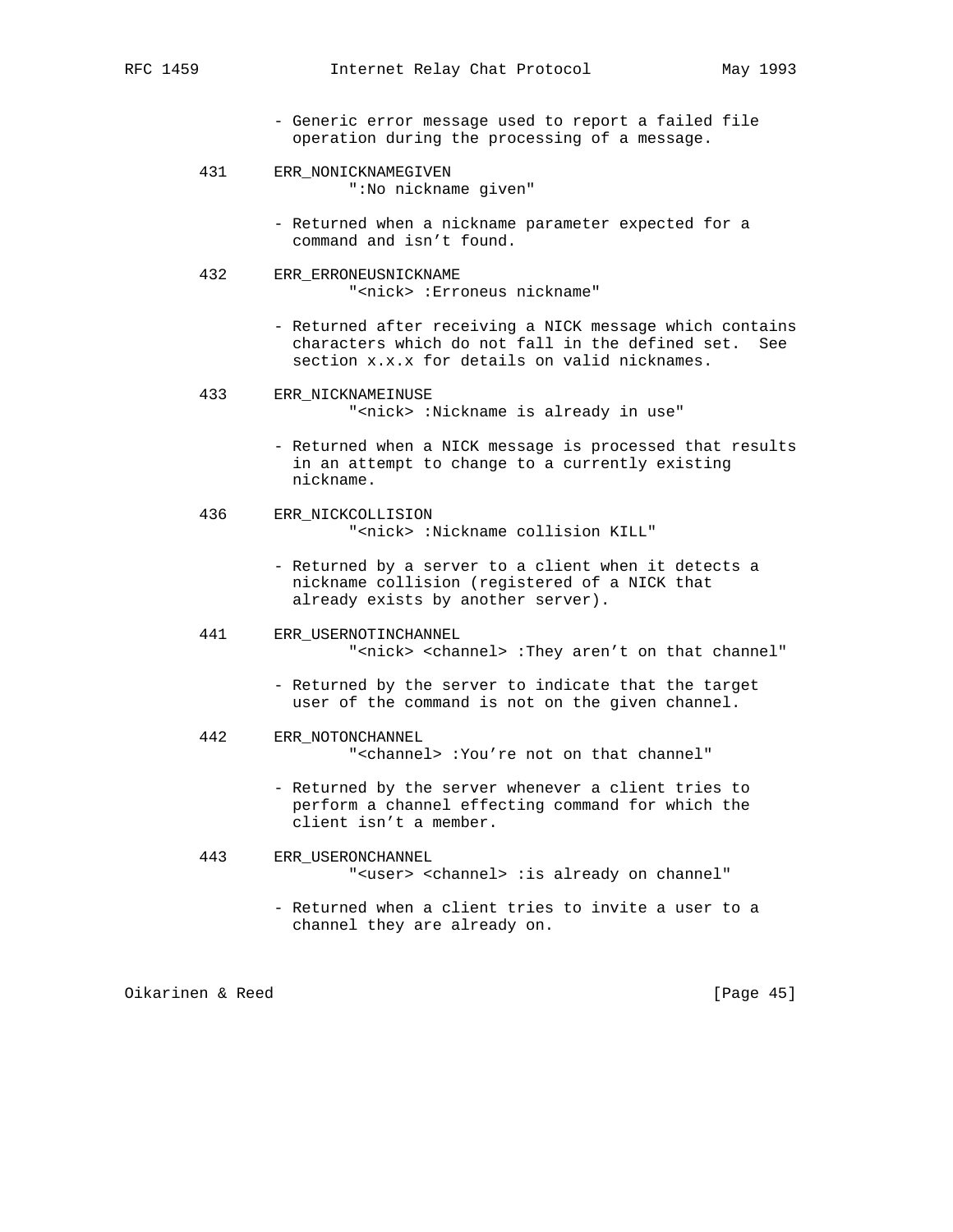- Generic error message used to report a failed file operation during the processing of a message.

431 ERR_NONICKNAMEGIVEN
":No nickname given"

- Returned when a nickname parameter expected for a command and isn't found.

432 ERR_ERRONEUSNICKNAME
"<nick> :Erroneus nickname"

- Returned after receiving a NICK message which contains characters which do not fall in the defined set. See section x.x.x for details on valid nicknames.

433 ERR_NICKNAMEINUSE
"<nick> :Nickname is already in use"

- Returned when a NICK message is processed that results in an attempt to change to a currently existing nickname.

436 ERR_NICKCOLLISION
"<nick> :Nickname collision KILL"

- Returned by a server to a client when it detects a nickname collision (registered of a NICK that already exists by another server).

441 ERR_USERNOTINCHANNEL
"<nick> <channel> :They aren't on that channel"

- Returned by the server to indicate that the target user of the command is not on the given channel.

442 ERR_NOTONCHANNEL
"<channel> :You're not on that channel"

- Returned by the server whenever a client tries to perform a channel effecting command for which the client isn't a member.

443 ERR_USERONCHANNEL
"<user> <channel> :is already on channel"

- Returned when a client tries to invite a user to a channel they are already on.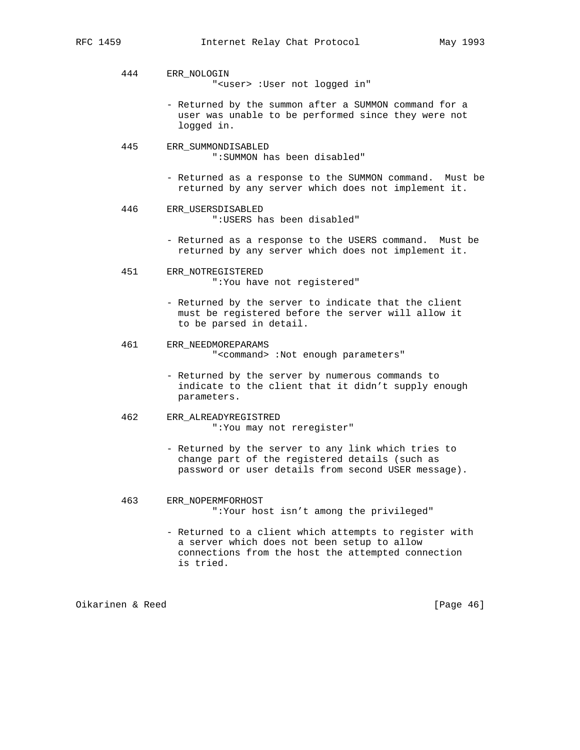444     ERR_NOLOGIN
                "<user> :User not logged in"

        - Returned by the summon after a SUMMON command for a
          user was unable to be performed since they were not
          logged in.

445     ERR_SUMMONDISABLED
                ":SUMMON has been disabled"

        - Returned as a response to the SUMMON command.  Must be
          returned by any server which does not implement it.

446     ERR_USERSDISABLED
                ":USERS has been disabled"

        - Returned as a response to the USERS command.  Must be
          returned by any server which does not implement it.

451     ERR_NOTREGISTERED
                ":You have not registered"

        - Returned by the server to indicate that the client
          must be registered before the server will allow it
          to be parsed in detail.

461     ERR_NEEDMOREPARAMS
                "<command> :Not enough parameters"

        - Returned by the server by numerous commands to
          indicate to the client that it didn't supply enough
          parameters.

462     ERR_ALREADYREGISTRED
                ":You may not reregister"

        - Returned by the server to any link which tries to
          change part of the registered details (such as
          password or user details from second USER message).

463     ERR_NOPERMFORHOST
                ":Your host isn't among the privileged"

        - Returned to a client which attempts to register with
          a server which does not been setup to allow
          connections from the host the attempted connection
          is tried.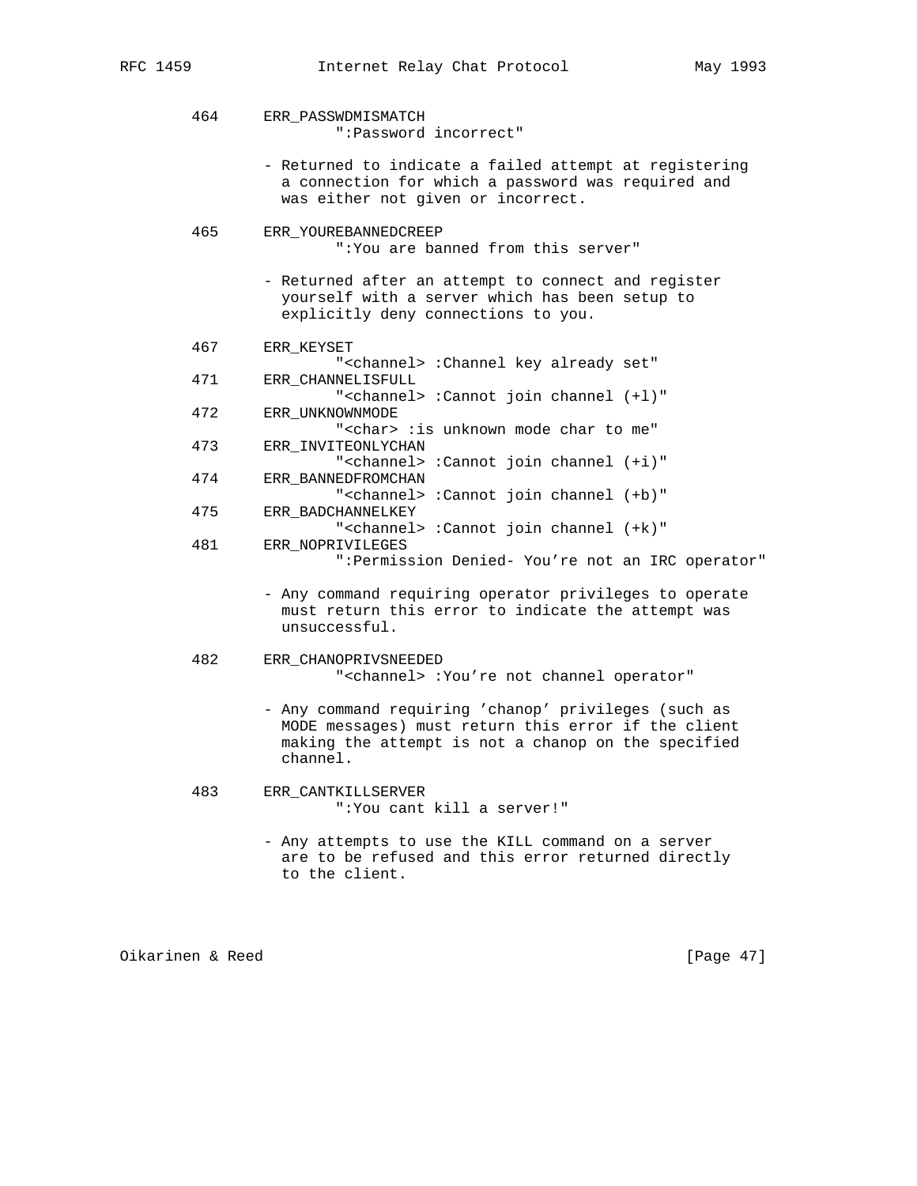```
464     ERR_PASSWDMISMATCH
                ":Password incorrect"

        - Returned to indicate a failed attempt at registering
          a connection for which a password was required and
          was either not given or incorrect.

465     ERR_YOUREBANNEDCREEP
                ":You are banned from this server"

        - Returned after an attempt to connect and register
          yourself with a server which has been setup to
          explicitly deny connections to you.

467     ERR_KEYSET
                "<channel> :Channel key already set"
471     ERR_CHANNELISFULL
                "<channel> :Cannot join channel (+l)"
472     ERR_UNKNOWNMODE
                "<char> :is unknown mode char to me"
473     ERR_INVITEONLYCHAN
                "<channel> :Cannot join channel (+i)"
474     ERR_BANNEDFROMCHAN
                "<channel> :Cannot join channel (+b)"
475     ERR_BADCHANNELKEY
                "<channel> :Cannot join channel (+k)"
481     ERR_NOPRIVILEGES
                ":Permission Denied- You're not an IRC operator"

        - Any command requiring operator privileges to operate
          must return this error to indicate the attempt was
          unsuccessful.

482     ERR_CHANOPRIVSNEEDED
                "<channel> :You're not channel operator"

        - Any command requiring 'chanop' privileges (such as
          MODE messages) must return this error if the client
          making the attempt is not a chanop on the specified
          channel.

483     ERR_CANTKILLSERVER
                ":You cant kill a server!"

        - Any attempts to use the KILL command on a server
          are to be refused and this error returned directly
          to the client.
```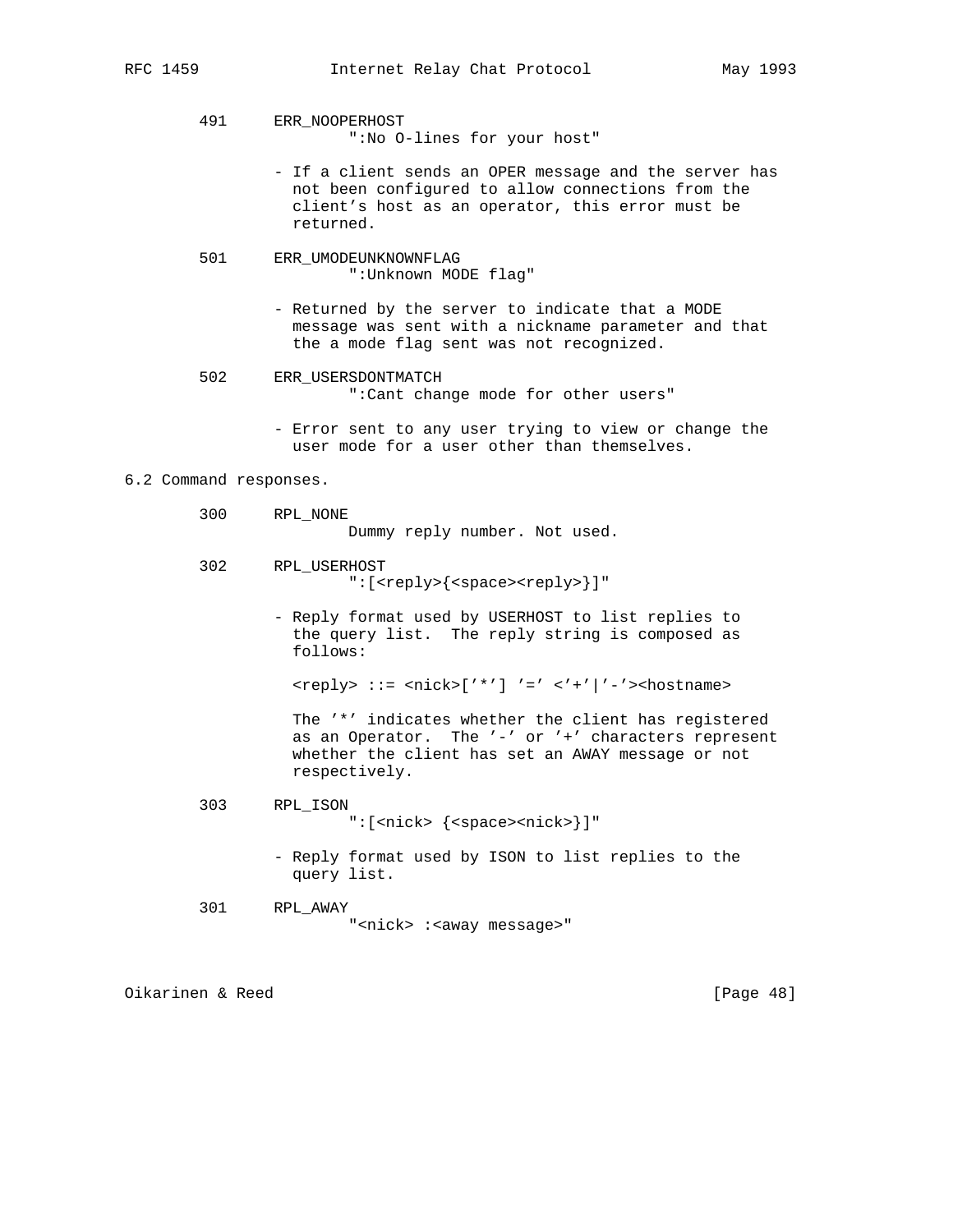491 ERR_NOOPERHOST
":No O-lines for your host"

- If a client sends an OPER message and the server has not been configured to allow connections from the client's host as an operator, this error must be returned.

501 ERR_UMODEUNKNOWNFLAG
":Unknown MODE flag"

- Returned by the server to indicate that a MODE message was sent with a nickname parameter and that the a mode flag sent was not recognized.

502 ERR_USERSDONTMATCH
":Cant change mode for other users"

- Error sent to any user trying to view or change the user mode for a user other than themselves.

## 6.2 Command responses.

300 RPL_NONE
Dummy reply number. Not used.

302 RPL_USERHOST
":[<reply>{<space><reply>}]"

- Reply format used by USERHOST to list replies to the query list. The reply string is composed as follows:

<reply> ::= <nick>['*'] '=' <'+'|'-'><hostname>

The '*' indicates whether the client has registered as an Operator. The '-' or '+' characters represent whether the client has set an AWAY message or not respectively.

303 RPL_ISON
":[<nick> {<space><nick>}]"

- Reply format used by ISON to list replies to the query list.

301 RPL_AWAY
"<nick> :<away message>"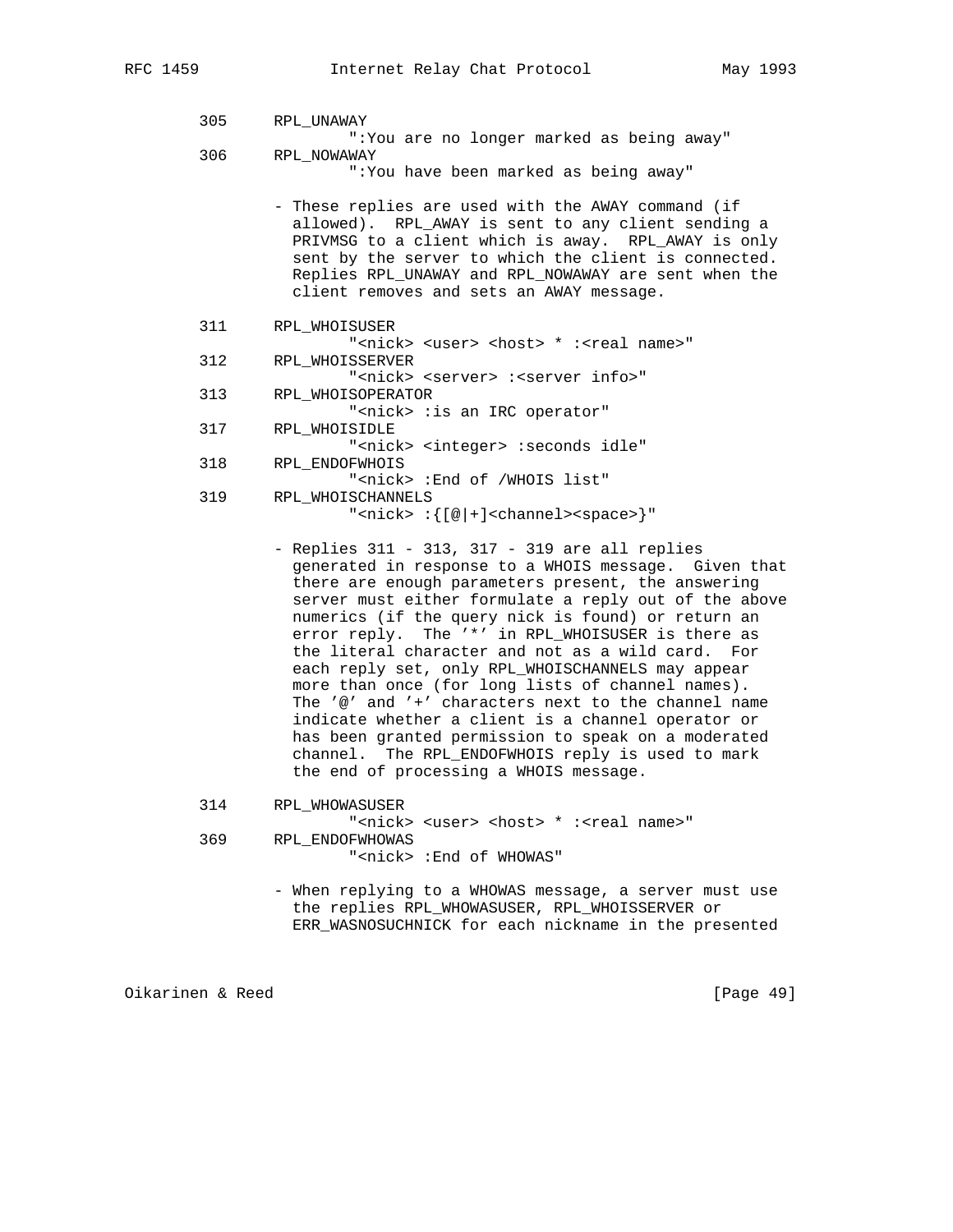305     RPL_UNAWAY
                ":You are no longer marked as being away"

306     RPL_NOWAWAY
                ":You have been marked as being away"

- These replies are used with the AWAY command (if allowed). RPL_AWAY is sent to any client sending a PRIVMSG to a client which is away. RPL_AWAY is only sent by the server to which the client is connected. Replies RPL_UNAWAY and RPL_NOWAWAY are sent when the client removes and sets an AWAY message.

311     RPL_WHOISUSER
                "<nick> <user> <host> * :<real name>"

312     RPL_WHOISSERVER
                "<nick> <server> :<server info>"

313     RPL_WHOISOPERATOR
                "<nick> :is an IRC operator"

317     RPL_WHOISIDLE
                "<nick> <integer> :seconds idle"

318     RPL_ENDOFWHOIS
                "<nick> :End of /WHOIS list"

319     RPL_WHOISCHANNELS
                "<nick> :{[@|+]<channel><space>}"

- Replies 311 - 313, 317 - 319 are all replies generated in response to a WHOIS message. Given that there are enough parameters present, the answering server must either formulate a reply out of the above numerics (if the query nick is found) or return an error reply. The '*' in RPL_WHOISUSER is there as the literal character and not as a wild card. For each reply set, only RPL_WHOISCHANNELS may appear more than once (for long lists of channel names). The '@' and '+' characters next to the channel name indicate whether a client is a channel operator or has been granted permission to speak on a moderated channel. The RPL_ENDOFWHOIS reply is used to mark the end of processing a WHOIS message.

314     RPL_WHOWASUSER
                "<nick> <user> <host> * :<real name>"

369     RPL_ENDOFWHOWAS
                "<nick> :End of WHOWAS"

- When replying to a WHOWAS message, a server must use the replies RPL_WHOWASUSER, RPL_WHOISSERVER or ERR_WASNOSUCHNICK for each nickname in the presented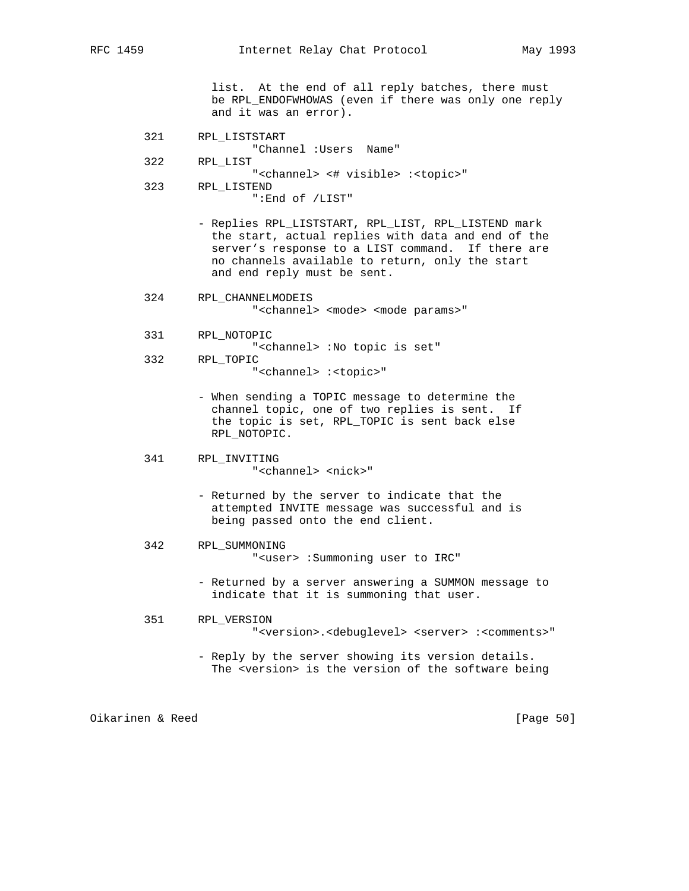list. At the end of all reply batches, there must be RPL_ENDOFWHOWAS (even if there was only one reply and it was an error).

321 RPL_LISTSTART
"Channel :Users  Name"

322 RPL_LIST
"<channel> <# visible> :<topic>"

323 RPL_LISTEND
":End of /LIST"

- Replies RPL_LISTSTART, RPL_LIST, RPL_LISTEND mark the start, actual replies with data and end of the server's response to a LIST command. If there are no channels available to return, only the start and end reply must be sent.

324 RPL_CHANNELMODEIS
"<channel> <mode> <mode params>"

331 RPL_NOTOPIC
"<channel> :No topic is set"

332 RPL_TOPIC
"<channel> :<topic>"

- When sending a TOPIC message to determine the channel topic, one of two replies is sent. If the topic is set, RPL_TOPIC is sent back else RPL_NOTOPIC.

341 RPL_INVITING
"<channel> <nick>"

- Returned by the server to indicate that the attempted INVITE message was successful and is being passed onto the end client.

342 RPL_SUMMONING
"<user> :Summoning user to IRC"

- Returned by a server answering a SUMMON message to indicate that it is summoning that user.

351 RPL_VERSION
"<version>.<debuglevel> <server> :<comments>"

- Reply by the server showing its version details. The <version> is the version of the software being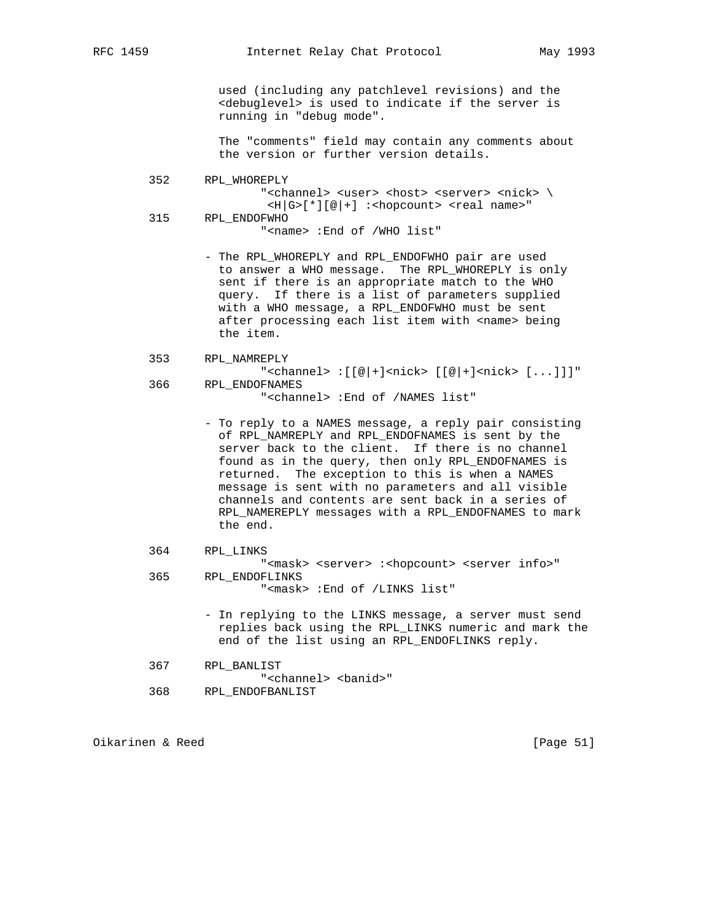used (including any patchlevel revisions) and the <debuglevel> is used to indicate if the server is running in "debug mode".

The "comments" field may contain any comments about the version or further version details.

```
352     RPL_WHOREPLY
                "<channel> <user> <host> <server> <nick> \
                 <H|G>[*][@|+] :<hopcount> <real name>"
315     RPL_ENDOFWHO
                "<name> :End of /WHO list"
```

- The RPL_WHOREPLY and RPL_ENDOFWHO pair are used to answer a WHO message. The RPL_WHOREPLY is only sent if there is an appropriate match to the WHO query. If there is a list of parameters supplied with a WHO message, a RPL_ENDOFWHO must be sent after processing each list item with <name> being the item.

```
353     RPL_NAMREPLY
                "<channel> :[[@|+]<nick> [[@|+]<nick> [...]]]"
366     RPL_ENDOFNAMES
                "<channel> :End of /NAMES list"
```

- To reply to a NAMES message, a reply pair consisting of RPL_NAMREPLY and RPL_ENDOFNAMES is sent by the server back to the client. If there is no channel found as in the query, then only RPL_ENDOFNAMES is returned. The exception to this is when a NAMES message is sent with no parameters and all visible channels and contents are sent back in a series of RPL_NAMEREPLY messages with a RPL_ENDOFNAMES to mark the end.

```
364     RPL_LINKS
                "<mask> <server> :<hopcount> <server info>"
365     RPL_ENDOFLINKS
                "<mask> :End of /LINKS list"
```

- In replying to the LINKS message, a server must send replies back using the RPL_LINKS numeric and mark the end of the list using an RPL_ENDOFLINKS reply.

```
367     RPL_BANLIST
                "<channel> <banid>"
368     RPL_ENDOFBANLIST
```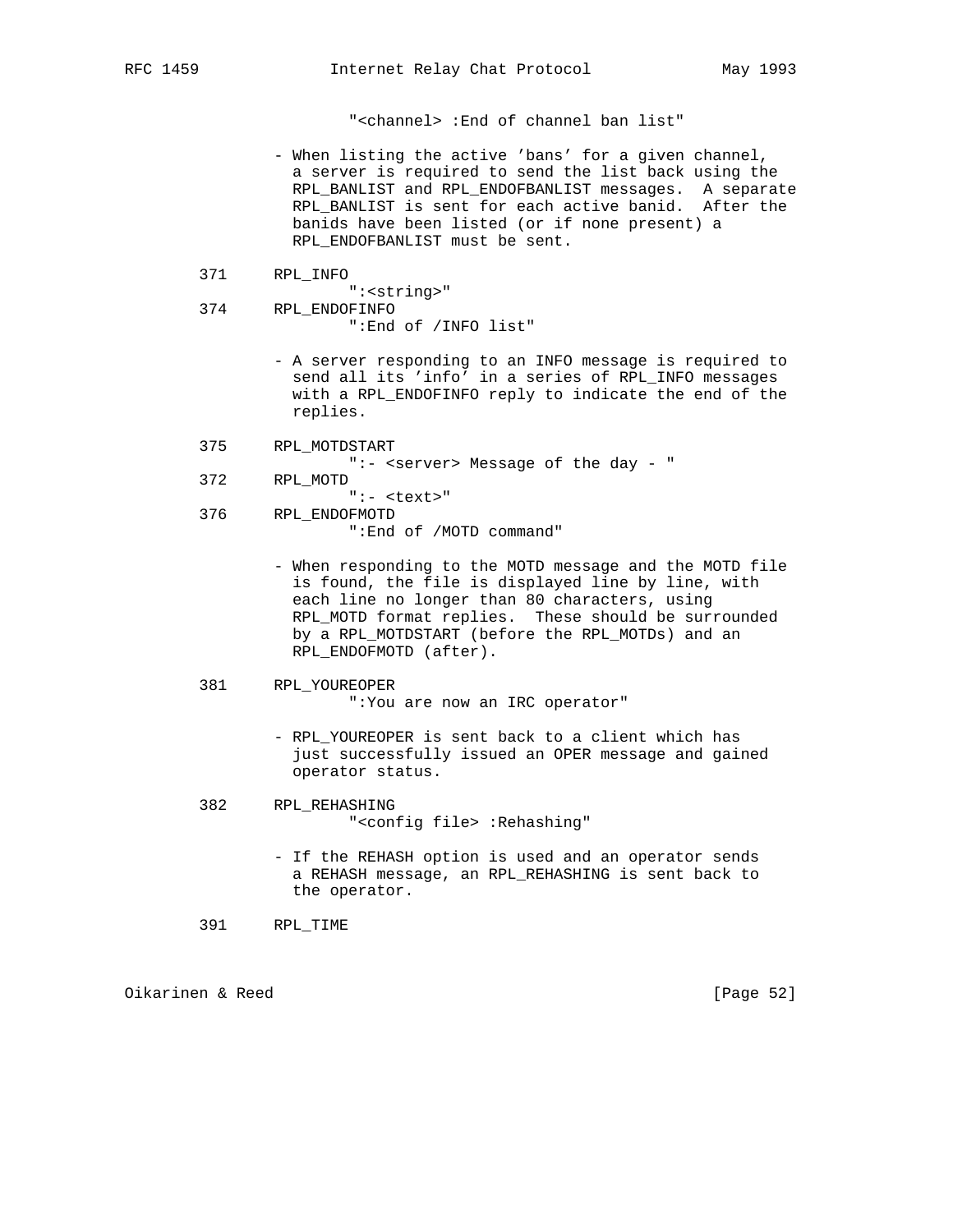"<channel> :End of channel ban list"

- When listing the active 'bans' for a given channel, a server is required to send the list back using the RPL_BANLIST and RPL_ENDOFBANLIST messages. A separate RPL_BANLIST is sent for each active banid. After the banids have been listed (or if none present) a RPL_ENDOFBANLIST must be sent.

371 RPL_INFO
":<string>"

374 RPL_ENDOFINFO
":End of /INFO list"

- A server responding to an INFO message is required to send all its 'info' in a series of RPL_INFO messages with a RPL_ENDOFINFO reply to indicate the end of the replies.

375 RPL_MOTDSTART
":- <server> Message of the day - "

372 RPL_MOTD
":- <text>"

376 RPL_ENDOFMOTD
":End of /MOTD command"

- When responding to the MOTD message and the MOTD file is found, the file is displayed line by line, with each line no longer than 80 characters, using RPL_MOTD format replies. These should be surrounded by a RPL_MOTDSTART (before the RPL_MOTDs) and an RPL_ENDOFMOTD (after).

381 RPL_YOUREOPER
":You are now an IRC operator"

- RPL_YOUREOPER is sent back to a client which has just successfully issued an OPER message and gained operator status.

382 RPL_REHASHING
"<config file> :Rehashing"

- If the REHASH option is used and an operator sends a REHASH message, an RPL_REHASHING is sent back to the operator.

391 RPL_TIME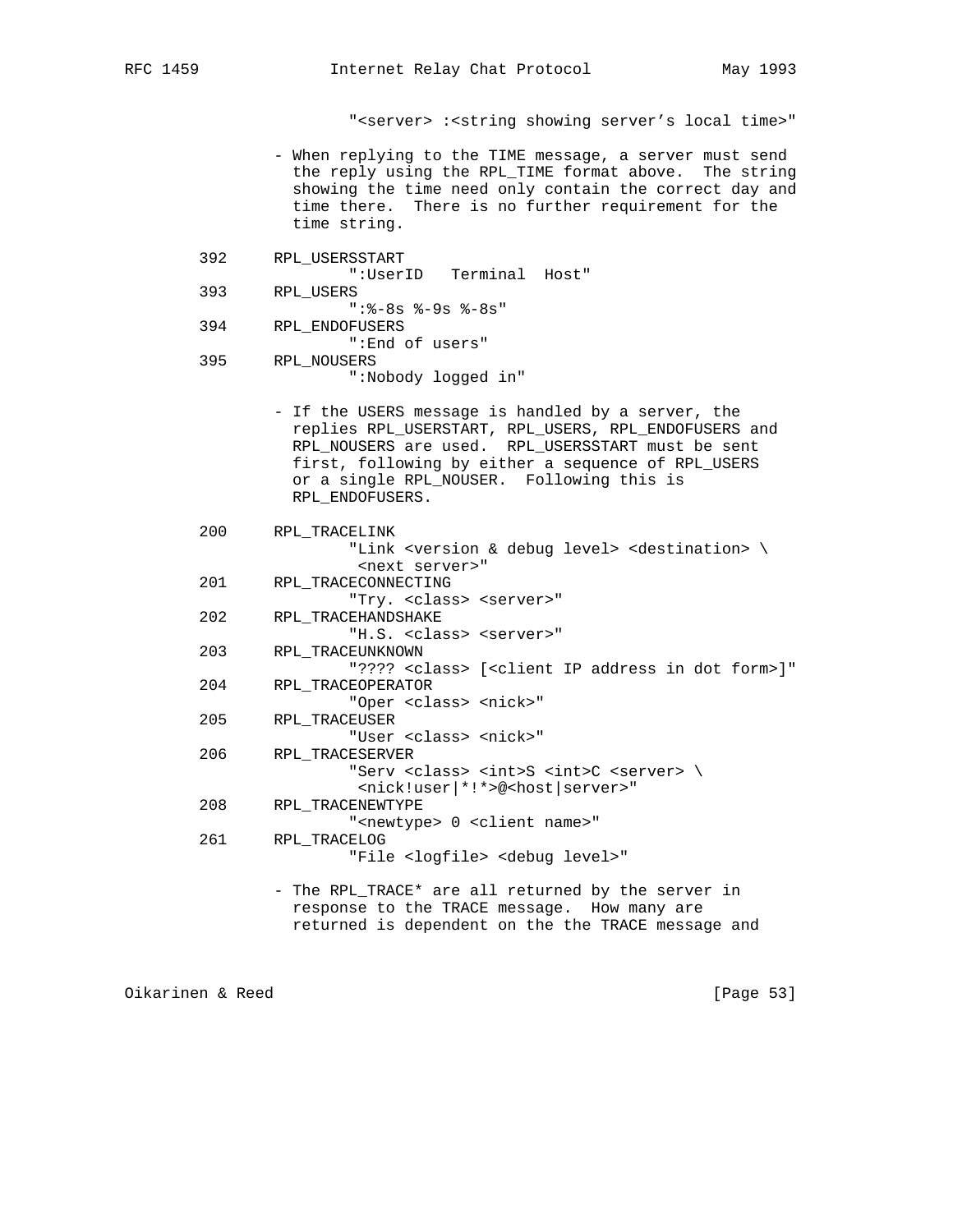"<server> :<string showing server's local time>"

- When replying to the TIME message, a server must send the reply using the RPL_TIME format above. The string showing the time need only contain the correct day and time there. There is no further requirement for the time string.

```
392     RPL_USERSSTART
                ":UserID   Terminal  Host"
393     RPL_USERS
                ":%-8s %-9s %-8s"
394     RPL_ENDOFUSERS
                ":End of users"
395     RPL_NOUSERS
                ":Nobody logged in"
```

- If the USERS message is handled by a server, the replies RPL_USERSTART, RPL_USERS, RPL_ENDOFUSERS and RPL_NOUSERS are used. RPL_USERSSTART must be sent first, following by either a sequence of RPL_USERS or a single RPL_NOUSER. Following this is RPL_ENDOFUSERS.

```
200     RPL_TRACELINK
                "Link <version & debug level> <destination> \
                 <next server>"
201     RPL_TRACECONNECTING
                "Try. <class> <server>"
202     RPL_TRACEHANDSHAKE
                "H.S. <class> <server>"
203     RPL_TRACEUNKNOWN
                "???? <class> [<client IP address in dot form>]"
204     RPL_TRACEOPERATOR
                "Oper <class> <nick>"
205     RPL_TRACEUSER
                "User <class> <nick>"
206     RPL_TRACESERVER
                "Serv <class> <int>S <int>C <server> \
                 <nick!user|*!*>@<host|server>"
208     RPL_TRACENEWTYPE
                "<newtype> 0 <client name>"
261     RPL_TRACELOG
                "File <logfile> <debug level>"
```

- The RPL_TRACE* are all returned by the server in response to the TRACE message. How many are returned is dependent on the the TRACE message and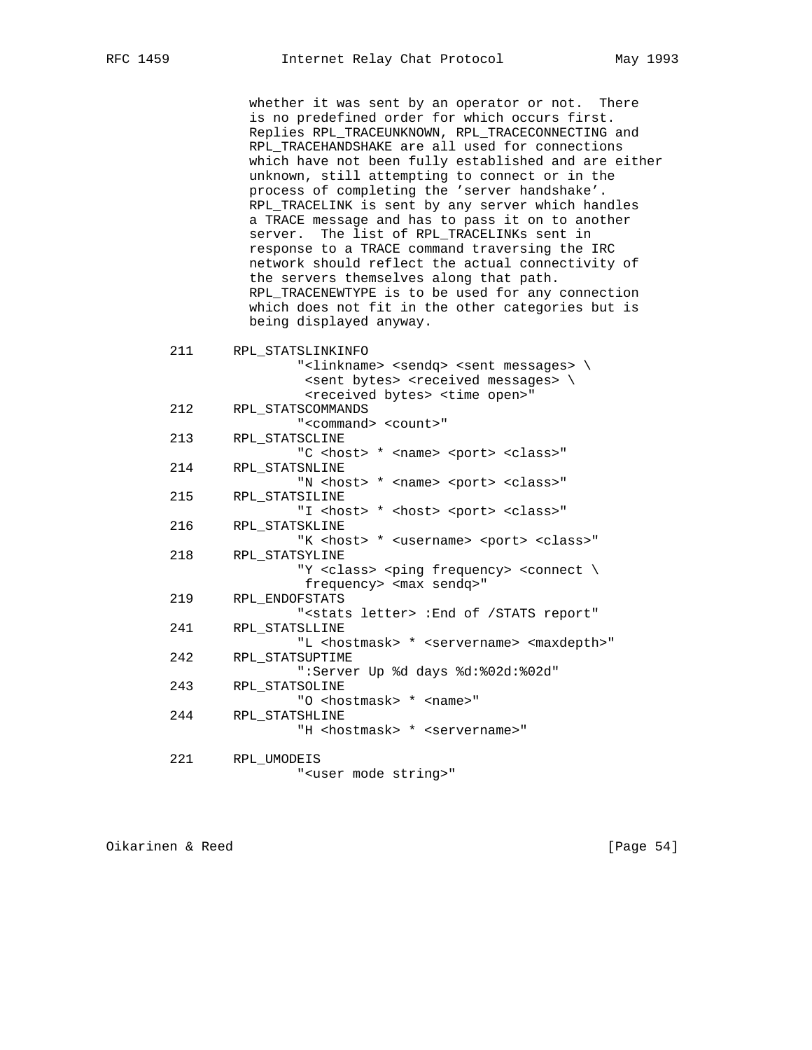whether it was sent by an operator or not. There is no predefined order for which occurs first. Replies RPL_TRACEUNKNOWN, RPL_TRACECONNECTING and RPL_TRACEHANDSHAKE are all used for connections which have not been fully established and are either unknown, still attempting to connect or in the process of completing the 'server handshake'. RPL_TRACELINK is sent by any server which handles a TRACE message and has to pass it on to another server. The list of RPL_TRACELINKs sent in response to a TRACE command traversing the IRC network should reflect the actual connectivity of the servers themselves along that path. RPL_TRACENEWTYPE is to be used for any connection which does not fit in the other categories but is being displayed anyway.

```
211     RPL_STATSLINKINFO
                "<linkname> <sendq> <sent messages> \
                 <sent bytes> <received messages> \
                 <received bytes> <time open>"
212     RPL_STATSCOMMANDS
                "<command> <count>"
213     RPL_STATSCLINE
                "C <host> * <name> <port> <class>"
214     RPL_STATSNLINE
                "N <host> * <name> <port> <class>"
215     RPL_STATSILINE
                "I <host> * <host> <port> <class>"
216     RPL_STATSKLINE
                "K <host> * <username> <port> <class>"
218     RPL_STATSYLINE
                "Y <class> <ping frequency> <connect \
                 frequency> <max sendq>"
219     RPL_ENDOFSTATS
                "<stats letter> :End of /STATS report"
241     RPL_STATSLLINE
                "L <hostmask> * <servername> <maxdepth>"
242     RPL_STATSUPTIME
                ":Server Up %d days %d:%02d:%02d"
243     RPL_STATSOLINE
                "O <hostmask> * <name>"
244     RPL_STATSHLINE
                "H <hostmask> * <servername>"

221     RPL_UMODEIS
                "<user mode string>"
```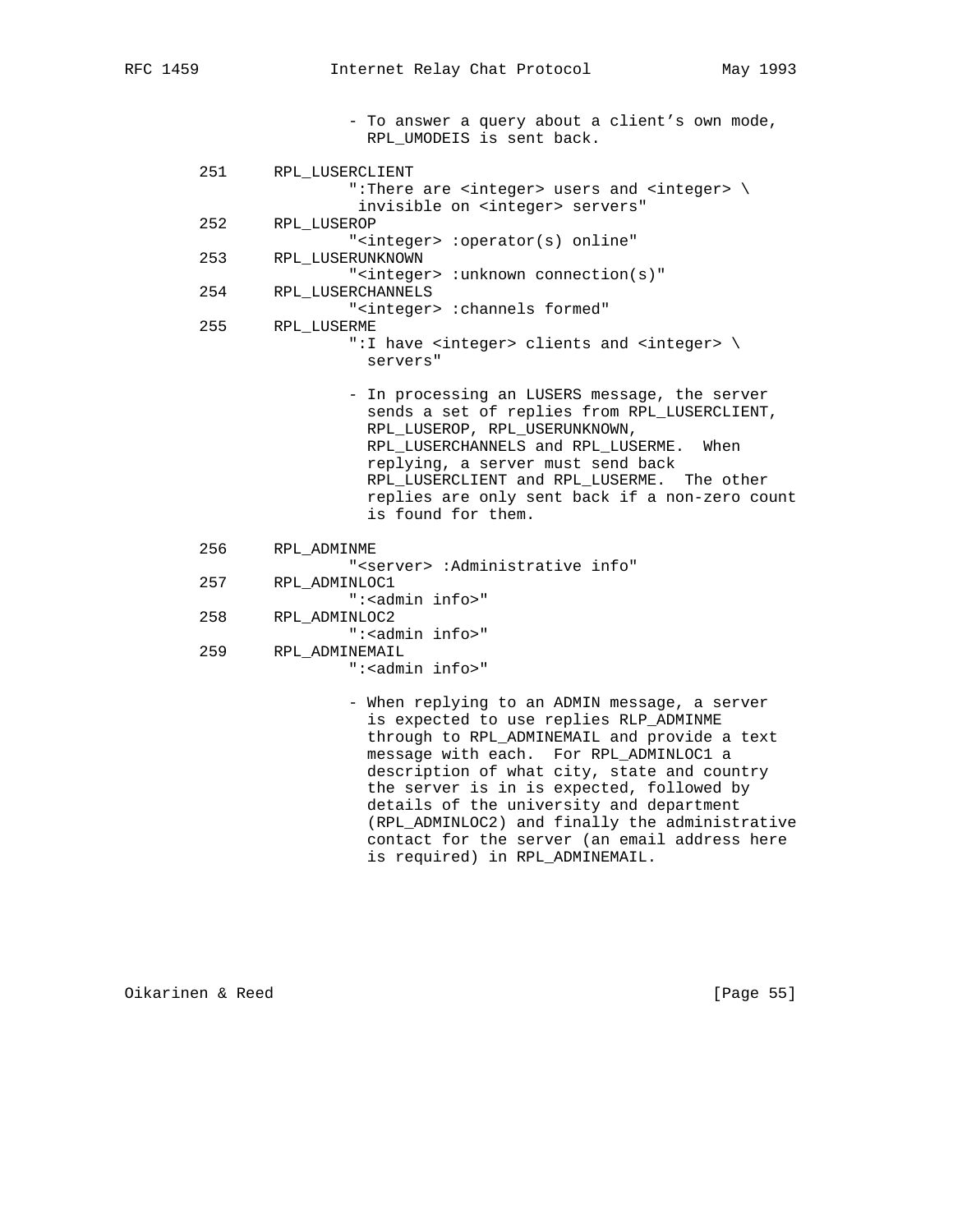```
                - To answer a query about a client's own mode,
                  RPL_UMODEIS is sent back.

        251     RPL_LUSERCLIENT
                        ":There are <integer> users and <integer> \
                         invisible on <integer> servers"
        252     RPL_LUSEROP
                        "<integer> :operator(s) online"
        253     RPL_LUSERUNKNOWN
                        "<integer> :unknown connection(s)"
        254     RPL_LUSERCHANNELS
                        "<integer> :channels formed"
        255     RPL_LUSERME
                        ":I have <integer> clients and <integer> \
                          servers"

                        - In processing an LUSERS message, the server
                          sends a set of replies from RPL_LUSERCLIENT,
                          RPL_LUSEROP, RPL_USERUNKNOWN,
                          RPL_LUSERCHANNELS and RPL_LUSERME.  When
                          replying, a server must send back
                          RPL_LUSERCLIENT and RPL_LUSERME.  The other
                          replies are only sent back if a non-zero count
                          is found for them.

        256     RPL_ADMINME
                        "<server> :Administrative info"
        257     RPL_ADMINLOC1
                        ":<admin info>"
        258     RPL_ADMINLOC2
                        ":<admin info>"
        259     RPL_ADMINEMAIL
                        ":<admin info>"

                        - When replying to an ADMIN message, a server
                          is expected to use replies RLP_ADMINME
                          through to RPL_ADMINEMAIL and provide a text
                          message with each.  For RPL_ADMINLOC1 a
                          description of what city, state and country
                          the server is in is expected, followed by
                          details of the university and department
                          (RPL_ADMINLOC2) and finally the administrative
                          contact for the server (an email address here
                          is required) in RPL_ADMINEMAIL.
```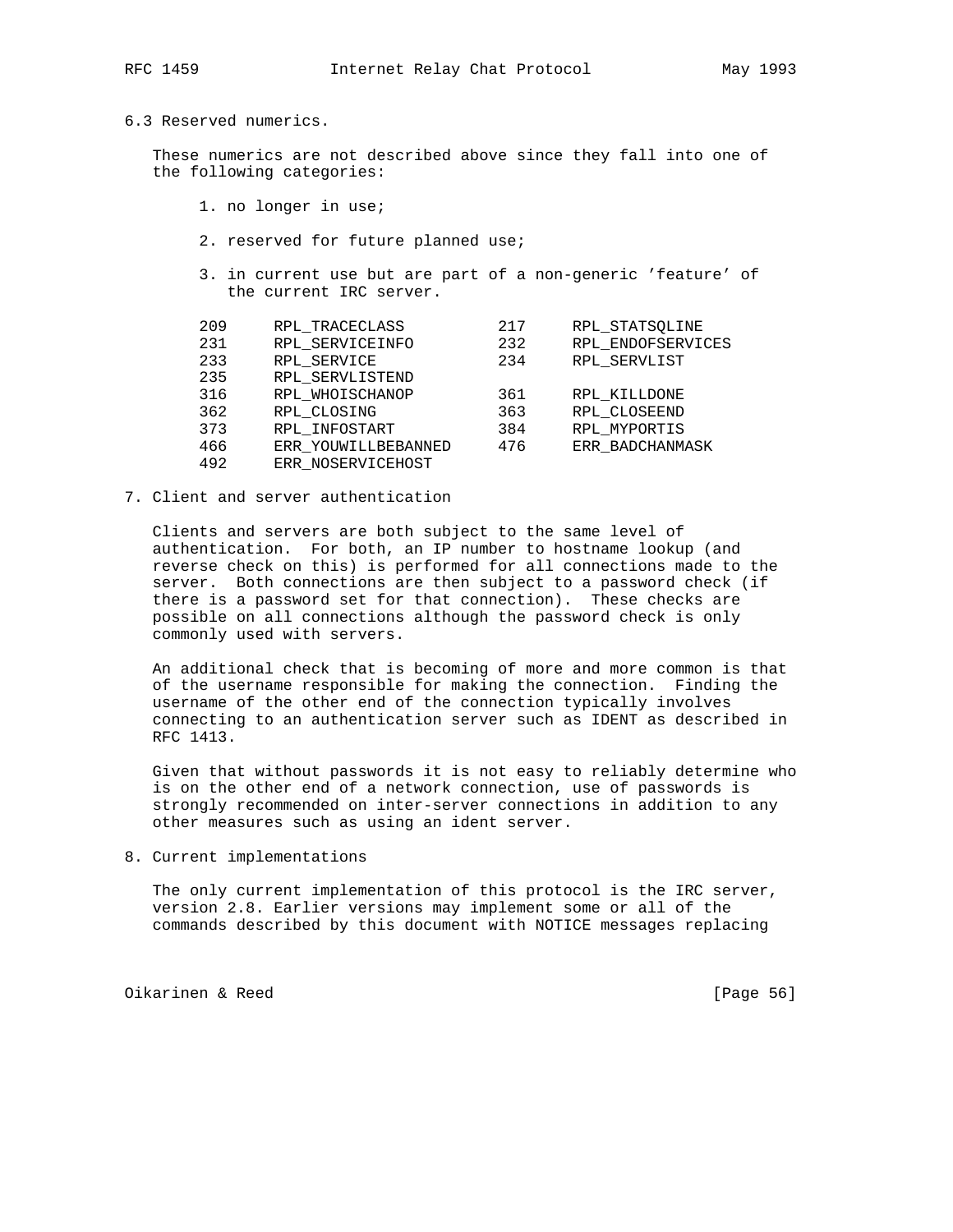### 6.3 Reserved numerics.

These numerics are not described above since they fall into one of the following categories:

1. no longer in use;
2. reserved for future planned use;
3. in current use but are part of a non-generic 'feature' of the current IRC server.

| | | | |
|---|---|---|---|
| 209 | RPL_TRACECLASS | 217 | RPL_STATSQLINE |
| 231 | RPL_SERVICEINFO | 232 | RPL_ENDOFSERVICES |
| 233 | RPL_SERVICE | 234 | RPL_SERVLIST |
| 235 | RPL_SERVLISTEND | | |
| 316 | RPL_WHOISCHANOP | 361 | RPL_KILLDONE |
| 362 | RPL_CLOSING | 363 | RPL_CLOSEEND |
| 373 | RPL_INFOSTART | 384 | RPL_MYPORTIS |
| 466 | ERR_YOUWILLBEBANNED | 476 | ERR_BADCHANMASK |
| 492 | ERR_NOSERVICEHOST | | |

## 7. Client and server authentication

Clients and servers are both subject to the same level of authentication. For both, an IP number to hostname lookup (and reverse check on this) is performed for all connections made to the server. Both connections are then subject to a password check (if there is a password set for that connection). These checks are possible on all connections although the password check is only commonly used with servers.

An additional check that is becoming of more and more common is that of the username responsible for making the connection. Finding the username of the other end of the connection typically involves connecting to an authentication server such as IDENT as described in RFC 1413.

Given that without passwords it is not easy to reliably determine who is on the other end of a network connection, use of passwords is strongly recommended on inter-server connections in addition to any other measures such as using an ident server.

## 8. Current implementations

The only current implementation of this protocol is the IRC server, version 2.8. Earlier versions may implement some or all of the commands described by this document with NOTICE messages replacing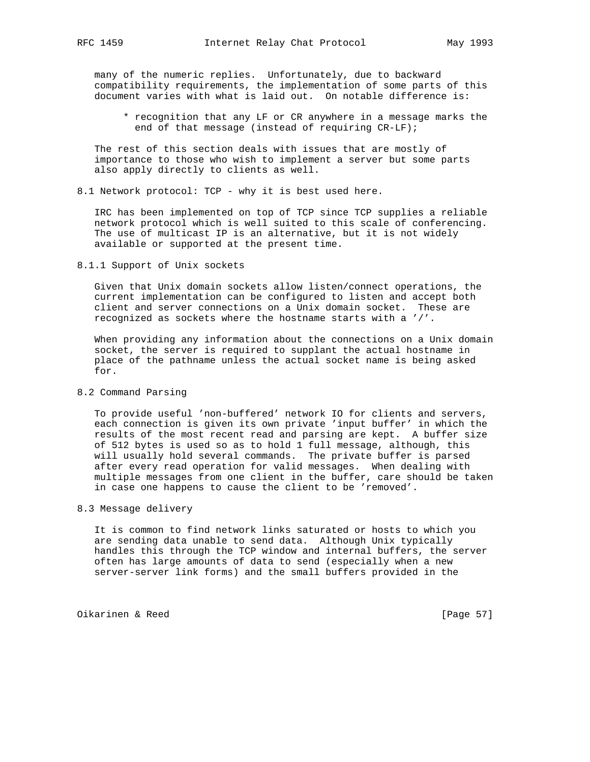many of the numeric replies. Unfortunately, due to backward compatibility requirements, the implementation of some parts of this document varies with what is laid out. On notable difference is:

* recognition that any LF or CR anywhere in a message marks the end of that message (instead of requiring CR-LF);

The rest of this section deals with issues that are mostly of importance to those who wish to implement a server but some parts also apply directly to clients as well.

## 8.1 Network protocol: TCP - why it is best used here.

IRC has been implemented on top of TCP since TCP supplies a reliable network protocol which is well suited to this scale of conferencing. The use of multicast IP is an alternative, but it is not widely available or supported at the present time.

### 8.1.1 Support of Unix sockets

Given that Unix domain sockets allow listen/connect operations, the current implementation can be configured to listen and accept both client and server connections on a Unix domain socket. These are recognized as sockets where the hostname starts with a '/'.

When providing any information about the connections on a Unix domain socket, the server is required to supplant the actual hostname in place of the pathname unless the actual socket name is being asked for.

## 8.2 Command Parsing

To provide useful 'non-buffered' network IO for clients and servers, each connection is given its own private 'input buffer' in which the results of the most recent read and parsing are kept. A buffer size of 512 bytes is used so as to hold 1 full message, although, this will usually hold several commands. The private buffer is parsed after every read operation for valid messages. When dealing with multiple messages from one client in the buffer, care should be taken in case one happens to cause the client to be 'removed'.

## 8.3 Message delivery

It is common to find network links saturated or hosts to which you are sending data unable to send data. Although Unix typically handles this through the TCP window and internal buffers, the server often has large amounts of data to send (especially when a new server-server link forms) and the small buffers provided in the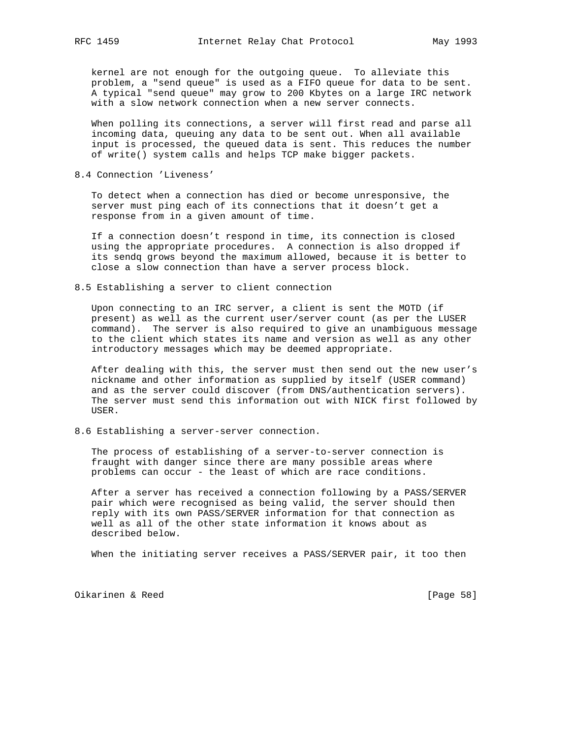kernel are not enough for the outgoing queue. To alleviate this problem, a "send queue" is used as a FIFO queue for data to be sent. A typical "send queue" may grow to 200 Kbytes on a large IRC network with a slow network connection when a new server connects.

When polling its connections, a server will first read and parse all incoming data, queuing any data to be sent out. When all available input is processed, the queued data is sent. This reduces the number of write() system calls and helps TCP make bigger packets.

## 8.4 Connection 'Liveness'

To detect when a connection has died or become unresponsive, the server must ping each of its connections that it doesn't get a response from in a given amount of time.

If a connection doesn't respond in time, its connection is closed using the appropriate procedures. A connection is also dropped if its sendq grows beyond the maximum allowed, because it is better to close a slow connection than have a server process block.

## 8.5 Establishing a server to client connection

Upon connecting to an IRC server, a client is sent the MOTD (if present) as well as the current user/server count (as per the LUSER command). The server is also required to give an unambiguous message to the client which states its name and version as well as any other introductory messages which may be deemed appropriate.

After dealing with this, the server must then send out the new user's nickname and other information as supplied by itself (USER command) and as the server could discover (from DNS/authentication servers). The server must send this information out with NICK first followed by USER.

## 8.6 Establishing a server-server connection.

The process of establishing of a server-to-server connection is fraught with danger since there are many possible areas where problems can occur - the least of which are race conditions.

After a server has received a connection following by a PASS/SERVER pair which were recognised as being valid, the server should then reply with its own PASS/SERVER information for that connection as well as all of the other state information it knows about as described below.

When the initiating server receives a PASS/SERVER pair, it too then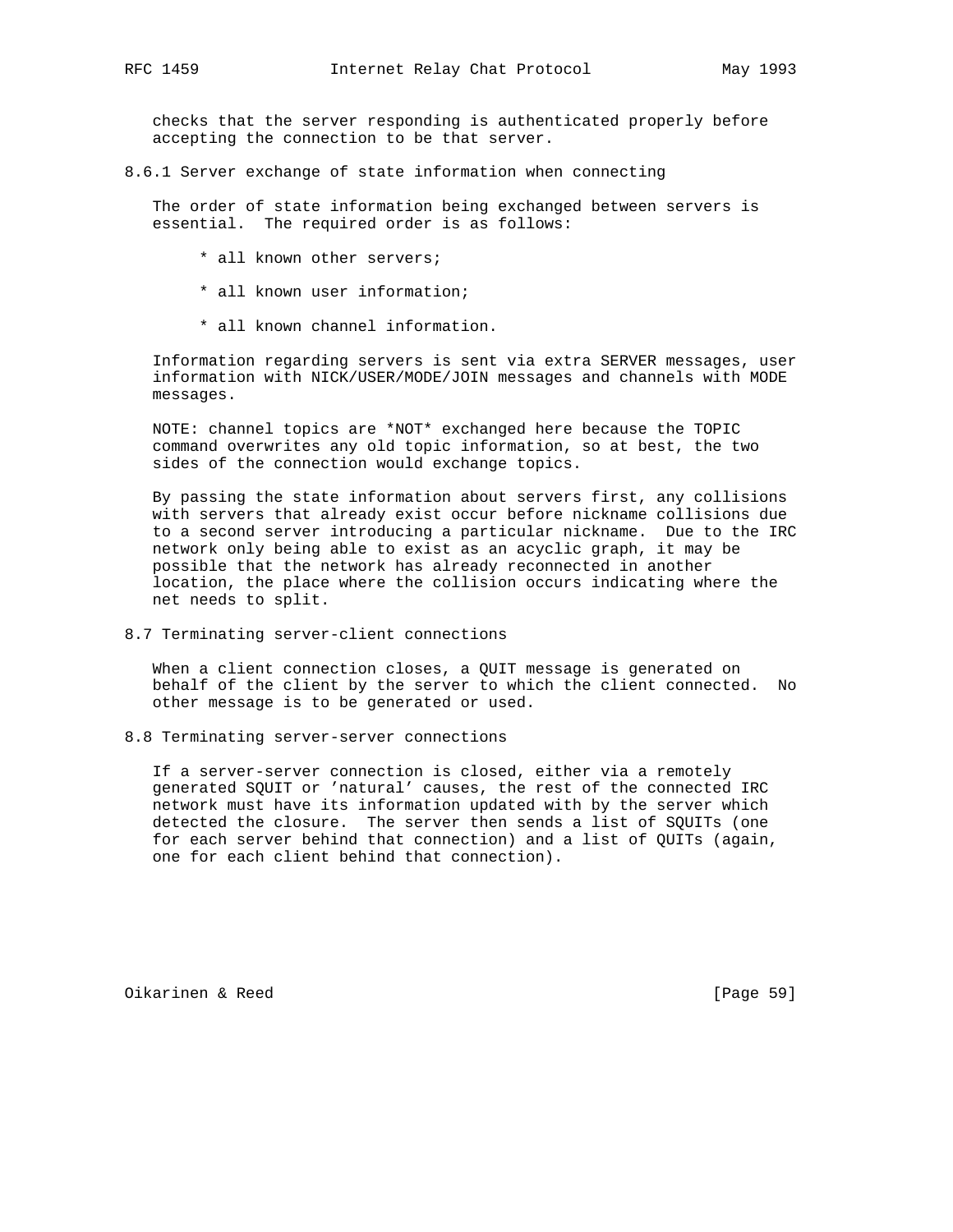checks that the server responding is authenticated properly before accepting the connection to be that server.

### 8.6.1 Server exchange of state information when connecting

The order of state information being exchanged between servers is essential. The required order is as follows:

* all known other servers;
* all known user information;
* all known channel information.

Information regarding servers is sent via extra SERVER messages, user information with NICK/USER/MODE/JOIN messages and channels with MODE messages.

NOTE: channel topics are *NOT* exchanged here because the TOPIC command overwrites any old topic information, so at best, the two sides of the connection would exchange topics.

By passing the state information about servers first, any collisions with servers that already exist occur before nickname collisions due to a second server introducing a particular nickname. Due to the IRC network only being able to exist as an acyclic graph, it may be possible that the network has already reconnected in another location, the place where the collision occurs indicating where the net needs to split.

## 8.7 Terminating server-client connections

When a client connection closes, a QUIT message is generated on behalf of the client by the server to which the client connected. No other message is to be generated or used.

## 8.8 Terminating server-server connections

If a server-server connection is closed, either via a remotely generated SQUIT or 'natural' causes, the rest of the connected IRC network must have its information updated with by the server which detected the closure. The server then sends a list of SQUITs (one for each server behind that connection) and a list of QUITs (again, one for each client behind that connection).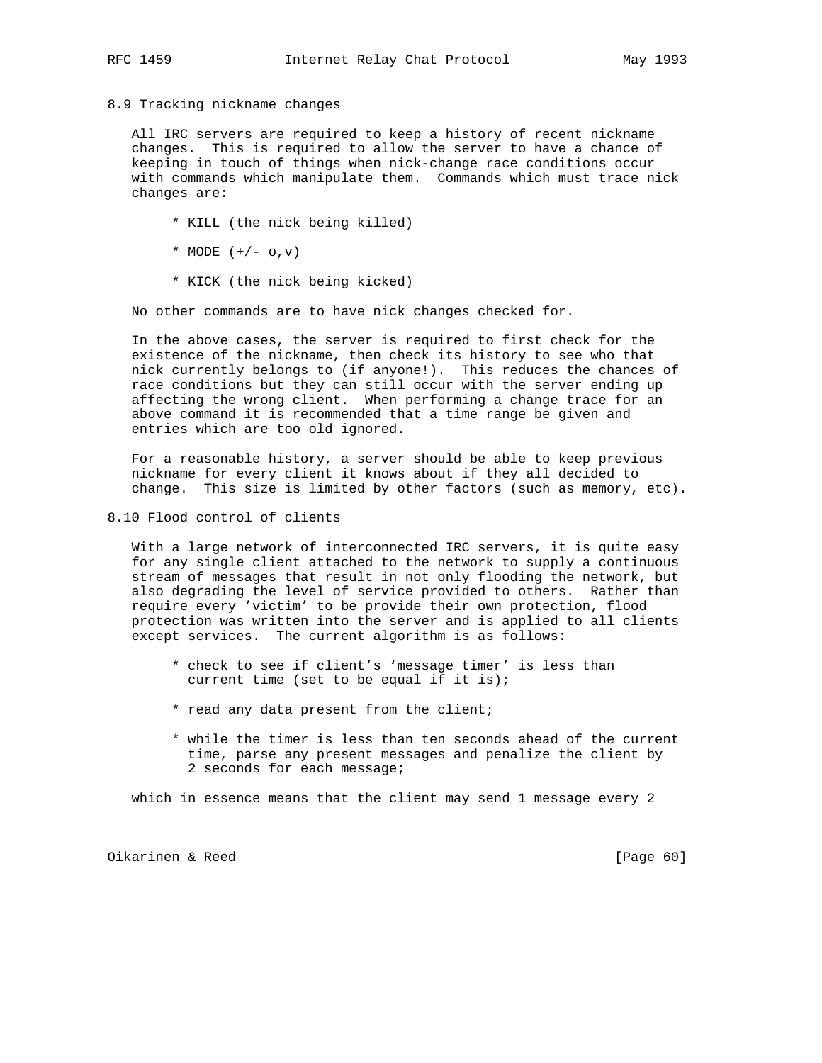### 8.9 Tracking nickname changes

All IRC servers are required to keep a history of recent nickname changes. This is required to allow the server to have a chance of keeping in touch of things when nick-change race conditions occur with commands which manipulate them. Commands which must trace nick changes are:

- KILL (the nick being killed)
- MODE (+/- o,v)
- KICK (the nick being kicked)

No other commands are to have nick changes checked for.

In the above cases, the server is required to first check for the existence of the nickname, then check its history to see who that nick currently belongs to (if anyone!). This reduces the chances of race conditions but they can still occur with the server ending up affecting the wrong client. When performing a change trace for an above command it is recommended that a time range be given and entries which are too old ignored.

For a reasonable history, a server should be able to keep previous nickname for every client it knows about if they all decided to change. This size is limited by other factors (such as memory, etc).

### 8.10 Flood control of clients

With a large network of interconnected IRC servers, it is quite easy for any single client attached to the network to supply a continuous stream of messages that result in not only flooding the network, but also degrading the level of service provided to others. Rather than require every 'victim' to be provide their own protection, flood protection was written into the server and is applied to all clients except services. The current algorithm is as follows:

- check to see if client's 'message timer' is less than current time (set to be equal if it is);
- read any data present from the client;
- while the timer is less than ten seconds ahead of the current time, parse any present messages and penalize the client by 2 seconds for each message;

which in essence means that the client may send 1 message every 2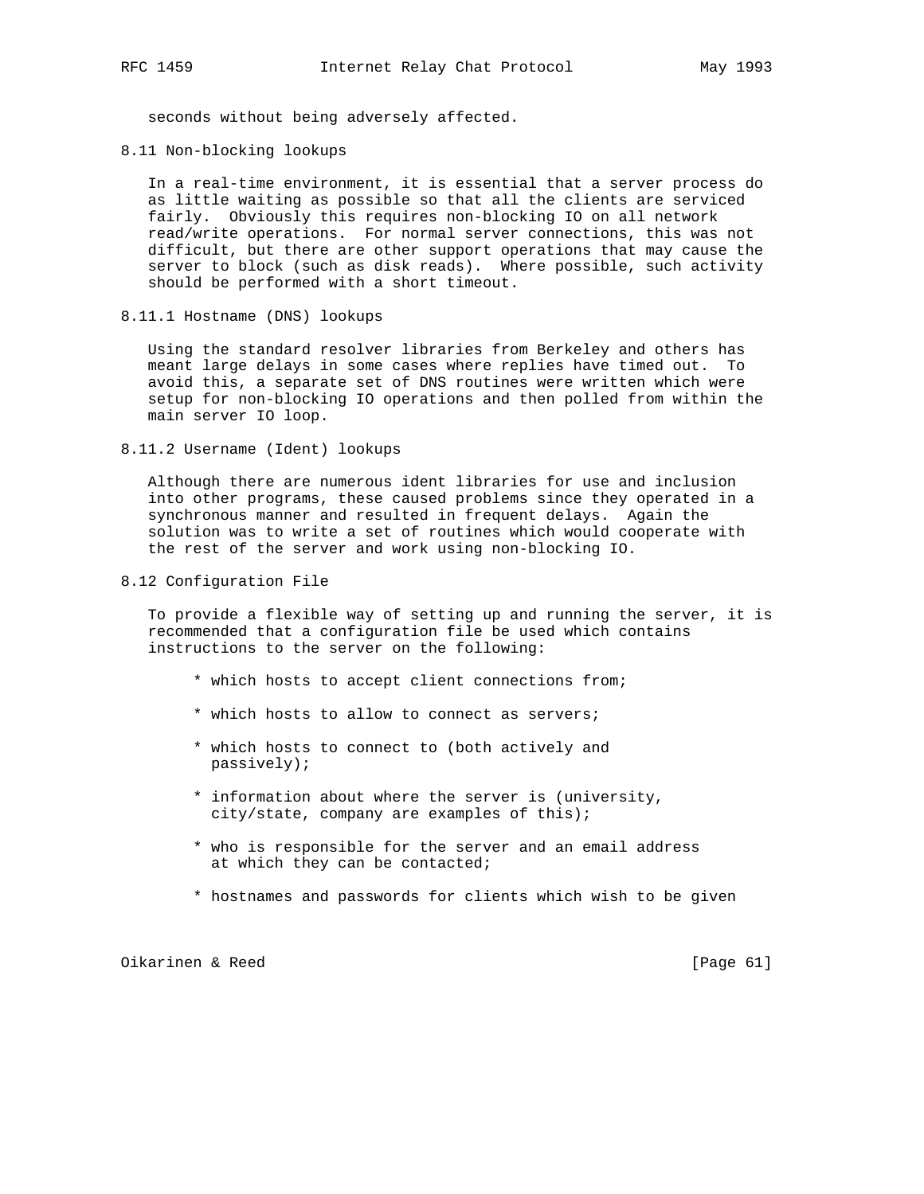seconds without being adversely affected.

### 8.11 Non-blocking lookups

In a real-time environment, it is essential that a server process do as little waiting as possible so that all the clients are serviced fairly. Obviously this requires non-blocking IO on all network read/write operations. For normal server connections, this was not difficult, but there are other support operations that may cause the server to block (such as disk reads). Where possible, such activity should be performed with a short timeout.

#### 8.11.1 Hostname (DNS) lookups

Using the standard resolver libraries from Berkeley and others has meant large delays in some cases where replies have timed out. To avoid this, a separate set of DNS routines were written which were setup for non-blocking IO operations and then polled from within the main server IO loop.

#### 8.11.2 Username (Ident) lookups

Although there are numerous ident libraries for use and inclusion into other programs, these caused problems since they operated in a synchronous manner and resulted in frequent delays. Again the solution was to write a set of routines which would cooperate with the rest of the server and work using non-blocking IO.

### 8.12 Configuration File

To provide a flexible way of setting up and running the server, it is recommended that a configuration file be used which contains instructions to the server on the following:

* which hosts to accept client connections from;
* which hosts to allow to connect as servers;
* which hosts to connect to (both actively and passively);
* information about where the server is (university, city/state, company are examples of this);
* who is responsible for the server and an email address at which they can be contacted;
* hostnames and passwords for clients which wish to be given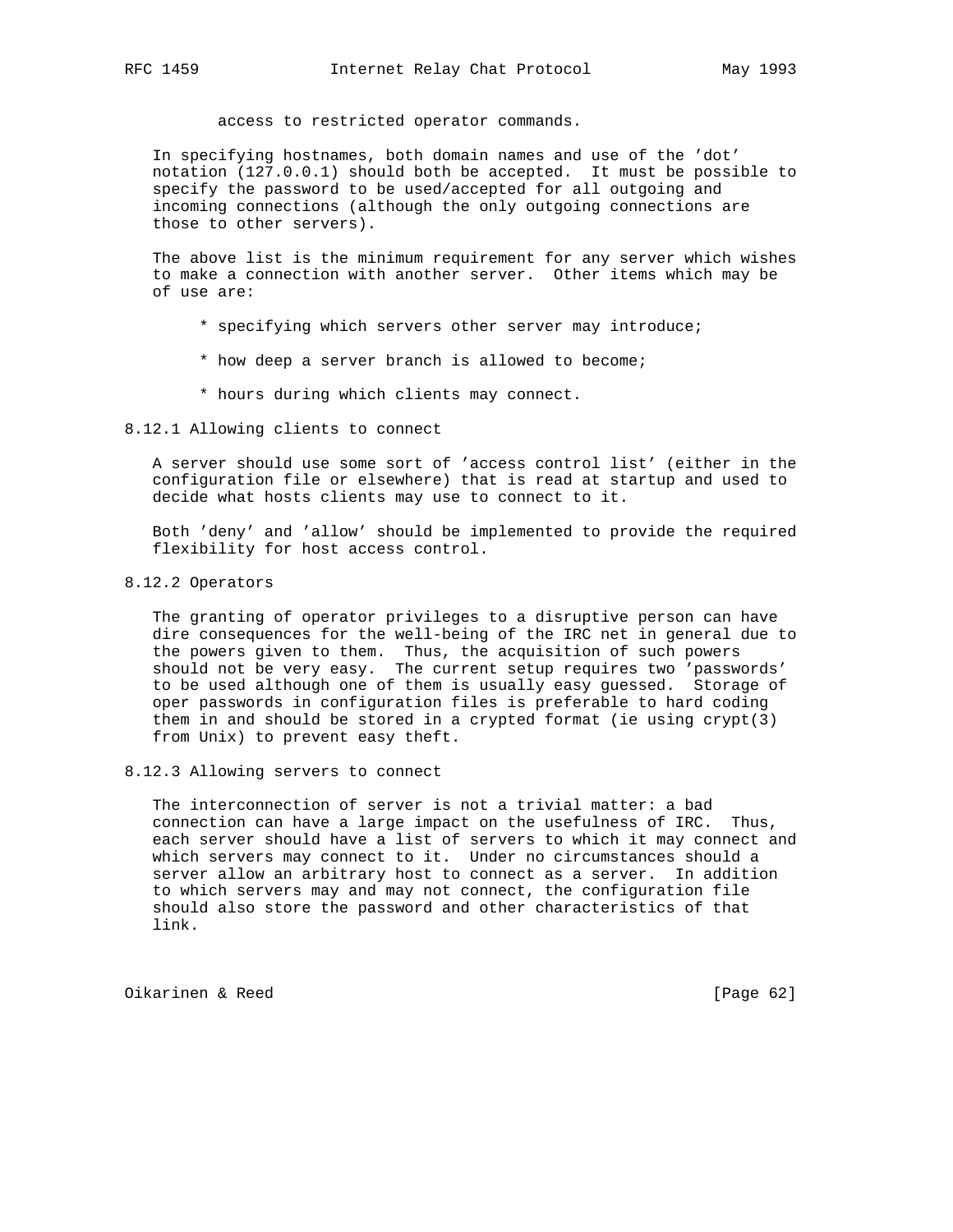access to restricted operator commands.

In specifying hostnames, both domain names and use of the 'dot' notation (127.0.0.1) should both be accepted. It must be possible to specify the password to be used/accepted for all outgoing and incoming connections (although the only outgoing connections are those to other servers).

The above list is the minimum requirement for any server which wishes to make a connection with another server. Other items which may be of use are:

* specifying which servers other server may introduce;
* how deep a server branch is allowed to become;
* hours during which clients may connect.

### 8.12.1 Allowing clients to connect

A server should use some sort of 'access control list' (either in the configuration file or elsewhere) that is read at startup and used to decide what hosts clients may use to connect to it.

Both 'deny' and 'allow' should be implemented to provide the required flexibility for host access control.

### 8.12.2 Operators

The granting of operator privileges to a disruptive person can have dire consequences for the well-being of the IRC net in general due to the powers given to them. Thus, the acquisition of such powers should not be very easy. The current setup requires two 'passwords' to be used although one of them is usually easy guessed. Storage of oper passwords in configuration files is preferable to hard coding them in and should be stored in a crypted format (ie using crypt(3) from Unix) to prevent easy theft.

### 8.12.3 Allowing servers to connect

The interconnection of server is not a trivial matter: a bad connection can have a large impact on the usefulness of IRC. Thus, each server should have a list of servers to which it may connect and which servers may connect to it. Under no circumstances should a server allow an arbitrary host to connect as a server. In addition to which servers may and may not connect, the configuration file should also store the password and other characteristics of that link.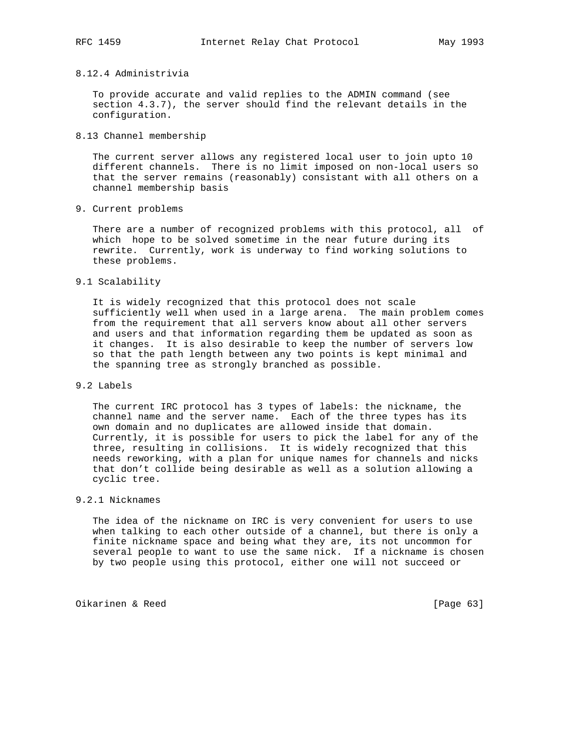#### 8.12.4 Administrivia

To provide accurate and valid replies to the ADMIN command (see section 4.3.7), the server should find the relevant details in the configuration.

### 8.13 Channel membership

The current server allows any registered local user to join upto 10 different channels. There is no limit imposed on non-local users so that the server remains (reasonably) consistant with all others on a channel membership basis

## 9. Current problems

There are a number of recognized problems with this protocol, all of which hope to be solved sometime in the near future during its rewrite. Currently, work is underway to find working solutions to these problems.

### 9.1 Scalability

It is widely recognized that this protocol does not scale sufficiently well when used in a large arena. The main problem comes from the requirement that all servers know about all other servers and users and that information regarding them be updated as soon as it changes. It is also desirable to keep the number of servers low so that the path length between any two points is kept minimal and the spanning tree as strongly branched as possible.

### 9.2 Labels

The current IRC protocol has 3 types of labels: the nickname, the channel name and the server name. Each of the three types has its own domain and no duplicates are allowed inside that domain. Currently, it is possible for users to pick the label for any of the three, resulting in collisions. It is widely recognized that this needs reworking, with a plan for unique names for channels and nicks that don't collide being desirable as well as a solution allowing a cyclic tree.

#### 9.2.1 Nicknames

The idea of the nickname on IRC is very convenient for users to use when talking to each other outside of a channel, but there is only a finite nickname space and being what they are, its not uncommon for several people to want to use the same nick. If a nickname is chosen by two people using this protocol, either one will not succeed or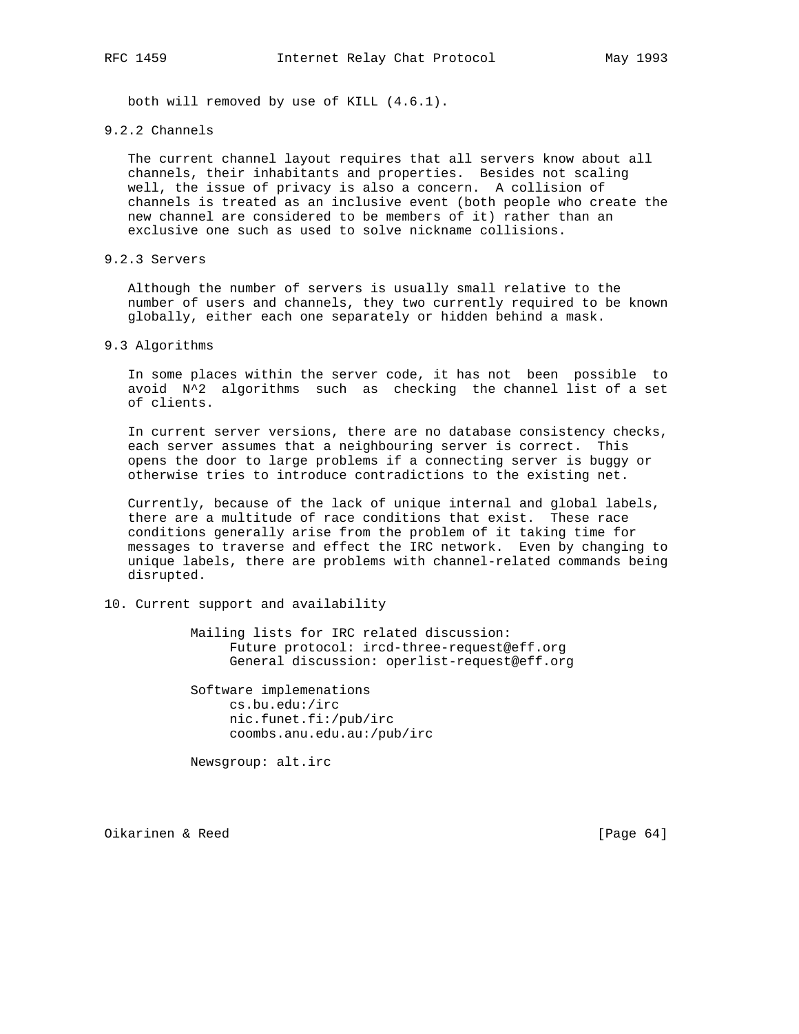both will removed by use of KILL (4.6.1).

### 9.2.2 Channels

The current channel layout requires that all servers know about all channels, their inhabitants and properties. Besides not scaling well, the issue of privacy is also a concern. A collision of channels is treated as an inclusive event (both people who create the new channel are considered to be members of it) rather than an exclusive one such as used to solve nickname collisions.

### 9.2.3 Servers

Although the number of servers is usually small relative to the number of users and channels, they two currently required to be known globally, either each one separately or hidden behind a mask.

## 9.3 Algorithms

In some places within the server code, it has not been possible to avoid N^2 algorithms such as checking the channel list of a set of clients.

In current server versions, there are no database consistency checks, each server assumes that a neighbouring server is correct. This opens the door to large problems if a connecting server is buggy or otherwise tries to introduce contradictions to the existing net.

Currently, because of the lack of unique internal and global labels, there are a multitude of race conditions that exist. These race conditions generally arise from the problem of it taking time for messages to traverse and effect the IRC network. Even by changing to unique labels, there are problems with channel-related commands being disrupted.

# 10. Current support and availability

Mailing lists for IRC related discussion:
- Future protocol: ircd-three-request@eff.org
- General discussion: operlist-request@eff.org

Software implemenations
- cs.bu.edu:/irc
- nic.funet.fi:/pub/irc
- coombs.anu.edu.au:/pub/irc

Newsgroup: alt.irc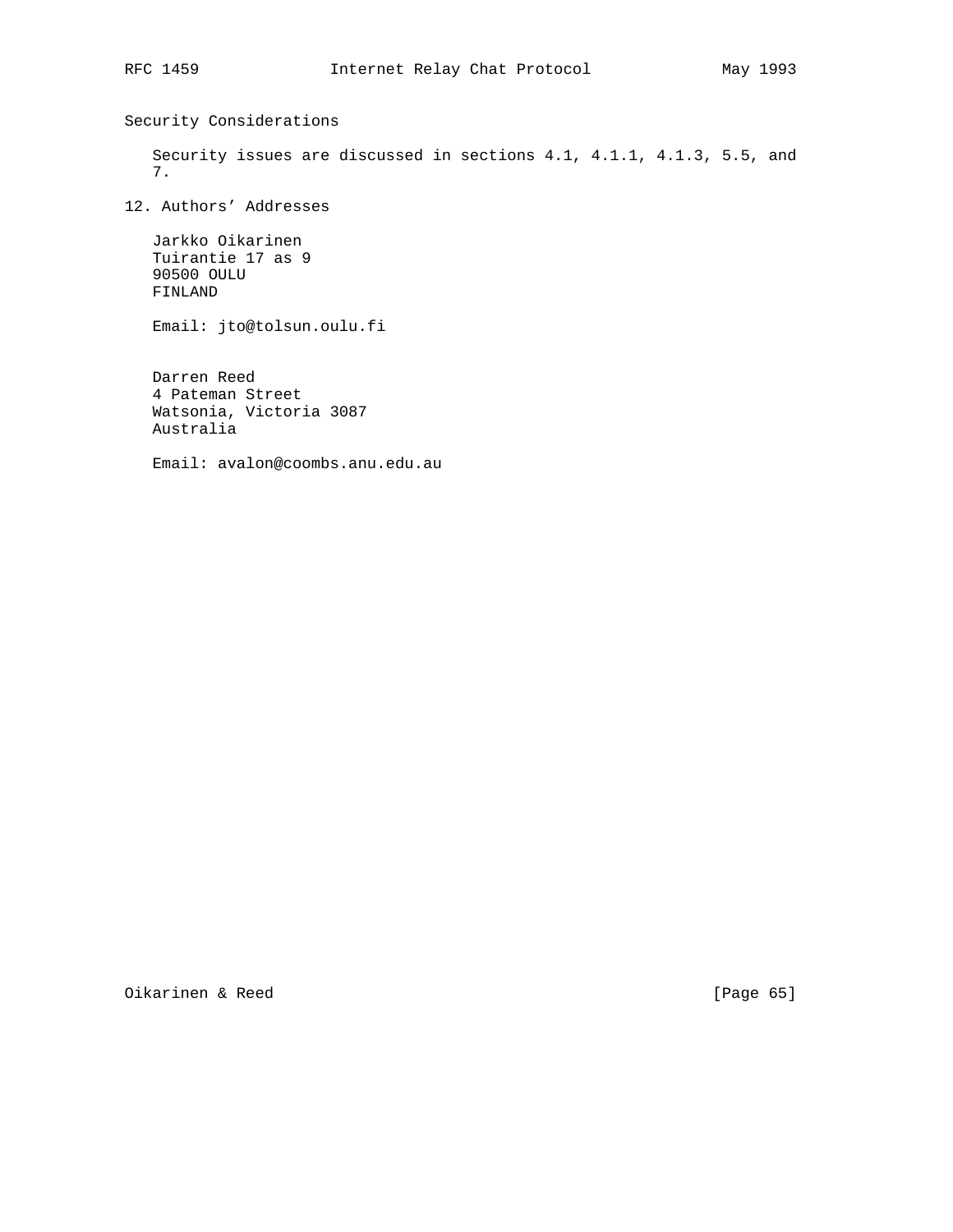## Security Considerations

Security issues are discussed in sections 4.1, 4.1.1, 4.1.3, 5.5, and 7.

## 12. Authors' Addresses

Jarkko Oikarinen
Tuirantie 17 as 9
90500 OULU
FINLAND

Email: jto@tolsun.oulu.fi

Darren Reed
4 Pateman Street
Watsonia, Victoria 3087
Australia

Email: avalon@coombs.anu.edu.au